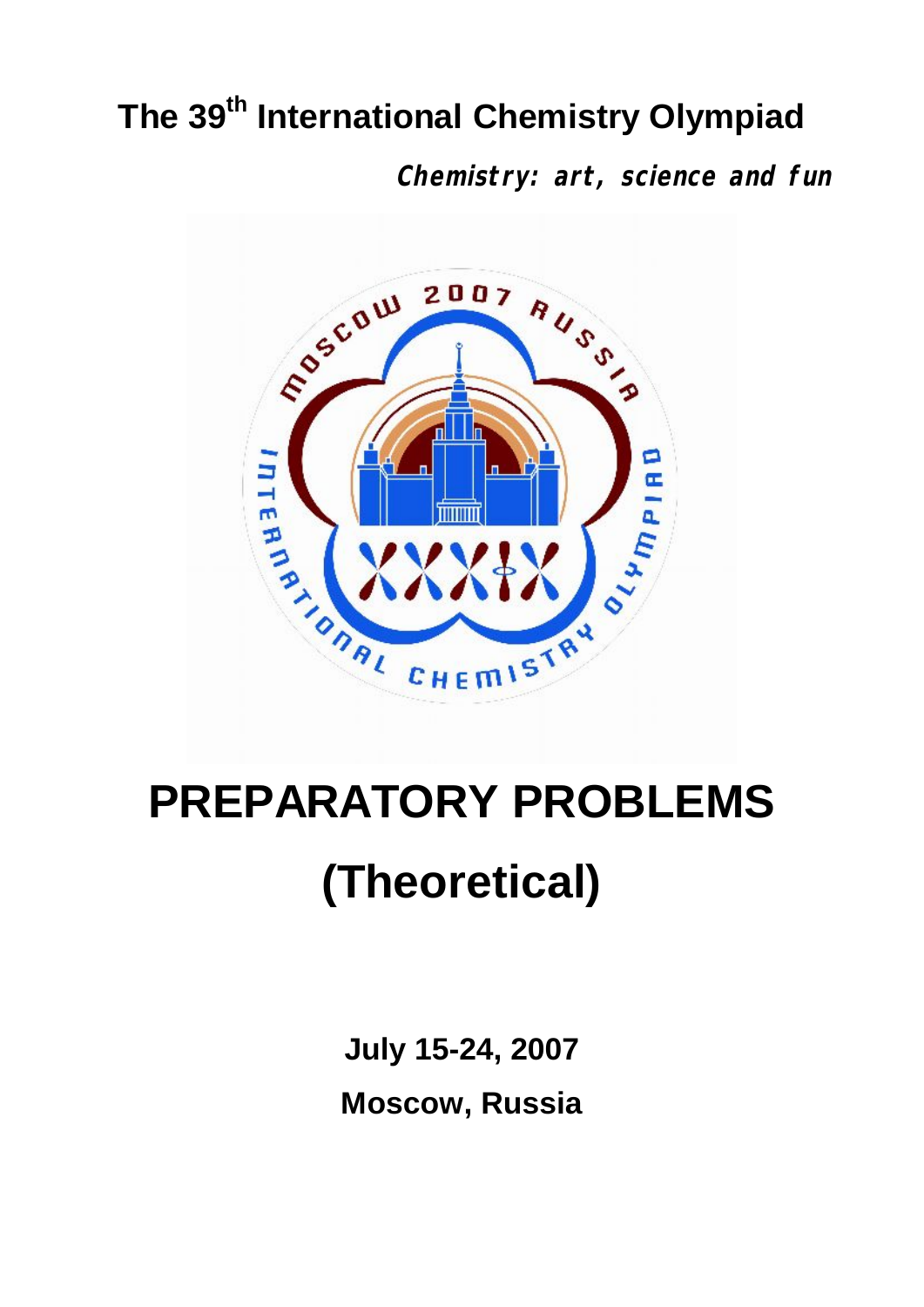# The 39th International Chemistry Olympiad

***Chemistry: art, science and fun***

# PREPARATORY PROBLEMS

# (Theoretical)

**July 15-24, 2007**

**Moscow, Russia**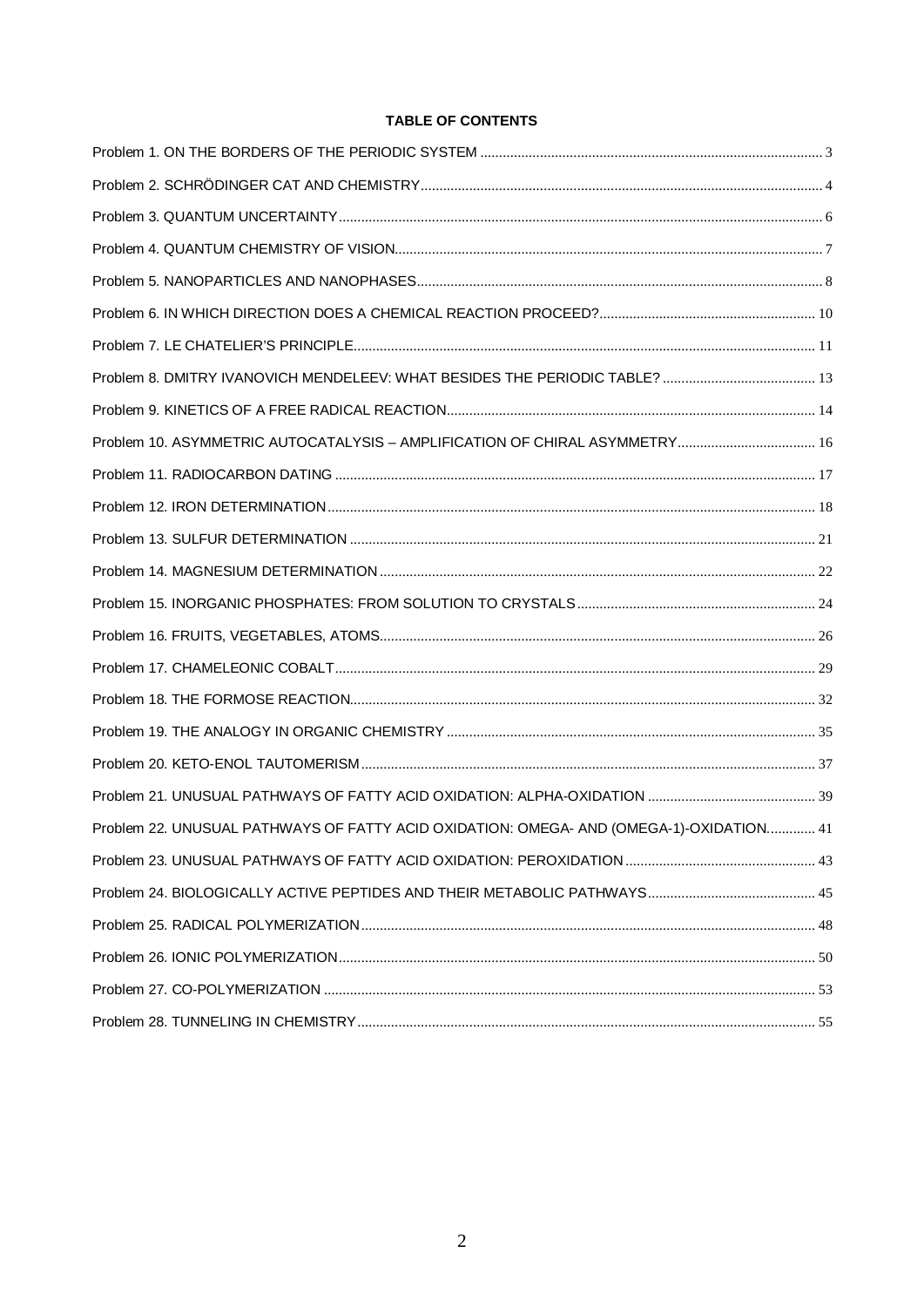## TABLE OF CONTENTS

Problem 1. ON THE BORDERS OF THE PERIODIC SYSTEM ........ 3

Problem 2. SCHRÖDINGER CAT AND CHEMISTRY ........ 4

Problem 3. QUANTUM UNCERTAINTY ........ 6

Problem 4. QUANTUM CHEMISTRY OF VISION ........ 7

Problem 5. NANOPARTICLES AND NANOPHASES ........ 8

Problem 6. IN WHICH DIRECTION DOES A CHEMICAL REACTION PROCEED? ........ 10

Problem 7. LE CHATELIER'S PRINCIPLE ........ 11

Problem 8. DMITRY IVANOVICH MENDELEEV: WHAT BESIDES THE PERIODIC TABLE? ........ 13

Problem 9. KINETICS OF A FREE RADICAL REACTION ........ 14

Problem 10. ASYMMETRIC AUTOCATALYSIS – AMPLIFICATION OF CHIRAL ASYMMETRY ........ 16

Problem 11. RADIOCARBON DATING ........ 17

Problem 12. IRON DETERMINATION ........ 18

Problem 13. SULFUR DETERMINATION ........ 21

Problem 14. MAGNESIUM DETERMINATION ........ 22

Problem 15. INORGANIC PHOSPHATES: FROM SOLUTION TO CRYSTALS ........ 24

Problem 16. FRUITS, VEGETABLES, ATOMS ........ 26

Problem 17. CHAMELEONIC COBALT ........ 29

Problem 18. THE FORMOSE REACTION ........ 32

Problem 19. THE ANALOGY IN ORGANIC CHEMISTRY ........ 35

Problem 20. KETO-ENOL TAUTOMERISM ........ 37

Problem 21. UNUSUAL PATHWAYS OF FATTY ACID OXIDATION: ALPHA-OXIDATION ........ 39

Problem 22. UNUSUAL PATHWAYS OF FATTY ACID OXIDATION: OMEGA- AND (OMEGA-1)-OXIDATION ........ 41

Problem 23. UNUSUAL PATHWAYS OF FATTY ACID OXIDATION: PEROXIDATION ........ 43

Problem 24. BIOLOGICALLY ACTIVE PEPTIDES AND THEIR METABOLIC PATHWAYS ........ 45

Problem 25. RADICAL POLYMERIZATION ........ 48

Problem 26. IONIC POLYMERIZATION ........ 50

Problem 27. CO-POLYMERIZATION ........ 53

Problem 28. TUNNELING IN CHEMISTRY ........ 55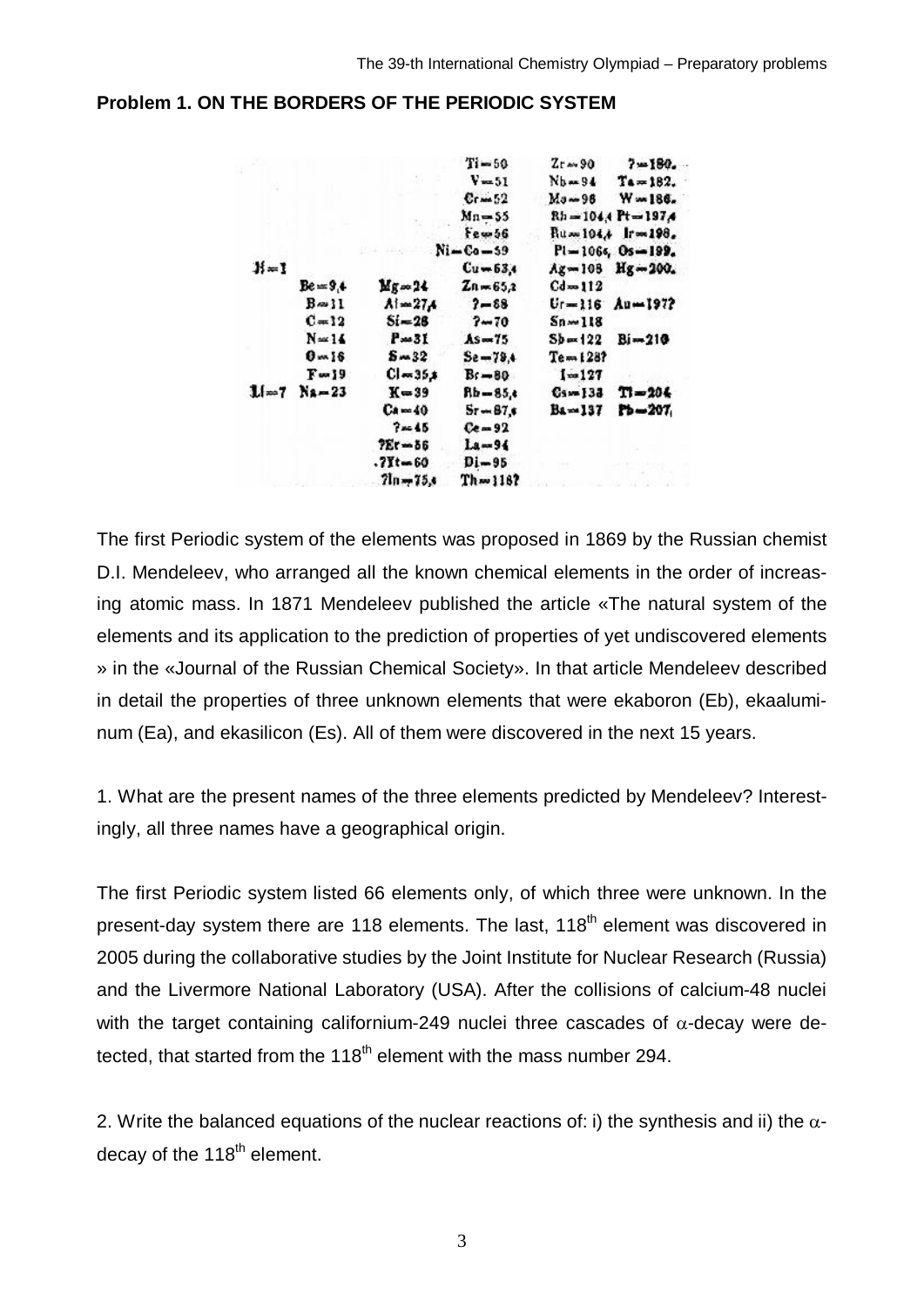## Problem 1. ON THE BORDERS OF THE PERIODIC SYSTEM

| | | | | | |
|---|---|---|---|---|---|
| | | | Ti=50 | Zr=90 | ?=180. |
| | | | V=51 | Nb=94 | Ta=182. |
| | | | Cr=52 | Mo=96 | W=186. |
| | | | Mn=55 | Rh=104,4 | Pt=197,4 |
| | | | Fe=56 | Ru=104,4 | Ir=198. |
| | | | Ni–Co=59 | Pl=106,6 | Os=199. |
| H=1 | | | Cu=63,4 | Ag=108 | Hg=200. |
| | Be=9,4 | Mg=24 | Zn=65,2 | Cd=112 | |
| | B=11 | Al=27,4 | ?=68 | Ur=116 | Au=197? |
| | C=12 | Si=28 | ?=70 | Sn=118 | |
| | N=14 | P=31 | As=75 | Sb=122 | Bi=210 |
| | O=16 | S=32 | Se=79,4 | Te=128? | |
| | F=19 | Cl=35,5 | Br=80 | I=127 | |
| Li=7 | Na=23 | K=39 | Rb=85,4 | Cs=133 | Tl=204 |
| | | Ca=40 | Sr=87,6 | Ba=137 | Pb=207 |
| | | ?=45 | Ce=92 | | |
| | | ?Er=56 | La=94 | | |
| | | ?Yt=60 | Di=95 | | |
| | | ?In=75,6 | Th=118? | | |

The first Periodic system of the elements was proposed in 1869 by the Russian chemist D.I. Mendeleev, who arranged all the known chemical elements in the order of increasing atomic mass. In 1871 Mendeleev published the article «The natural system of the elements and its application to the prediction of properties of yet undiscovered elements » in the «Journal of the Russian Chemical Society». In that article Mendeleev described in detail the properties of three unknown elements that were ekaboron (Eb), ekaaluminum (Ea), and ekasilicon (Es). All of them were discovered in the next 15 years.

1. What are the present names of the three elements predicted by Mendeleev? Interestingly, all three names have a geographical origin.

The first Periodic system listed 66 elements only, of which three were unknown. In the present-day system there are 118 elements. The last, $118^{th}$ element was discovered in 2005 during the collaborative studies by the Joint Institute for Nuclear Research (Russia) and the Livermore National Laboratory (USA). After the collisions of calcium-48 nuclei with the target containing californium-249 nuclei three cascades of $\alpha$-decay were detected, that started from the $118^{th}$ element with the mass number 294.

2. Write the balanced equations of the nuclear reactions of: i) the synthesis and ii) the $\alpha$-decay of the $118^{th}$ element.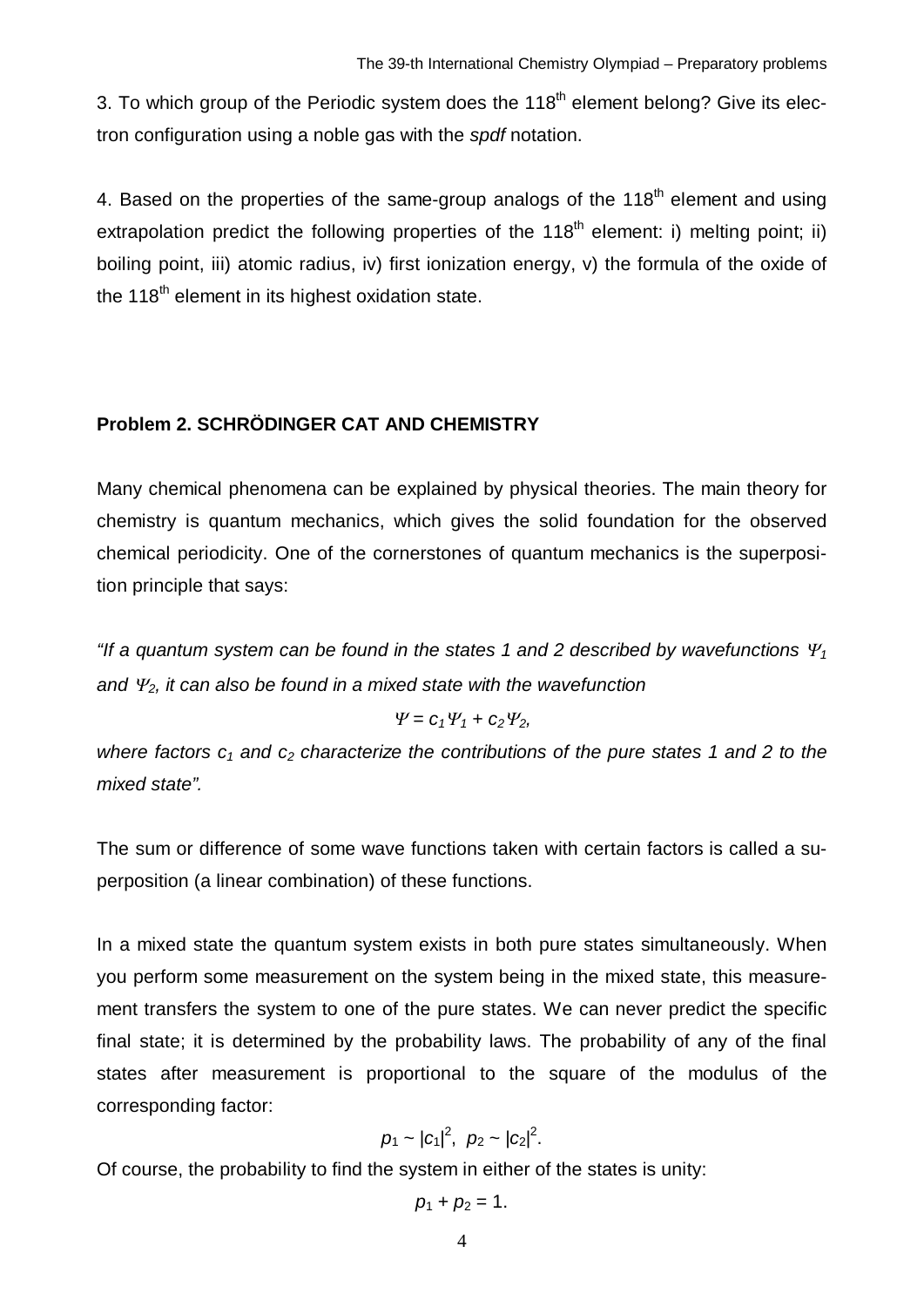3. To which group of the Periodic system does the 118$^{th}$ element belong? Give its electron configuration using a noble gas with the *spdf* notation.

4. Based on the properties of the same-group analogs of the 118$^{th}$ element and using extrapolation predict the following properties of the 118$^{th}$ element: i) melting point; ii) boiling point, iii) atomic radius, iv) first ionization energy, v) the formula of the oxide of the 118$^{th}$ element in its highest oxidation state.

## Problem 2. SCHRÖDINGER CAT AND CHEMISTRY

Many chemical phenomena can be explained by physical theories. The main theory for chemistry is quantum mechanics, which gives the solid foundation for the observed chemical periodicity. One of the cornerstones of quantum mechanics is the superposition principle that says:

*"If a quantum system can be found in the states 1 and 2 described by wavefunctions $\Psi_1$ and $\Psi_2$, it can also be found in a mixed state with the wavefunction*

$$\Psi = c_1\Psi_1 + c_2\Psi_2,$$

*where factors $c_1$ and $c_2$ characterize the contributions of the pure states 1 and 2 to the mixed state".*

The sum or difference of some wave functions taken with certain factors is called a superposition (a linear combination) of these functions.

In a mixed state the quantum system exists in both pure states simultaneously. When you perform some measurement on the system being in the mixed state, this measurement transfers the system to one of the pure states. We can never predict the specific final state; it is determined by the probability laws. The probability of any of the final states after measurement is proportional to the square of the modulus of the corresponding factor:

$$p_1 \sim |c_1|^2, \;\; p_2 \sim |c_2|^2.$$

Of course, the probability to find the system in either of the states is unity:

$$p_1 + p_2 = 1.$$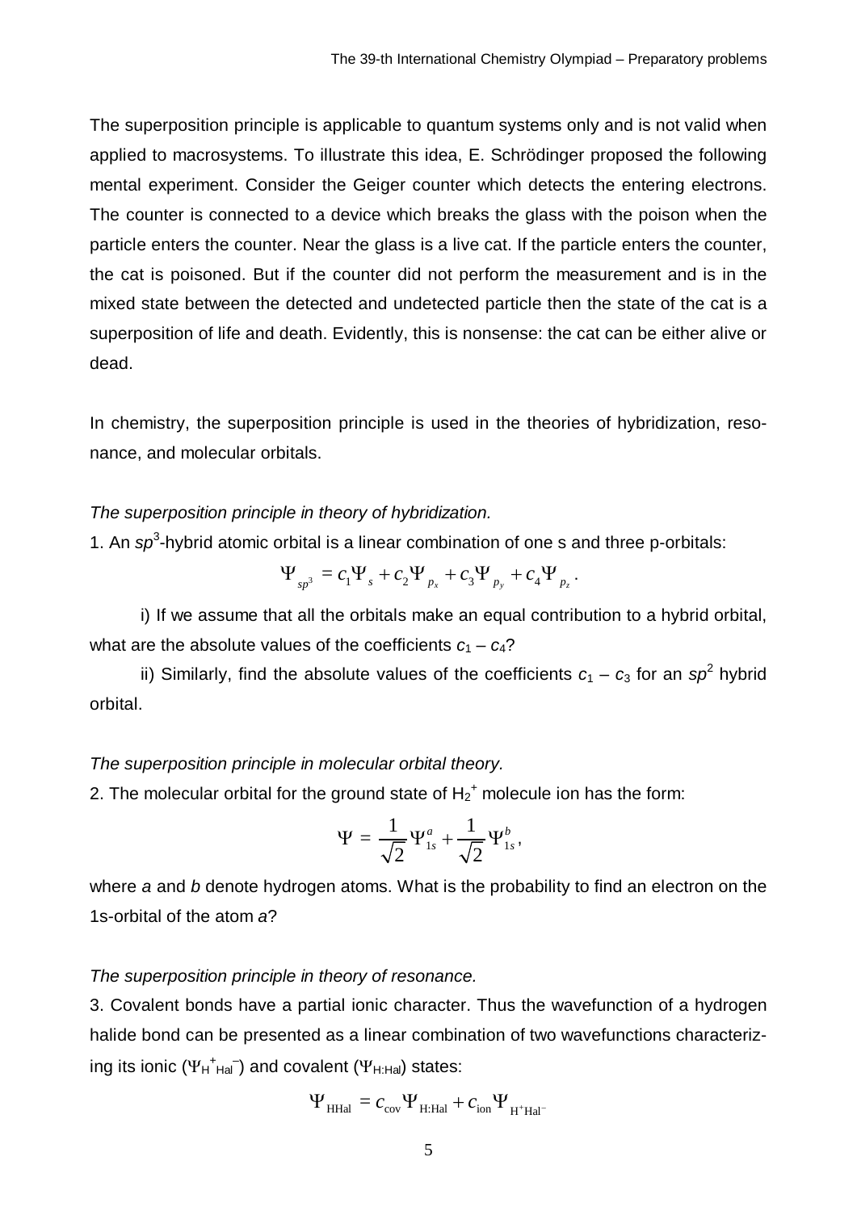The superposition principle is applicable to quantum systems only and is not valid when applied to macrosystems. To illustrate this idea, E. Schrödinger proposed the following mental experiment. Consider the Geiger counter which detects the entering electrons. The counter is connected to a device which breaks the glass with the poison when the particle enters the counter. Near the glass is a live cat. If the particle enters the counter, the cat is poisoned. But if the counter did not perform the measurement and is in the mixed state between the detected and undetected particle then the state of the cat is a superposition of life and death. Evidently, this is nonsense: the cat can be either alive or dead.

In chemistry, the superposition principle is used in the theories of hybridization, resonance, and molecular orbitals.

*The superposition principle in theory of hybridization.*

1. An $sp^3$-hybrid atomic orbital is a linear combination of one s and three p-orbitals:

$$\Psi_{sp^3} = c_1\Psi_s + c_2\Psi_{p_x} + c_3\Psi_{p_y} + c_4\Psi_{p_z}.$$

i) If we assume that all the orbitals make an equal contribution to a hybrid orbital, what are the absolute values of the coefficients $c_1 - c_4$?

ii) Similarly, find the absolute values of the coefficients $c_1 - c_3$ for an $sp^2$ hybrid orbital.

*The superposition principle in molecular orbital theory.*

2. The molecular orbital for the ground state of $H_2^+$ molecule ion has the form:

$$\Psi = \frac{1}{\sqrt{2}}\Psi_{1s}^{a} + \frac{1}{\sqrt{2}}\Psi_{1s}^{b},$$

where *a* and *b* denote hydrogen atoms. What is the probability to find an electron on the 1s-orbital of the atom *a*?

*The superposition principle in theory of resonance.*

3. Covalent bonds have a partial ionic character. Thus the wavefunction of a hydrogen halide bond can be presented as a linear combination of two wavefunctions characterizing its ionic ($\Psi_{H^+Hal^-}$) and covalent ($\Psi_{H:Hal}$) states:

$$\Psi_{\mathrm{HHal}} = c_{\mathrm{cov}}\Psi_{\mathrm{H:Hal}} + c_{\mathrm{ion}}\Psi_{\mathrm{H^+Hal^-}}$$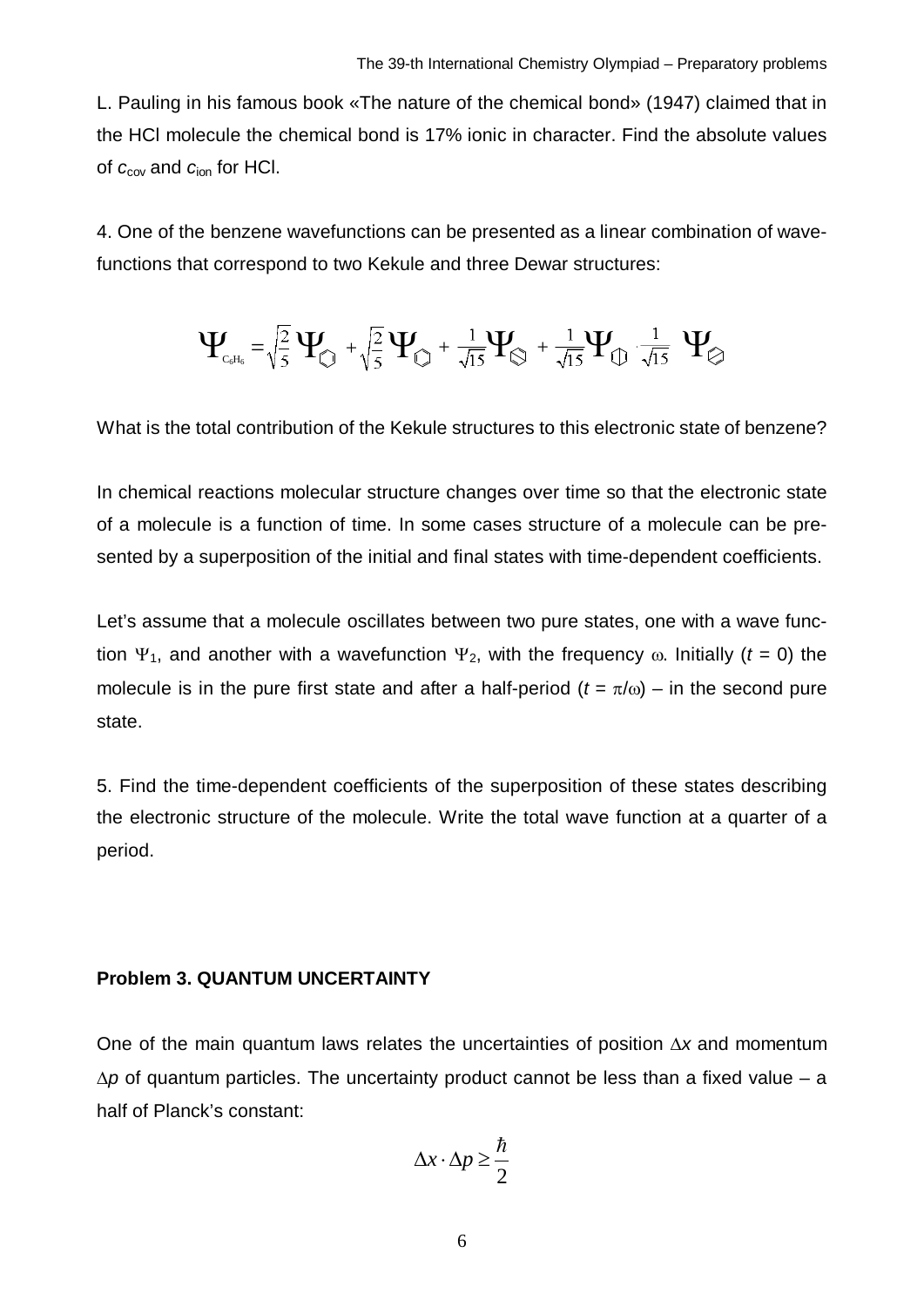L. Pauling in his famous book «The nature of the chemical bond» (1947) claimed that in the HCl molecule the chemical bond is 17% ionic in character. Find the absolute values of $c_{\text{cov}}$ and $c_{\text{ion}}$ for HCl.

4. One of the benzene wavefunctions can be presented as a linear combination of wavefunctions that correspond to two Kekule and three Dewar structures:

$$\Psi_{C_6H_6} = \sqrt{\frac{2}{5}}\,\Psi_{\text{Kekule 1}} + \sqrt{\frac{2}{5}}\,\Psi_{\text{Kekule 2}} + \frac{1}{\sqrt{15}}\Psi_{\text{Dewar 1}} + \frac{1}{\sqrt{15}}\Psi_{\text{Dewar 2}} + \frac{1}{\sqrt{15}}\,\Psi_{\text{Dewar 3}}$$

What is the total contribution of the Kekule structures to this electronic state of benzene?

In chemical reactions molecular structure changes over time so that the electronic state of a molecule is a function of time. In some cases structure of a molecule can be presented by a superposition of the initial and final states with time-dependent coefficients.

Let's assume that a molecule oscillates between two pure states, one with a wave function $\Psi_1$, and another with a wavefunction $\Psi_2$, with the frequency $\omega$. Initially ($t = 0$) the molecule is in the pure first state and after a half-period ($t = \pi/\omega$) – in the second pure state.

5. Find the time-dependent coefficients of the superposition of these states describing the electronic structure of the molecule. Write the total wave function at a quarter of a period.

### Problem 3. QUANTUM UNCERTAINTY

One of the main quantum laws relates the uncertainties of position $\Delta x$ and momentum $\Delta p$ of quantum particles. The uncertainty product cannot be less than a fixed value – a half of Planck's constant:

$$\Delta x \cdot \Delta p \geq \frac{\hbar}{2}$$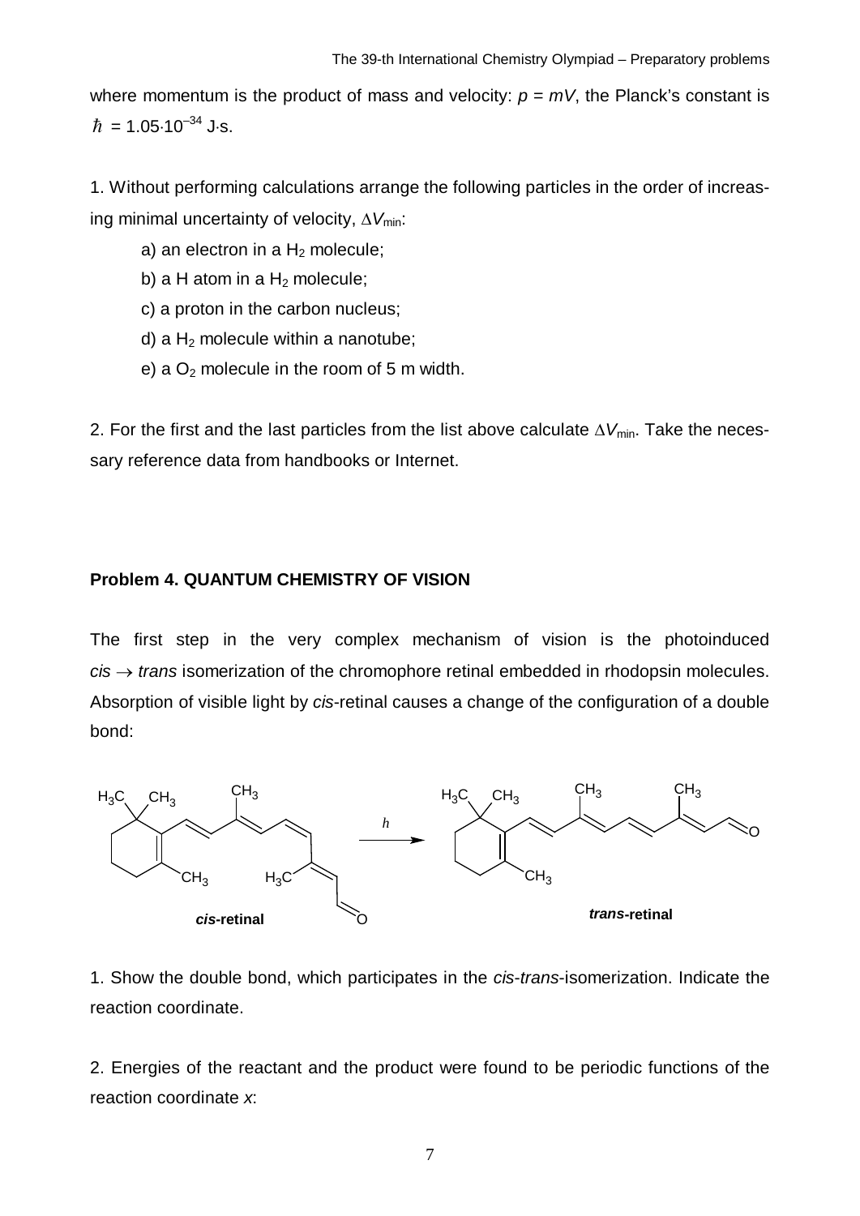where momentum is the product of mass and velocity: $p = mV$, the Planck's constant is $\hbar = 1.05 \cdot 10^{-34}$ J·s.

1. Without performing calculations arrange the following particles in the order of increasing minimal uncertainty of velocity, $\Delta V_{min}$:

a) an electron in a $H_2$ molecule;

b) a H atom in a $H_2$ molecule;

c) a proton in the carbon nucleus;

d) a $H_2$ molecule within a nanotube;

e) a $O_2$ molecule in the room of 5 m width.

2. For the first and the last particles from the list above calculate $\Delta V_{min}$. Take the necessary reference data from handbooks or Internet.

## Problem 4. QUANTUM CHEMISTRY OF VISION

The first step in the very complex mechanism of vision is the photoinduced *cis* → *trans* isomerization of the chromophore retinal embedded in rhodopsin molecules. Absorption of visible light by *cis*-retinal causes a change of the configuration of a double bond:

***cis*-retinal** $\xrightarrow{h\nu}$ ***trans*-retinal**

1. Show the double bond, which participates in the *cis*-*trans*-isomerization. Indicate the reaction coordinate.

2. Energies of the reactant and the product were found to be periodic functions of the reaction coordinate *x*: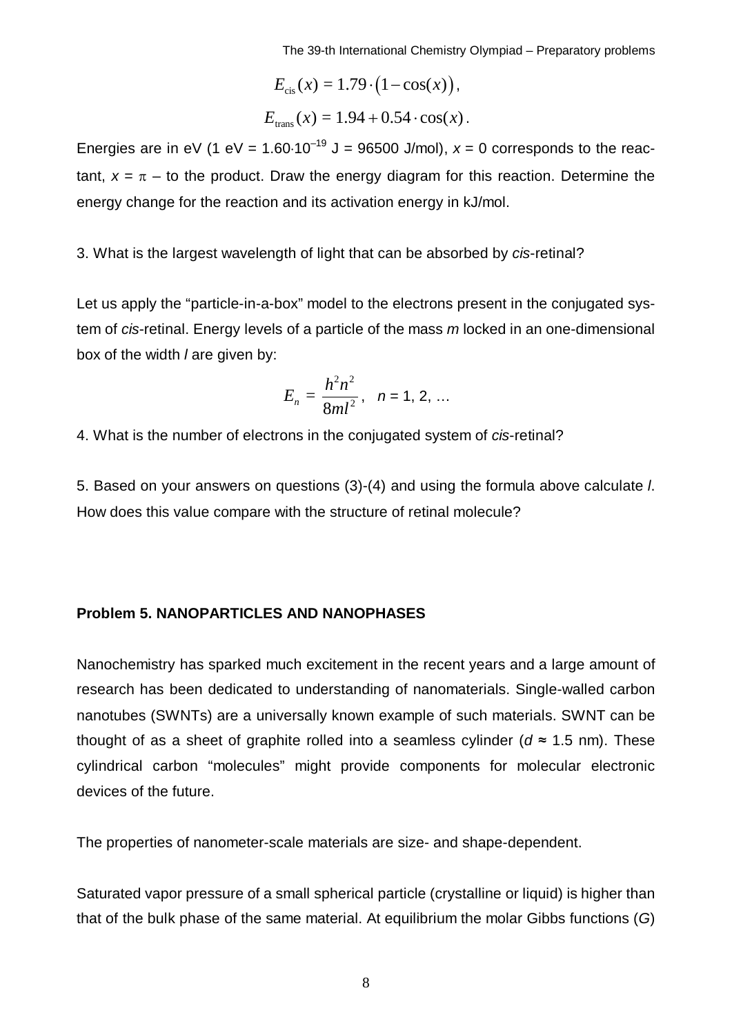$$E_{\text{cis}}(x) = 1.79 \cdot \left(1 - \cos(x)\right),$$

$$E_{\text{trans}}(x) = 1.94 + 0.54 \cdot \cos(x).$$

Energies are in eV (1 eV = $1.60 \cdot 10^{-19}$ J = 96500 J/mol), $x = 0$ corresponds to the reactant, $x = \pi$ – to the product. Draw the energy diagram for this reaction. Determine the energy change for the reaction and its activation energy in kJ/mol.

3. What is the largest wavelength of light that can be absorbed by *cis*-retinal?

Let us apply the "particle-in-a-box" model to the electrons present in the conjugated system of *cis*-retinal. Energy levels of a particle of the mass $m$ locked in an one-dimensional box of the width $l$ are given by:

$$E_n = \frac{h^2 n^2}{8ml^2}, \quad n = 1, 2, \ldots$$

4. What is the number of electrons in the conjugated system of *cis*-retinal?

5. Based on your answers on questions (3)-(4) and using the formula above calculate $l$. How does this value compare with the structure of retinal molecule?

## Problem 5. NANOPARTICLES AND NANOPHASES

Nanochemistry has sparked much excitement in the recent years and a large amount of research has been dedicated to understanding of nanomaterials. Single-walled carbon nanotubes (SWNTs) are a universally known example of such materials. SWNT can be thought of as a sheet of graphite rolled into a seamless cylinder ($d \approx 1.5$ nm). These cylindrical carbon "molecules" might provide components for molecular electronic devices of the future.

The properties of nanometer-scale materials are size- and shape-dependent.

Saturated vapor pressure of a small spherical particle (crystalline or liquid) is higher than that of the bulk phase of the same material. At equilibrium the molar Gibbs functions ($G$)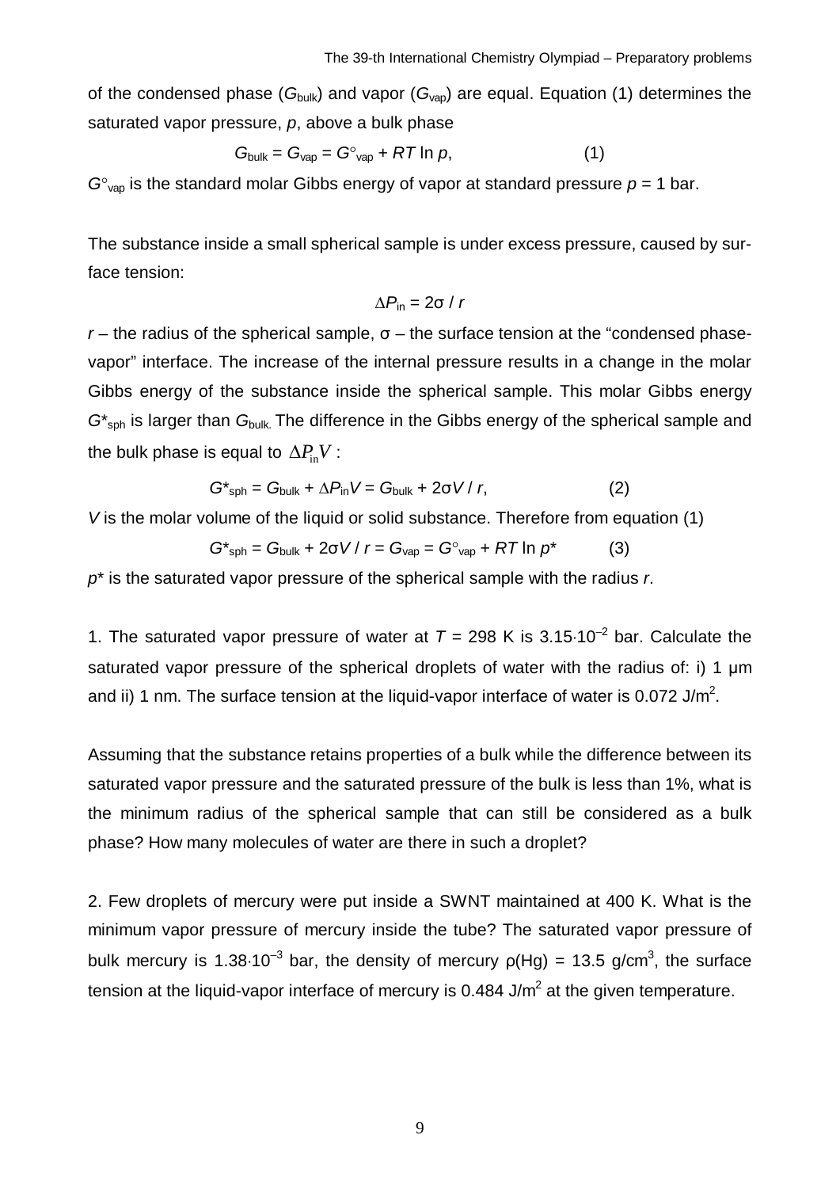of the condensed phase ($G_{bulk}$) and vapor ($G_{vap}$) are equal. Equation (1) determines the saturated vapor pressure, $p$, above a bulk phase

$$G_{bulk} = G_{vap} = G^{\circ}_{vap} + RT \ln p, \qquad (1)$$

$G^{\circ}_{vap}$ is the standard molar Gibbs energy of vapor at standard pressure $p$ = 1 bar.

The substance inside a small spherical sample is under excess pressure, caused by surface tension:

$$\Delta P_{in} = 2\sigma / r$$

$r$ – the radius of the spherical sample, σ – the surface tension at the "condensed phase-vapor" interface. The increase of the internal pressure results in a change in the molar Gibbs energy of the substance inside the spherical sample. This molar Gibbs energy $G^*_{sph}$ is larger than $G_{bulk}$. The difference in the Gibbs energy of the spherical sample and the bulk phase is equal to $\Delta P_{in} V$ :

$$G^*_{sph} = G_{bulk} + \Delta P_{in} V = G_{bulk} + 2\sigma V / r, \qquad (2)$$

$V$ is the molar volume of the liquid or solid substance. Therefore from equation (1)

$$G^*_{sph} = G_{bulk} + 2\sigma V / r = G_{vap} = G^{\circ}_{vap} + RT \ln p^* \qquad (3)$$

$p^*$ is the saturated vapor pressure of the spherical sample with the radius $r$.

1. The saturated vapor pressure of water at $T$ = 298 K is $3.15 \cdot 10^{-2}$ bar. Calculate the saturated vapor pressure of the spherical droplets of water with the radius of: i) 1 μm and ii) 1 nm. The surface tension at the liquid-vapor interface of water is 0.072 J/m$^2$.

Assuming that the substance retains properties of a bulk while the difference between its saturated vapor pressure and the saturated pressure of the bulk is less than 1%, what is the minimum radius of the spherical sample that can still be considered as a bulk phase? How many molecules of water are there in such a droplet?

2. Few droplets of mercury were put inside a SWNT maintained at 400 K. What is the minimum vapor pressure of mercury inside the tube? The saturated vapor pressure of bulk mercury is $1.38 \cdot 10^{-3}$ bar, the density of mercury ρ(Hg) = 13.5 g/cm$^3$, the surface tension at the liquid-vapor interface of mercury is 0.484 J/m$^2$ at the given temperature.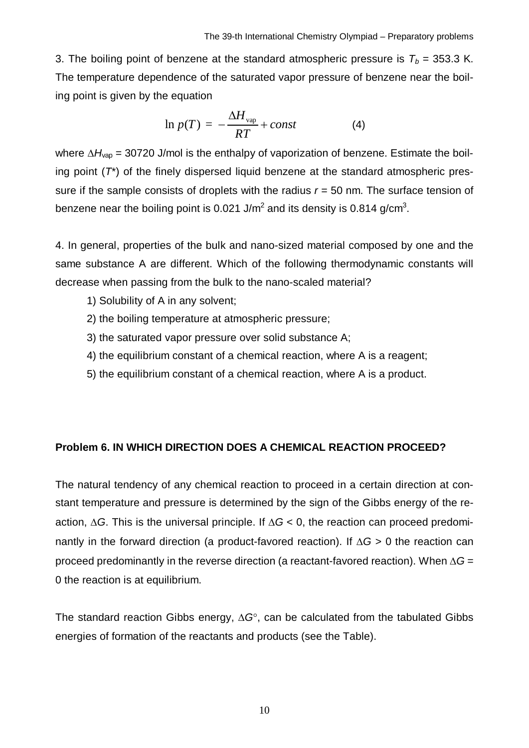3. The boiling point of benzene at the standard atmospheric pressure is $T_b$ = 353.3 K. The temperature dependence of the saturated vapor pressure of benzene near the boiling point is given by the equation

$$\ln p(T) = -\frac{\Delta H_{\text{vap}}}{RT} + const \qquad (4)$$

where $\Delta H_{\text{vap}}$ = 30720 J/mol is the enthalpy of vaporization of benzene. Estimate the boiling point ($T^*$) of the finely dispersed liquid benzene at the standard atmospheric pressure if the sample consists of droplets with the radius $r$ = 50 nm. The surface tension of benzene near the boiling point is 0.021 J/m$^2$ and its density is 0.814 g/cm$^3$.

4. In general, properties of the bulk and nano-sized material composed by one and the same substance A are different. Which of the following thermodynamic constants will decrease when passing from the bulk to the nano-scaled material?

1) Solubility of A in any solvent;

2) the boiling temperature at atmospheric pressure;

3) the saturated vapor pressure over solid substance A;

4) the equilibrium constant of a chemical reaction, where A is a reagent;

5) the equilibrium constant of a chemical reaction, where A is a product.

**Problem 6. IN WHICH DIRECTION DOES A CHEMICAL REACTION PROCEED?**

The natural tendency of any chemical reaction to proceed in a certain direction at constant temperature and pressure is determined by the sign of the Gibbs energy of the reaction, $\Delta G$. This is the universal principle. If $\Delta G < 0$, the reaction can proceed predominantly in the forward direction (a product-favored reaction). If $\Delta G > 0$ the reaction can proceed predominantly in the reverse direction (a reactant-favored reaction). When $\Delta G = 0$ the reaction is at equilibrium.

The standard reaction Gibbs energy, $\Delta G^\circ$, can be calculated from the tabulated Gibbs energies of formation of the reactants and products (see the Table).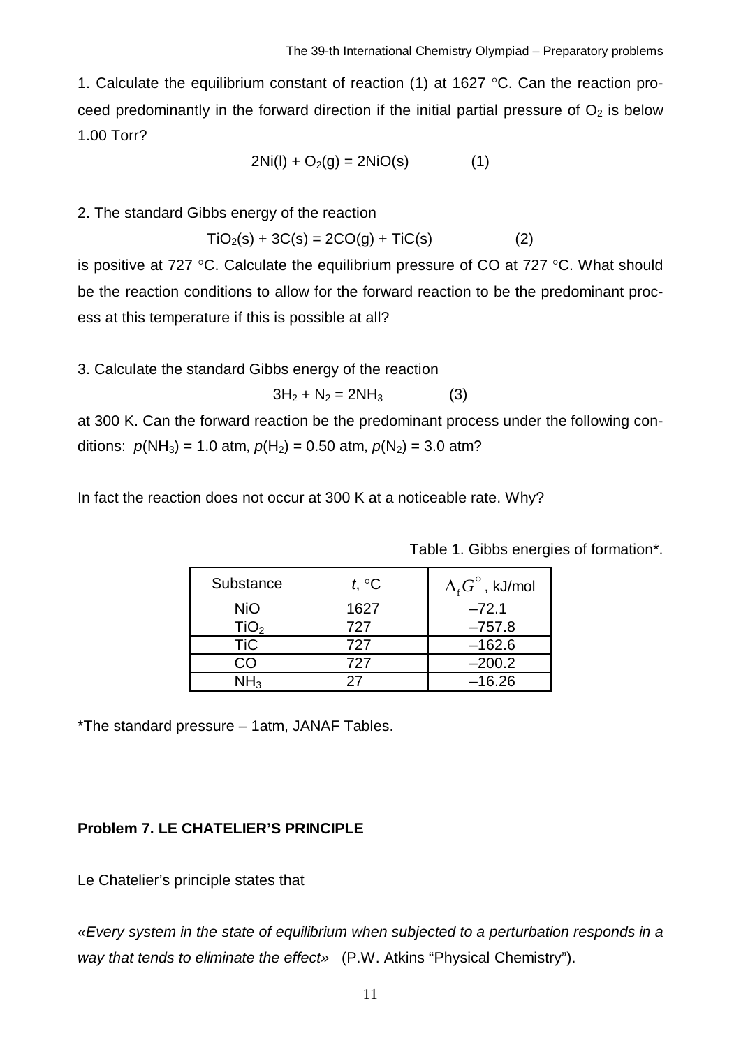1. Calculate the equilibrium constant of reaction (1) at 1627 °C. Can the reaction proceed predominantly in the forward direction if the initial partial pressure of $O_2$ is below 1.00 Torr?

$$2Ni(l) + O_2(g) = 2NiO(s) \qquad (1)$$

2. The standard Gibbs energy of the reaction

$$TiO_2(s) + 3C(s) = 2CO(g) + TiC(s) \qquad (2)$$

is positive at 727 °C. Calculate the equilibrium pressure of CO at 727 °C. What should be the reaction conditions to allow for the forward reaction to be the predominant process at this temperature if this is possible at all?

3. Calculate the standard Gibbs energy of the reaction

$$3H_2 + N_2 = 2NH_3 \qquad (3)$$

at 300 K. Can the forward reaction be the predominant process under the following conditions: $p(NH_3)$ = 1.0 atm, $p(H_2)$ = 0.50 atm, $p(N_2)$ = 3.0 atm?

In fact the reaction does not occur at 300 K at a noticeable rate. Why?

Table 1. Gibbs energies of formation*.

| Substance | $t$, °C | $\Delta_f G^\circ$, kJ/mol |
|---|---|---|
| NiO | 1627 | –72.1 |
| $TiO_2$ | 727 | –757.8 |
| TiC | 727 | –162.6 |
| CO | 727 | –200.2 |
| $NH_3$ | 27 | –16.26 |

*The standard pressure – 1atm, JANAF Tables.

**Problem 7. LE CHATELIER'S PRINCIPLE**

Le Chatelier's principle states that

*«Every system in the state of equilibrium when subjected to a perturbation responds in a way that tends to eliminate the effect»* (P.W. Atkins "Physical Chemistry").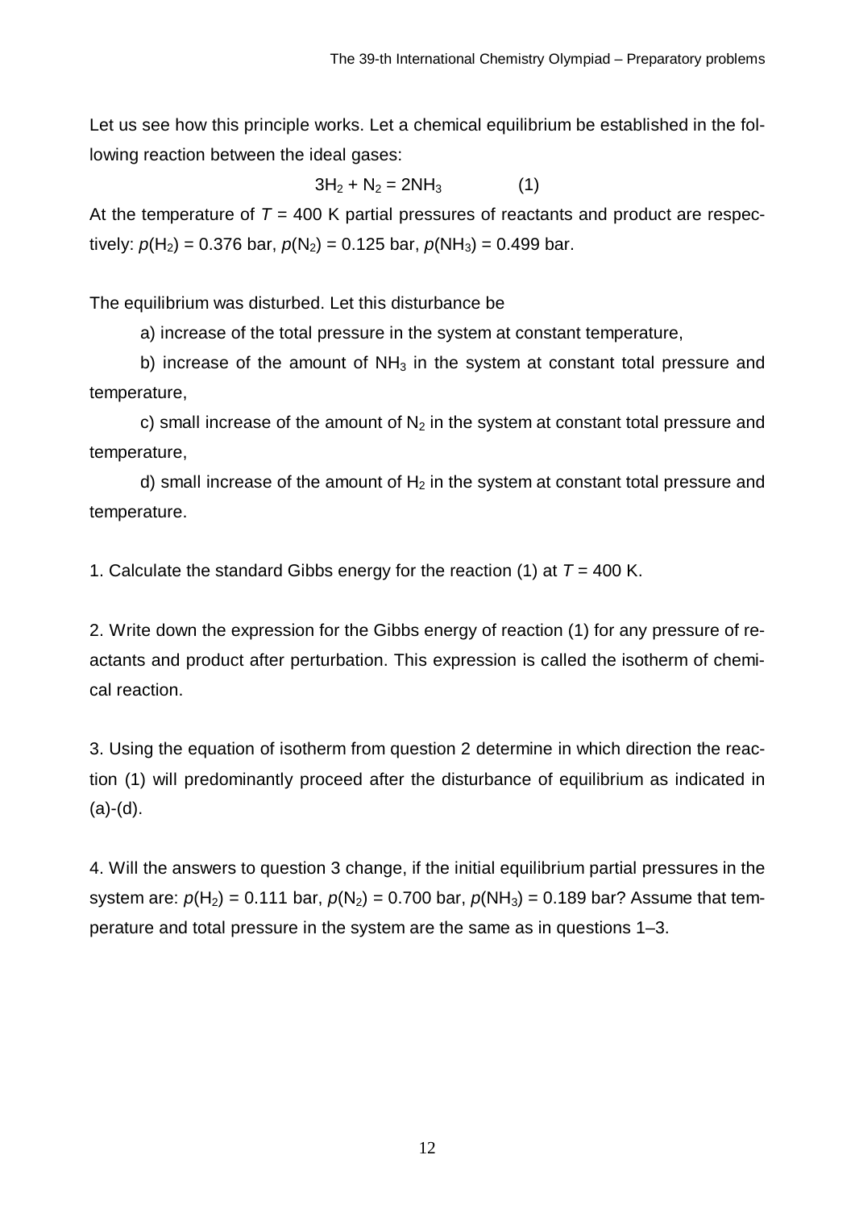Let us see how this principle works. Let a chemical equilibrium be established in the following reaction between the ideal gases:

$$3H_2 + N_2 = 2NH_3 \qquad (1)$$

At the temperature of $T$ = 400 K partial pressures of reactants and product are respectively: $p(H_2)$ = 0.376 bar, $p(N_2)$ = 0.125 bar, $p(NH_3)$ = 0.499 bar.

The equilibrium was disturbed. Let this disturbance be

a) increase of the total pressure in the system at constant temperature,

b) increase of the amount of $NH_3$ in the system at constant total pressure and temperature,

c) small increase of the amount of $N_2$ in the system at constant total pressure and temperature,

d) small increase of the amount of $H_2$ in the system at constant total pressure and temperature.

1. Calculate the standard Gibbs energy for the reaction (1) at $T$ = 400 K.

2. Write down the expression for the Gibbs energy of reaction (1) for any pressure of reactants and product after perturbation. This expression is called the isotherm of chemical reaction.

3. Using the equation of isotherm from question 2 determine in which direction the reaction (1) will predominantly proceed after the disturbance of equilibrium as indicated in (a)-(d).

4. Will the answers to question 3 change, if the initial equilibrium partial pressures in the system are: $p(H_2)$ = 0.111 bar, $p(N_2)$ = 0.700 bar, $p(NH_3)$ = 0.189 bar? Assume that temperature and total pressure in the system are the same as in questions 1–3.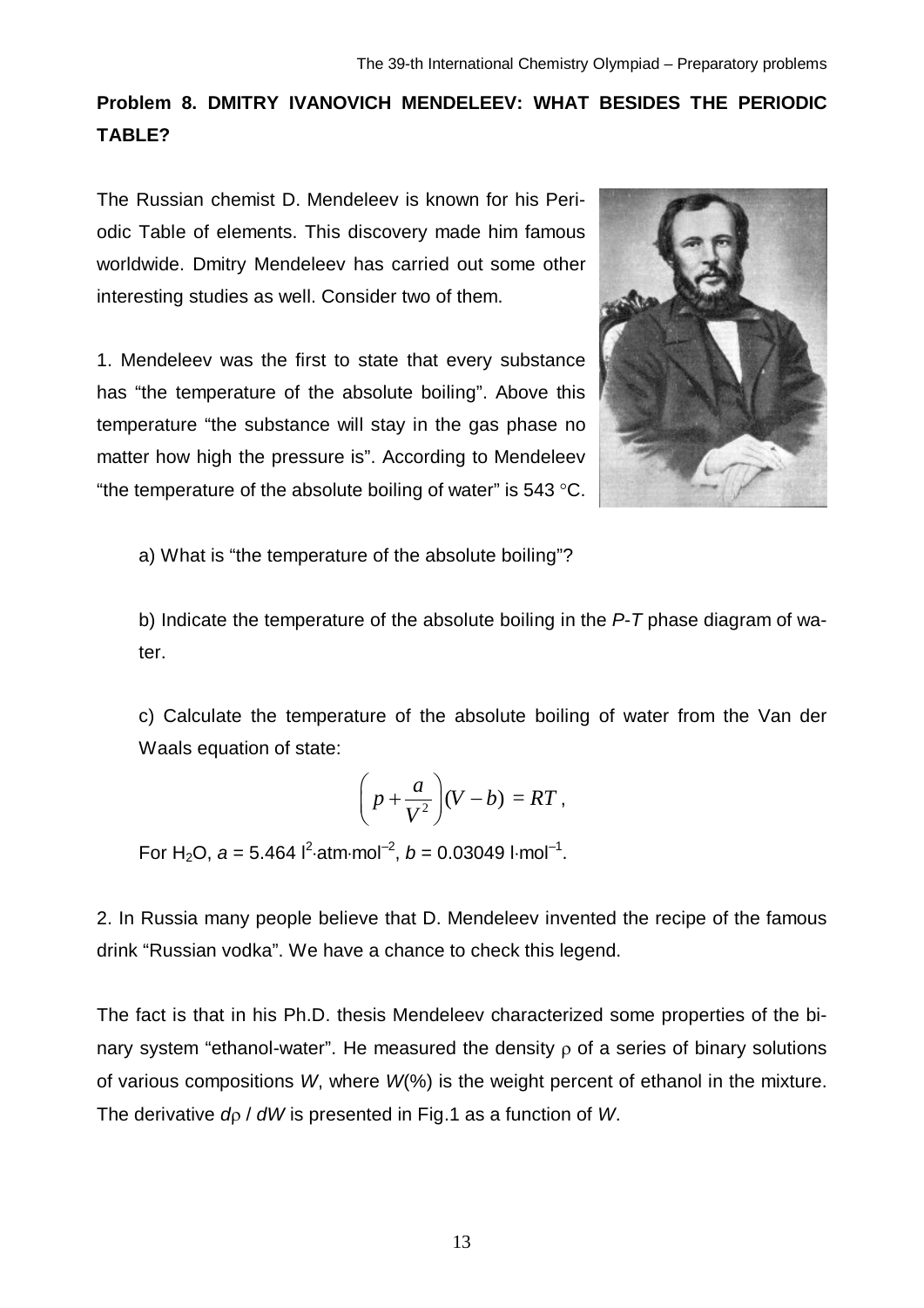**Problem 8. DMITRY IVANOVICH MENDELEEV: WHAT BESIDES THE PERIODIC TABLE?**

The Russian chemist D. Mendeleev is known for his Periodic Table of elements. This discovery made him famous worldwide. Dmitry Mendeleev has carried out some other interesting studies as well. Consider two of them.

1. Mendeleev was the first to state that every substance has "the temperature of the absolute boiling". Above this temperature "the substance will stay in the gas phase no matter how high the pressure is". According to Mendeleev "the temperature of the absolute boiling of water" is 543 °C.

a) What is "the temperature of the absolute boiling"?

b) Indicate the temperature of the absolute boiling in the *P*-*T* phase diagram of water.

c) Calculate the temperature of the absolute boiling of water from the Van der Waals equation of state:

$$\left(p + \frac{a}{V^2}\right)(V - b) = RT,$$

For $H_2O$, $a = 5.464\ \text{l}^2\cdot\text{atm}\cdot\text{mol}^{-2}$, $b = 0.03049\ \text{l}\cdot\text{mol}^{-1}$.

2. In Russia many people believe that D. Mendeleev invented the recipe of the famous drink "Russian vodka". We have a chance to check this legend.

The fact is that in his Ph.D. thesis Mendeleev characterized some properties of the binary system "ethanol-water". He measured the density $\rho$ of a series of binary solutions of various compositions *W*, where *W*(%) is the weight percent of ethanol in the mixture. The derivative $d\rho / dW$ is presented in Fig.1 as a function of *W*.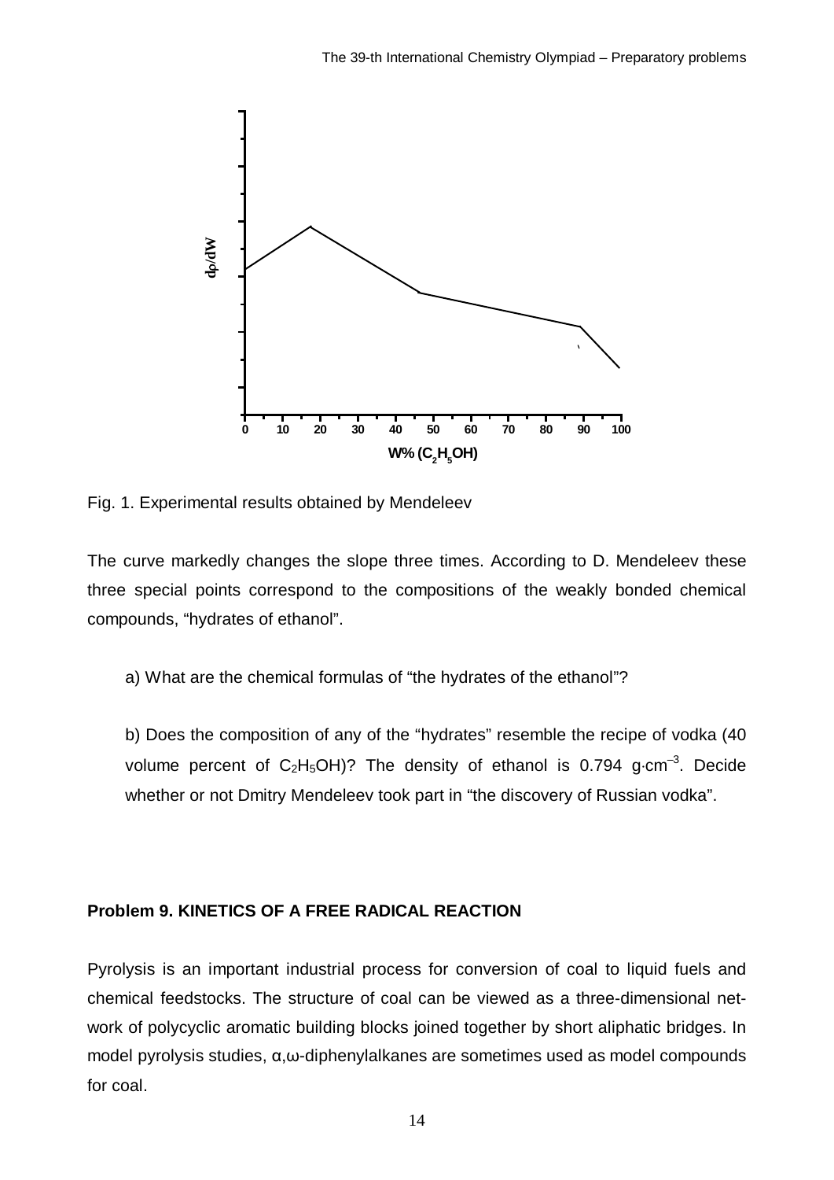Fig. 1. Experimental results obtained by Mendeleev

The curve markedly changes the slope three times. According to D. Mendeleev these three special points correspond to the compositions of the weakly bonded chemical compounds, “hydrates of ethanol”.

a) What are the chemical formulas of “the hydrates of the ethanol”?

b) Does the composition of any of the “hydrates” resemble the recipe of vodka (40 volume percent of $C_2H_5OH$)? The density of ethanol is 0.794 g·cm$^{-3}$. Decide whether or not Dmitry Mendeleev took part in “the discovery of Russian vodka”.

**Problem 9. KINETICS OF A FREE RADICAL REACTION**

Pyrolysis is an important industrial process for conversion of coal to liquid fuels and chemical feedstocks. The structure of coal can be viewed as a three-dimensional network of polycyclic aromatic building blocks joined together by short aliphatic bridges. In model pyrolysis studies, α,ω-diphenylalkanes are sometimes used as model compounds for coal.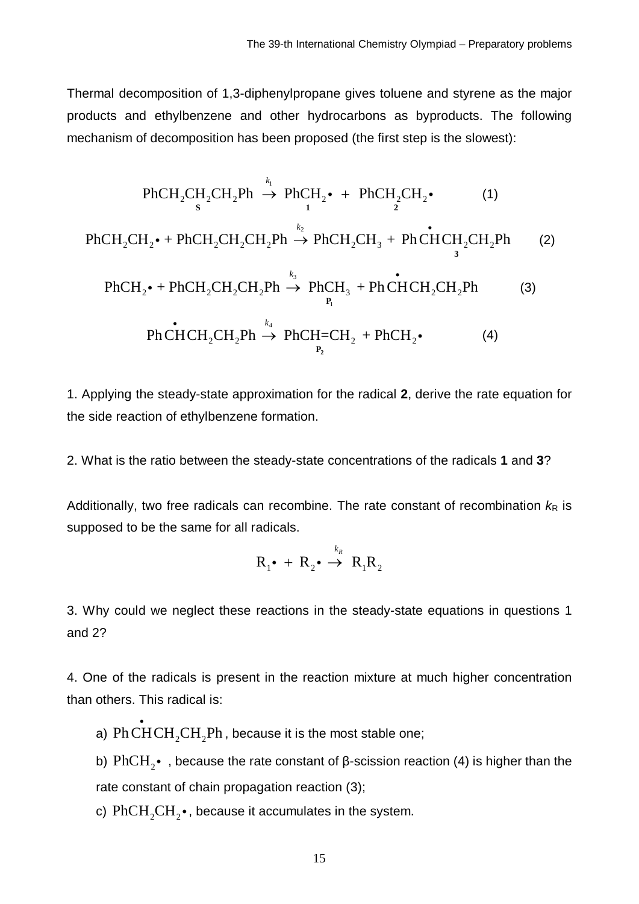Thermal decomposition of 1,3-diphenylpropane gives toluene and styrene as the major products and ethylbenzene and other hydrocarbons as byproducts. The following mechanism of decomposition has been proposed (the first step is the slowest):

$$\underset{\mathbf{S}}{\mathrm{PhCH_2CH_2CH_2Ph}} \xrightarrow{k_1} \underset{\mathbf{1}}{\mathrm{PhCH_2\bullet}} + \underset{\mathbf{2}}{\mathrm{PhCH_2CH_2\bullet}} \qquad (1)$$

$$\mathrm{PhCH_2CH_2\bullet} + \mathrm{PhCH_2CH_2CH_2Ph} \xrightarrow{k_2} \mathrm{PhCH_2CH_3} + \underset{\mathbf{3}}{\mathrm{Ph\dot{C}HCH_2CH_2Ph}} \qquad (2)$$

$$\mathrm{PhCH_2\bullet} + \mathrm{PhCH_2CH_2CH_2Ph} \xrightarrow{k_3} \underset{\mathbf{P_1}}{\mathrm{PhCH_3}} + \mathrm{Ph\dot{C}HCH_2CH_2Ph} \qquad (3)$$

$$\mathrm{Ph\dot{C}HCH_2CH_2Ph} \xrightarrow{k_4} \underset{\mathbf{P_2}}{\mathrm{PhCH{=}CH_2}} + \mathrm{PhCH_2\bullet} \qquad (4)$$

1. Applying the steady-state approximation for the radical **2**, derive the rate equation for the side reaction of ethylbenzene formation.

2. What is the ratio between the steady-state concentrations of the radicals **1** and **3**?

Additionally, two free radicals can recombine. The rate constant of recombination $k_R$ is supposed to be the same for all radicals.

$$\mathrm{R_1\bullet} + \mathrm{R_2\bullet} \xrightarrow{k_R} \mathrm{R_1R_2}$$

3. Why could we neglect these reactions in the steady-state equations in questions 1 and 2?

4. One of the radicals is present in the reaction mixture at much higher concentration than others. This radical is:

a) $\mathrm{Ph\dot{C}HCH_2CH_2Ph}$, because it is the most stable one;

b) $\mathrm{PhCH_2\bullet}$ , because the rate constant of β-scission reaction (4) is higher than the rate constant of chain propagation reaction (3);

c) $\mathrm{PhCH_2CH_2\bullet}$, because it accumulates in the system.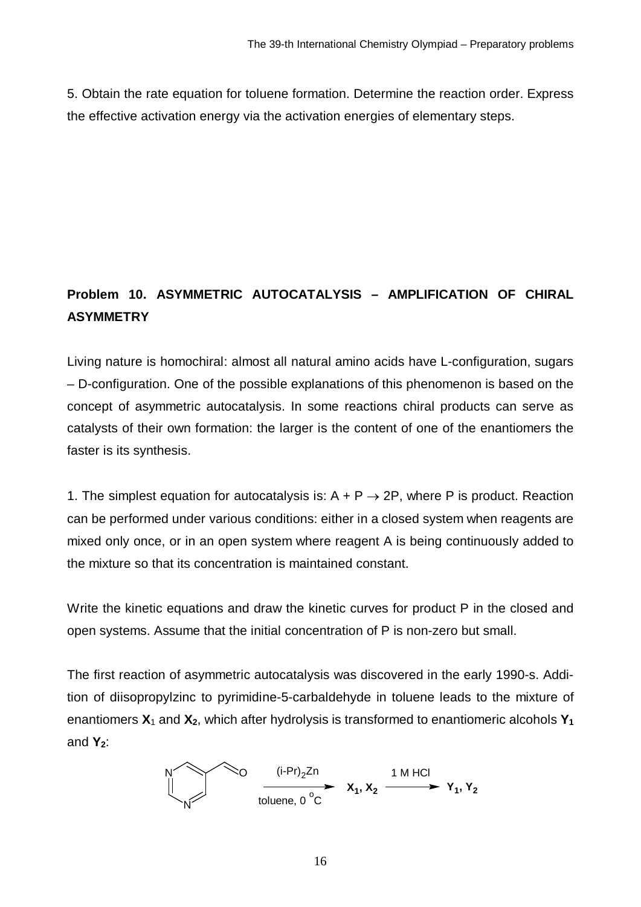5. Obtain the rate equation for toluene formation. Determine the reaction order. Express the effective activation energy via the activation energies of elementary steps.

## Problem 10. ASYMMETRIC AUTOCATALYSIS – AMPLIFICATION OF CHIRAL ASYMMETRY

Living nature is homochiral: almost all natural amino acids have L-configuration, sugars – D-configuration. One of the possible explanations of this phenomenon is based on the concept of asymmetric autocatalysis. In some reactions chiral products can serve as catalysts of their own formation: the larger is the content of one of the enantiomers the faster is its synthesis.

1. The simplest equation for autocatalysis is: $A + P \rightarrow 2P$, where P is product. Reaction can be performed under various conditions: either in a closed system when reagents are mixed only once, or in an open system where reagent A is being continuously added to the mixture so that its concentration is maintained constant.

Write the kinetic equations and draw the kinetic curves for product P in the closed and open systems. Assume that the initial concentration of P is non-zero but small.

The first reaction of asymmetric autocatalysis was discovered in the early 1990-s. Addition of diisopropylzinc to pyrimidine-5-carbaldehyde in toluene leads to the mixture of enantiomers **X**$_1$ and **X$_2$**, which after hydrolysis is transformed to enantiomeric alcohols **Y$_1$** and **Y$_2$**:

$$\text{pyrimidine-5-carbaldehyde} \xrightarrow[\text{toluene, } 0\ ^{o}\text{C}]{(i\text{-Pr})_2\text{Zn}} \mathbf{X_1, X_2} \xrightarrow{\text{1 M HCl}} \mathbf{Y_1, Y_2}$$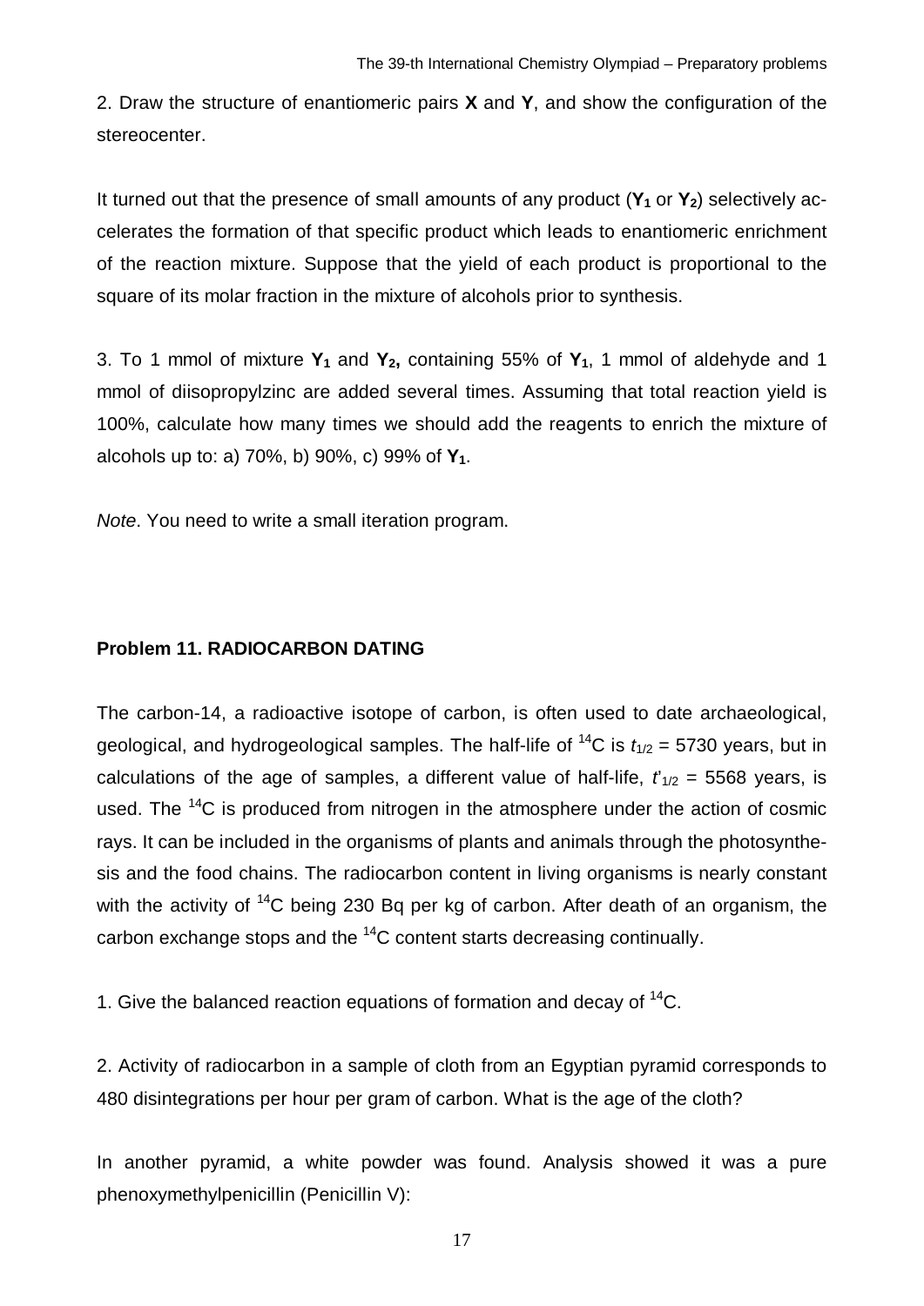2. Draw the structure of enantiomeric pairs **X** and **Y**, and show the configuration of the stereocenter.

It turned out that the presence of small amounts of any product ($\mathbf{Y_1}$ or $\mathbf{Y_2}$) selectively accelerates the formation of that specific product which leads to enantiomeric enrichment of the reaction mixture. Suppose that the yield of each product is proportional to the square of its molar fraction in the mixture of alcohols prior to synthesis.

3. To 1 mmol of mixture $\mathbf{Y_1}$ and $\mathbf{Y_2}$, containing 55% of $\mathbf{Y_1}$, 1 mmol of aldehyde and 1 mmol of diisopropylzinc are added several times. Assuming that total reaction yield is 100%, calculate how many times we should add the reagents to enrich the mixture of alcohols up to: a) 70%, b) 90%, c) 99% of $\mathbf{Y_1}$.

*Note*. You need to write a small iteration program.

## Problem 11. RADIOCARBON DATING

The carbon-14, a radioactive isotope of carbon, is often used to date archaeological, geological, and hydrogeological samples. The half-life of $^{14}C$ is $t_{1/2}$ = 5730 years, but in calculations of the age of samples, a different value of half-life, $t'_{1/2}$ = 5568 years, is used. The $^{14}C$ is produced from nitrogen in the atmosphere under the action of cosmic rays. It can be included in the organisms of plants and animals through the photosynthesis and the food chains. The radiocarbon content in living organisms is nearly constant with the activity of $^{14}C$ being 230 Bq per kg of carbon. After death of an organism, the carbon exchange stops and the $^{14}C$ content starts decreasing continually.

1. Give the balanced reaction equations of formation and decay of $^{14}C$.

2. Activity of radiocarbon in a sample of cloth from an Egyptian pyramid corresponds to 480 disintegrations per hour per gram of carbon. What is the age of the cloth?

In another pyramid, a white powder was found. Analysis showed it was a pure phenoxymethylpenicillin (Penicillin V):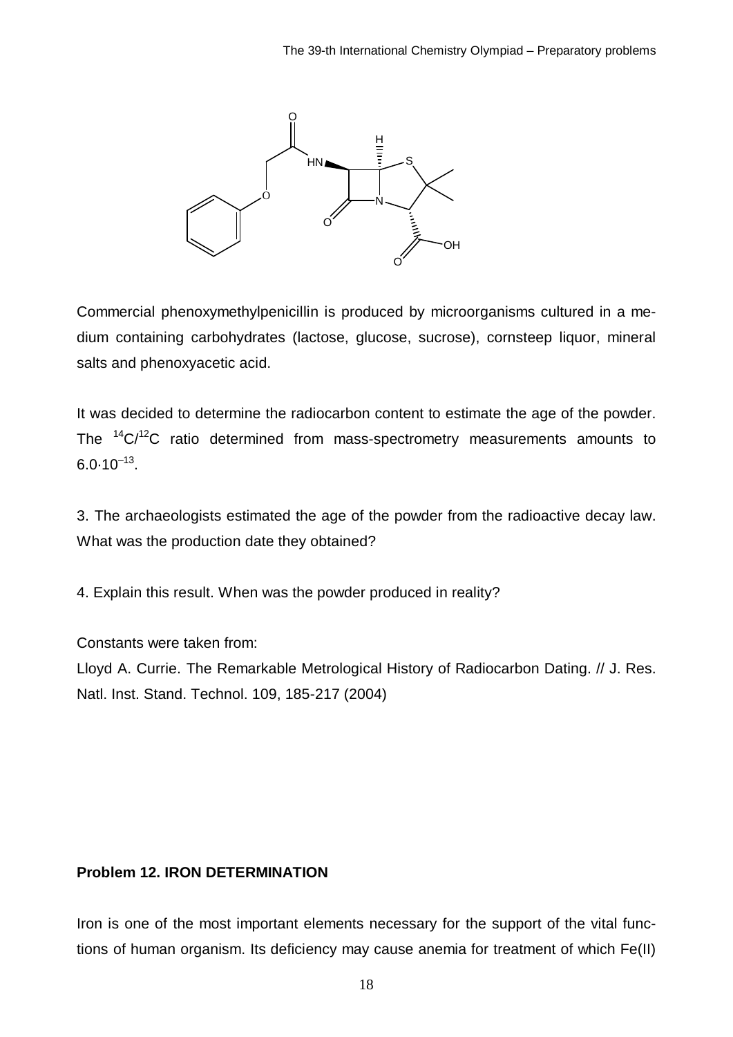Commercial phenoxymethylpenicillin is produced by microorganisms cultured in a medium containing carbohydrates (lactose, glucose, sucrose), cornsteep liquor, mineral salts and phenoxyacetic acid.

It was decided to determine the radiocarbon content to estimate the age of the powder. The $^{14}C/^{12}C$ ratio determined from mass-spectrometry measurements amounts to $6.0 \cdot 10^{-13}$.

3. The archaeologists estimated the age of the powder from the radioactive decay law. What was the production date they obtained?

4. Explain this result. When was the powder produced in reality?

Constants were taken from:

Lloyd A. Currie. The Remarkable Metrological History of Radiocarbon Dating. // J. Res. Natl. Inst. Stand. Technol. 109, 185-217 (2004)

## Problem 12. IRON DETERMINATION

Iron is one of the most important elements necessary for the support of the vital functions of human organism. Its deficiency may cause anemia for treatment of which Fe(II)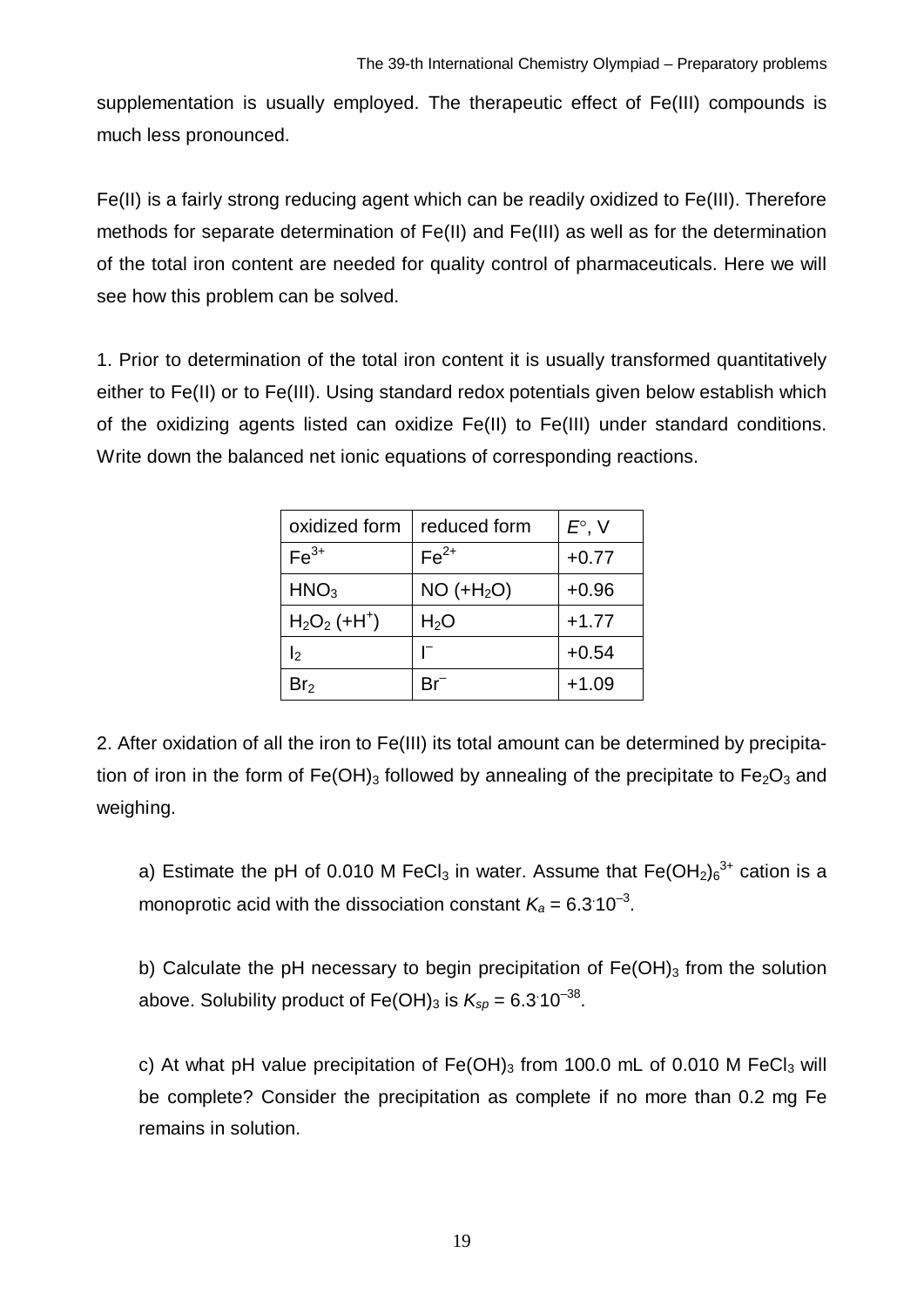supplementation is usually employed. The therapeutic effect of Fe(III) compounds is much less pronounced.

Fe(II) is a fairly strong reducing agent which can be readily oxidized to Fe(III). Therefore methods for separate determination of Fe(II) and Fe(III) as well as for the determination of the total iron content are needed for quality control of pharmaceuticals. Here we will see how this problem can be solved.

1. Prior to determination of the total iron content it is usually transformed quantitatively either to Fe(II) or to Fe(III). Using standard redox potentials given below establish which of the oxidizing agents listed can oxidize Fe(II) to Fe(III) under standard conditions. Write down the balanced net ionic equations of corresponding reactions.

| oxidized form | reduced form | $E°$, V |
|---|---|---|
| $Fe^{3+}$ | $Fe^{2+}$ | +0.77 |
| $HNO_3$ | NO (+$H_2O$) | +0.96 |
| $H_2O_2$ (+$H^+$) | $H_2O$ | +1.77 |
| $I_2$ | $I^-$ | +0.54 |
| $Br_2$ | $Br^-$ | +1.09 |

2. After oxidation of all the iron to Fe(III) its total amount can be determined by precipitation of iron in the form of $Fe(OH)_3$ followed by annealing of the precipitate to $Fe_2O_3$ and weighing.

a) Estimate the pH of 0.010 M $FeCl_3$ in water. Assume that $Fe(OH_2)_6^{3+}$ cation is a monoprotic acid with the dissociation constant $K_a = 6.3 \cdot 10^{-3}$.

b) Calculate the pH necessary to begin precipitation of $Fe(OH)_3$ from the solution above. Solubility product of $Fe(OH)_3$ is $K_{sp} = 6.3 \cdot 10^{-38}$.

c) At what pH value precipitation of $Fe(OH)_3$ from 100.0 mL of 0.010 M $FeCl_3$ will be complete? Consider the precipitation as complete if no more than 0.2 mg Fe remains in solution.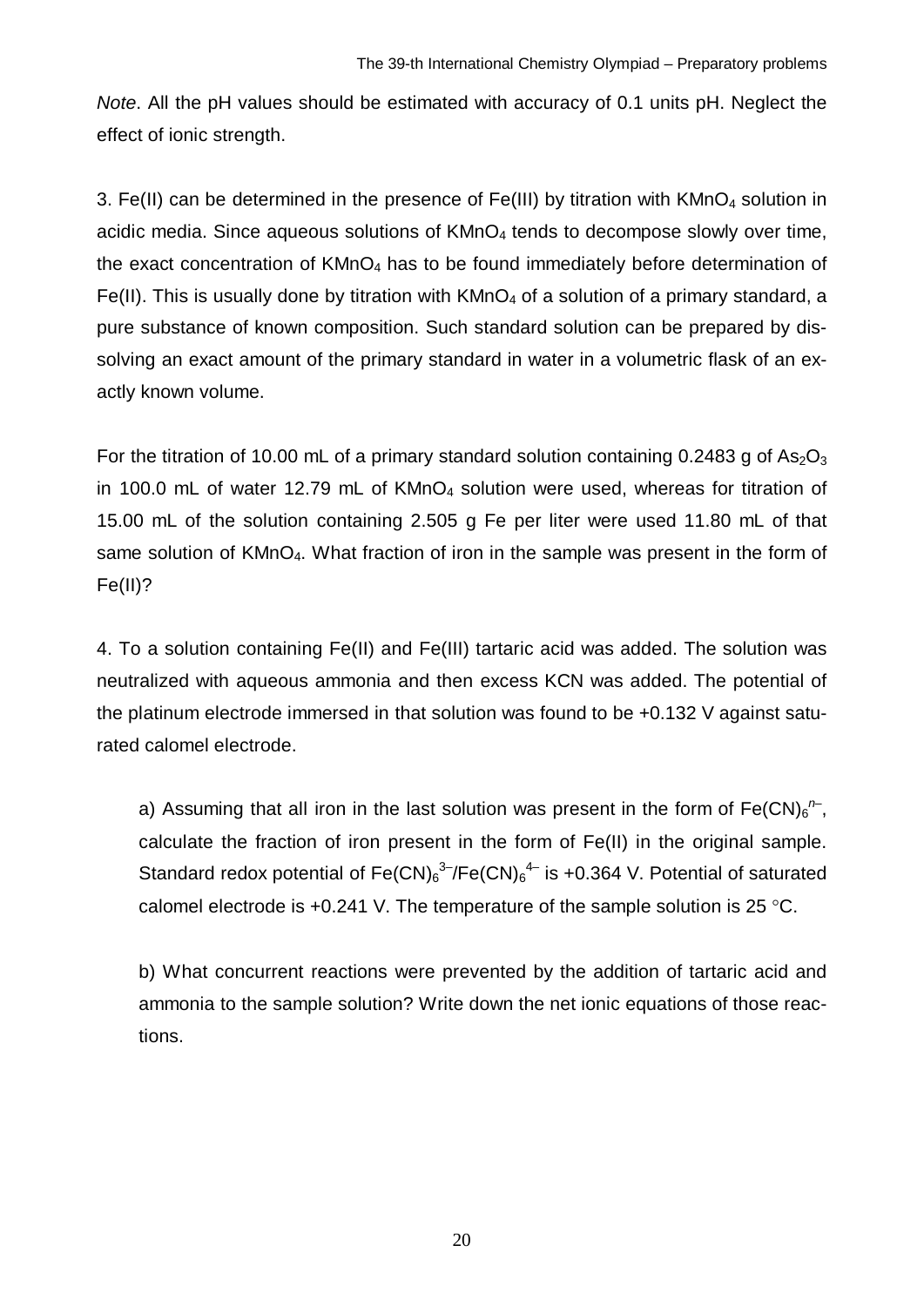*Note*. All the pH values should be estimated with accuracy of 0.1 units pH. Neglect the effect of ionic strength.

3. Fe(II) can be determined in the presence of Fe(III) by titration with $KMnO_4$ solution in acidic media. Since aqueous solutions of $KMnO_4$ tends to decompose slowly over time, the exact concentration of $KMnO_4$ has to be found immediately before determination of Fe(II). This is usually done by titration with $KMnO_4$ of a solution of a primary standard, a pure substance of known composition. Such standard solution can be prepared by dissolving an exact amount of the primary standard in water in a volumetric flask of an exactly known volume.

For the titration of 10.00 mL of a primary standard solution containing 0.2483 g of $As_2O_3$ in 100.0 mL of water 12.79 mL of $KMnO_4$ solution were used, whereas for titration of 15.00 mL of the solution containing 2.505 g Fe per liter were used 11.80 mL of that same solution of $KMnO_4$. What fraction of iron in the sample was present in the form of Fe(II)?

4. To a solution containing Fe(II) and Fe(III) tartaric acid was added. The solution was neutralized with aqueous ammonia and then excess KCN was added. The potential of the platinum electrode immersed in that solution was found to be +0.132 V against saturated calomel electrode.

a) Assuming that all iron in the last solution was present in the form of $Fe(CN)_6^{n-}$, calculate the fraction of iron present in the form of Fe(II) in the original sample. Standard redox potential of $Fe(CN)_6^{3-}/Fe(CN)_6^{4-}$ is +0.364 V. Potential of saturated calomel electrode is +0.241 V. The temperature of the sample solution is 25 °C.

b) What concurrent reactions were prevented by the addition of tartaric acid and ammonia to the sample solution? Write down the net ionic equations of those reactions.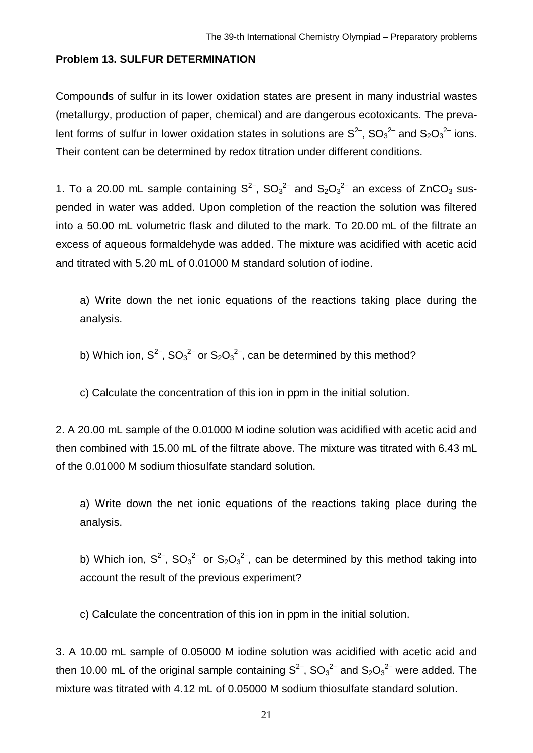### Problem 13. SULFUR DETERMINATION

Compounds of sulfur in its lower oxidation states are present in many industrial wastes (metallurgy, production of paper, chemical) and are dangerous ecotoxicants. The prevalent forms of sulfur in lower oxidation states in solutions are $S^{2-}$, $SO_3^{2-}$ and $S_2O_3^{2-}$ ions. Their content can be determined by redox titration under different conditions.

1. To a 20.00 mL sample containing $S^{2-}$, $SO_3^{2-}$ and $S_2O_3^{2-}$ an excess of $ZnCO_3$ suspended in water was added. Upon completion of the reaction the solution was filtered into a 50.00 mL volumetric flask and diluted to the mark. To 20.00 mL of the filtrate an excess of aqueous formaldehyde was added. The mixture was acidified with acetic acid and titrated with 5.20 mL of 0.01000 M standard solution of iodine.

   a) Write down the net ionic equations of the reactions taking place during the analysis.

   b) Which ion, $S^{2-}$, $SO_3^{2-}$ or $S_2O_3^{2-}$, can be determined by this method?

   c) Calculate the concentration of this ion in ppm in the initial solution.

2. A 20.00 mL sample of the 0.01000 M iodine solution was acidified with acetic acid and then combined with 15.00 mL of the filtrate above. The mixture was titrated with 6.43 mL of the 0.01000 M sodium thiosulfate standard solution.

   a) Write down the net ionic equations of the reactions taking place during the analysis.

   b) Which ion, $S^{2-}$, $SO_3^{2-}$ or $S_2O_3^{2-}$, can be determined by this method taking into account the result of the previous experiment?

   c) Calculate the concentration of this ion in ppm in the initial solution.

3. A 10.00 mL sample of 0.05000 M iodine solution was acidified with acetic acid and then 10.00 mL of the original sample containing $S^{2-}$, $SO_3^{2-}$ and $S_2O_3^{2-}$ were added. The mixture was titrated with 4.12 mL of 0.05000 M sodium thiosulfate standard solution.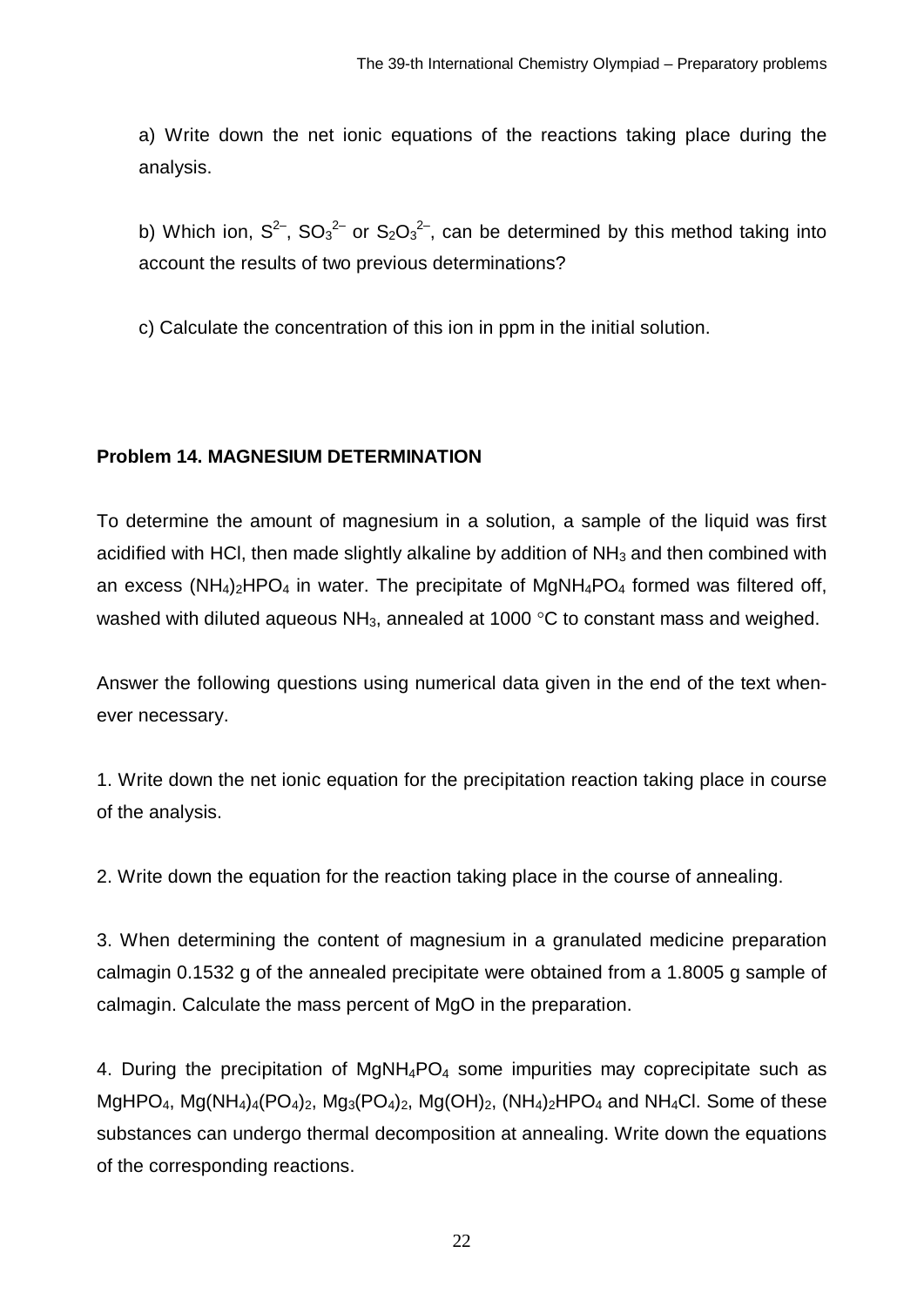a) Write down the net ionic equations of the reactions taking place during the analysis.

b) Which ion, $S^{2-}$, $SO_3^{2-}$ or $S_2O_3^{2-}$, can be determined by this method taking into account the results of two previous determinations?

c) Calculate the concentration of this ion in ppm in the initial solution.

### Problem 14. MAGNESIUM DETERMINATION

To determine the amount of magnesium in a solution, a sample of the liquid was first acidified with HCl, then made slightly alkaline by addition of $NH_3$ and then combined with an excess $(NH_4)_2HPO_4$ in water. The precipitate of $MgNH_4PO_4$ formed was filtered off, washed with diluted aqueous $NH_3$, annealed at 1000 °C to constant mass and weighed.

Answer the following questions using numerical data given in the end of the text whenever necessary.

1. Write down the net ionic equation for the precipitation reaction taking place in course of the analysis.

2. Write down the equation for the reaction taking place in the course of annealing.

3. When determining the content of magnesium in a granulated medicine preparation calmagin 0.1532 g of the annealed precipitate were obtained from a 1.8005 g sample of calmagin. Calculate the mass percent of MgO in the preparation.

4. During the precipitation of $MgNH_4PO_4$ some impurities may coprecipitate such as $MgHPO_4$, $Mg(NH_4)_4(PO_4)_2$, $Mg_3(PO_4)_2$, $Mg(OH)_2$, $(NH_4)_2HPO_4$ and $NH_4Cl$. Some of these substances can undergo thermal decomposition at annealing. Write down the equations of the corresponding reactions.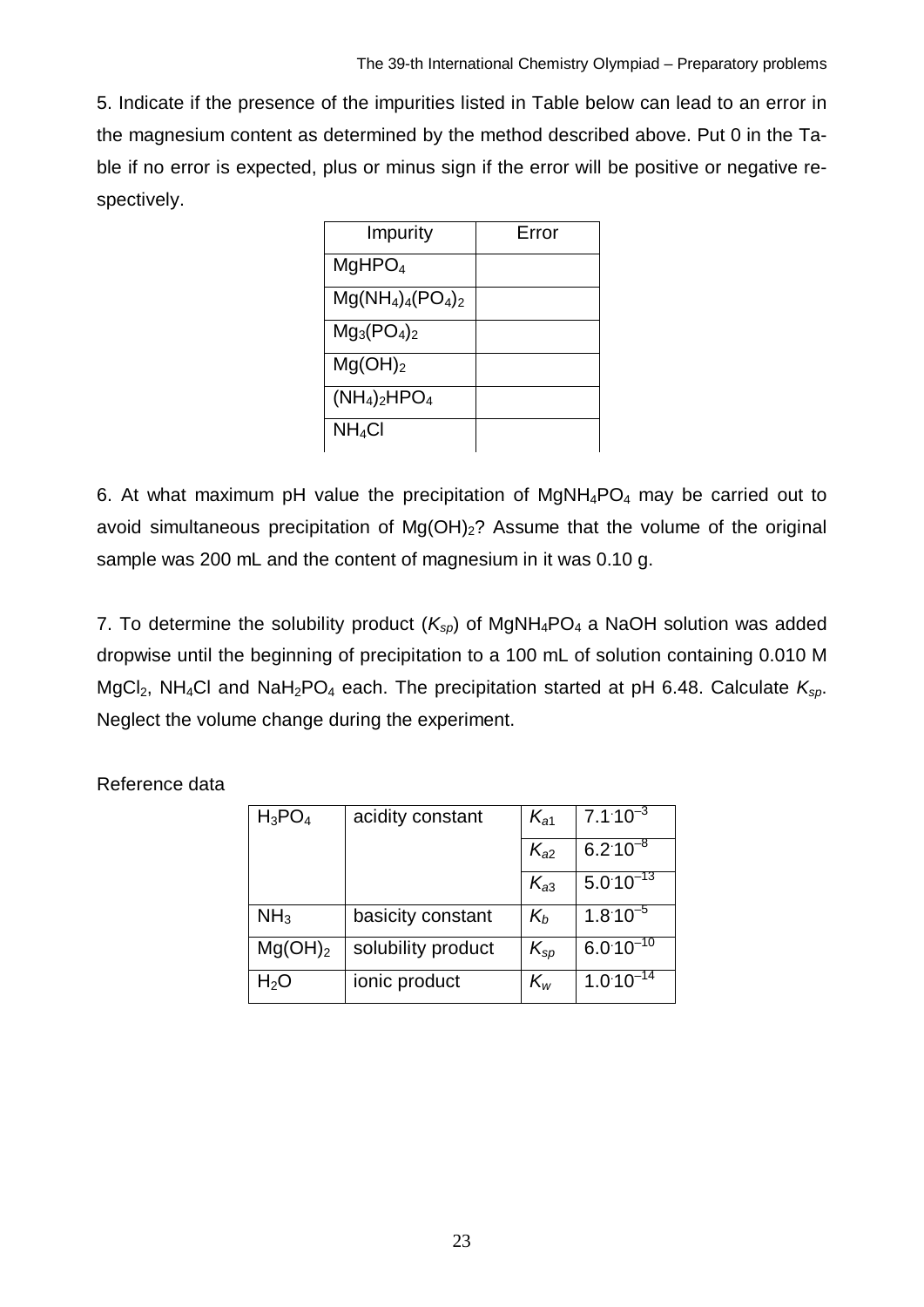5. Indicate if the presence of the impurities listed in Table below can lead to an error in the magnesium content as determined by the method described above. Put 0 in the Table if no error is expected, plus or minus sign if the error will be positive or negative respectively.

| Impurity | Error |
| --- | --- |
| $MgHPO_4$ | |
| $Mg(NH_4)_4(PO_4)_2$ | |
| $Mg_3(PO_4)_2$ | |
| $Mg(OH)_2$ | |
| $(NH_4)_2HPO_4$ | |
| $NH_4Cl$ | |

6. At what maximum pH value the precipitation of $MgNH_4PO_4$ may be carried out to avoid simultaneous precipitation of $Mg(OH)_2$? Assume that the volume of the original sample was 200 mL and the content of magnesium in it was 0.10 g.

7. To determine the solubility product ($K_{sp}$) of $MgNH_4PO_4$ a NaOH solution was added dropwise until the beginning of precipitation to a 100 mL of solution containing 0.010 M $MgCl_2$, $NH_4Cl$ and $NaH_2PO_4$ each. The precipitation started at pH 6.48. Calculate $K_{sp}$. Neglect the volume change during the experiment.

Reference data

| | | | |
| --- | --- | --- | --- |
| $H_3PO_4$ | acidity constant | $K_{a1}$ | $7.1 \cdot 10^{-3}$ |
| | | $K_{a2}$ | $6.2 \cdot 10^{-8}$ |
| | | $K_{a3}$ | $5.0 \cdot 10^{-13}$ |
| $NH_3$ | basicity constant | $K_b$ | $1.8 \cdot 10^{-5}$ |
| $Mg(OH)_2$ | solubility product | $K_{sp}$ | $6.0 \cdot 10^{-10}$ |
| $H_2O$ | ionic product | $K_w$ | $1.0 \cdot 10^{-14}$ |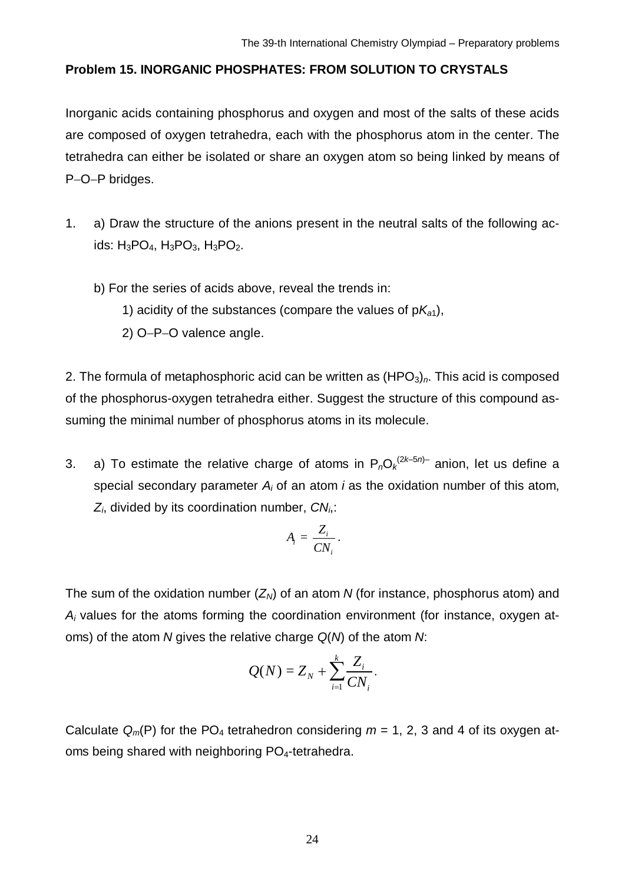**Problem 15. INORGANIC PHOSPHATES: FROM SOLUTION TO CRYSTALS**

Inorganic acids containing phosphorus and oxygen and most of the salts of these acids are composed of oxygen tetrahedra, each with the phosphorus atom in the center. The tetrahedra can either be isolated or share an oxygen atom so being linked by means of P–O–P bridges.

1. a) Draw the structure of the anions present in the neutral salts of the following acids: $H_3PO_4$, $H_3PO_3$, $H_3PO_2$.

   b) For the series of acids above, reveal the trends in:

   1) acidity of the substances (compare the values of p$K_{a1}$),

   2) O–P–O valence angle.

2. The formula of metaphosphoric acid can be written as $(HPO_3)_n$. This acid is composed of the phosphorus-oxygen tetrahedra either. Suggest the structure of this compound assuming the minimal number of phosphorus atoms in its molecule.

3. a) To estimate the relative charge of atoms in $P_nO_k^{(2k-5n)-}$ anion, let us define a special secondary parameter $A_i$ of an atom $i$ as the oxidation number of this atom, $Z_i$, divided by its coordination number, $CN_i$,:

$$A_i = \frac{Z_i}{CN_i}.$$

The sum of the oxidation number ($Z_N$) of an atom $N$ (for instance, phosphorus atom) and $A_i$ values for the atoms forming the coordination environment (for instance, oxygen atoms) of the atom $N$ gives the relative charge $Q(N)$ of the atom $N$:

$$Q(N) = Z_N + \sum_{i=1}^{k} \frac{Z_i}{CN_i}.$$

Calculate $Q_m$(P) for the $PO_4$ tetrahedron considering $m$ = 1, 2, 3 and 4 of its oxygen atoms being shared with neighboring $PO_4$-tetrahedra.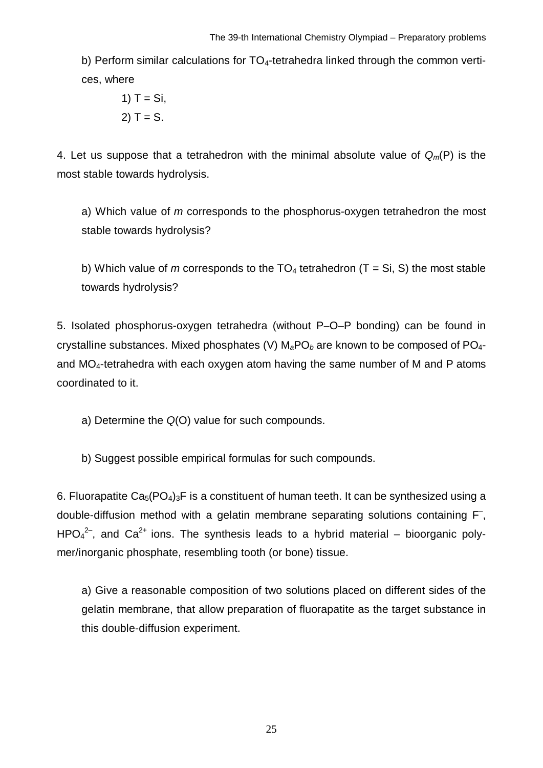b) Perform similar calculations for $TO_4$-tetrahedra linked through the common vertices, where

1) T = Si,

2) T = S.

4. Let us suppose that a tetrahedron with the minimal absolute value of $Q_m(P)$ is the most stable towards hydrolysis.

a) Which value of $m$ corresponds to the phosphorus-oxygen tetrahedron the most stable towards hydrolysis?

b) Which value of $m$ corresponds to the $TO_4$ tetrahedron (T = Si, S) the most stable towards hydrolysis?

5. Isolated phosphorus-oxygen tetrahedra (without P–O–P bonding) can be found in crystalline substances. Mixed phosphates (V) $M_aPO_b$ are known to be composed of $PO_4$- and $MO_4$-tetrahedra with each oxygen atom having the same number of M and P atoms coordinated to it.

a) Determine the $Q(O)$ value for such compounds.

b) Suggest possible empirical formulas for such compounds.

6. Fluorapatite $Ca_5(PO_4)_3F$ is a constituent of human teeth. It can be synthesized using a double-diffusion method with a gelatin membrane separating solutions containing $F^–$, $HPO_4^{2–}$, and $Ca^{2+}$ ions. The synthesis leads to a hybrid material – bioorganic polymer/inorganic phosphate, resembling tooth (or bone) tissue.

a) Give a reasonable composition of two solutions placed on different sides of the gelatin membrane, that allow preparation of fluorapatite as the target substance in this double-diffusion experiment.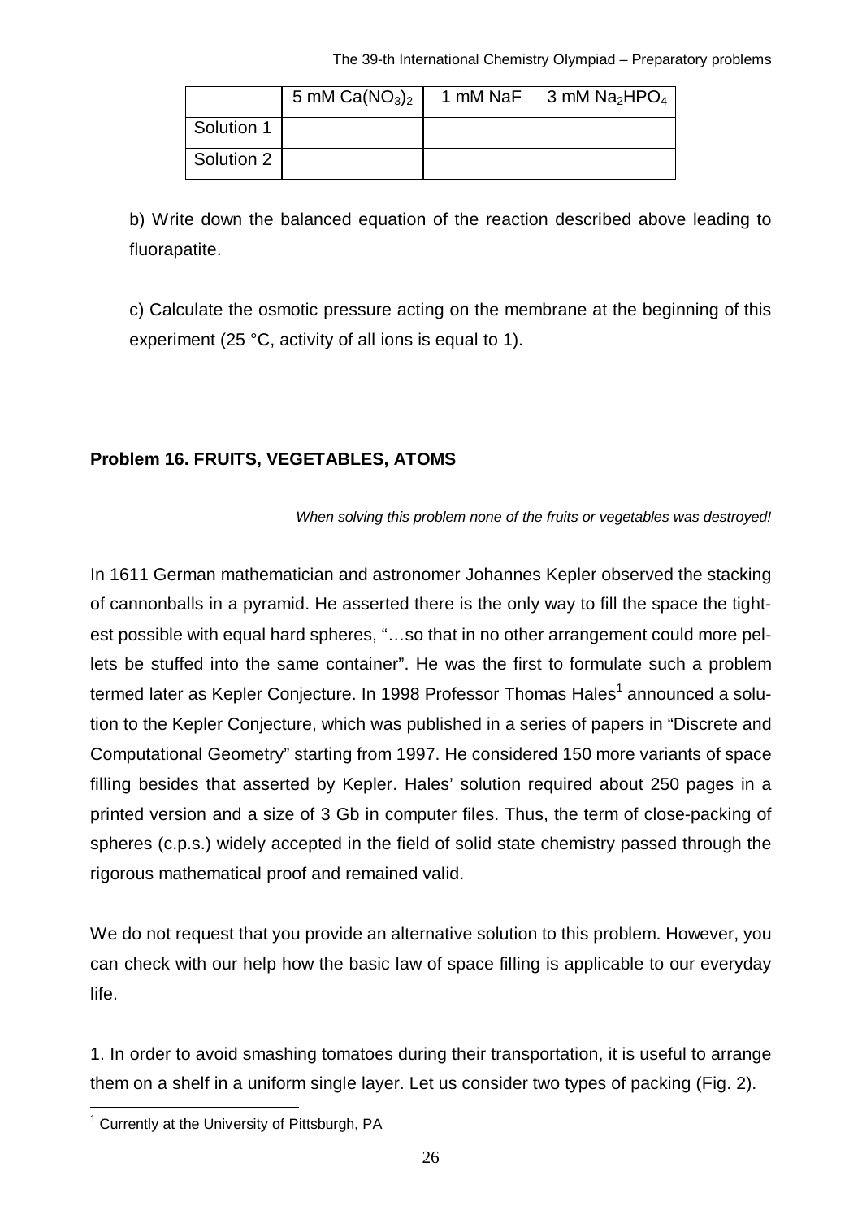| | 5 mM $Ca(NO_3)_2$ | 1 mM NaF | 3 mM $Na_2HPO_4$ |
|---|---|---|---|
| Solution 1 | | | |
| Solution 2 | | | |

b) Write down the balanced equation of the reaction described above leading to fluorapatite.

c) Calculate the osmotic pressure acting on the membrane at the beginning of this experiment (25 °C, activity of all ions is equal to 1).

## Problem 16. FRUITS, VEGETABLES, ATOMS

*When solving this problem none of the fruits or vegetables was destroyed!*

In 1611 German mathematician and astronomer Johannes Kepler observed the stacking of cannonballs in a pyramid. He asserted there is the only way to fill the space the tightest possible with equal hard spheres, "…so that in no other arrangement could more pellets be stuffed into the same container". He was the first to formulate such a problem termed later as Kepler Conjecture. In 1998 Professor Thomas Hales[1] announced a solution to the Kepler Conjecture, which was published in a series of papers in "Discrete and Computational Geometry" starting from 1997. He considered 150 more variants of space filling besides that asserted by Kepler. Hales' solution required about 250 pages in a printed version and a size of 3 Gb in computer files. Thus, the term of close-packing of spheres (c.p.s.) widely accepted in the field of solid state chemistry passed through the rigorous mathematical proof and remained valid.

We do not request that you provide an alternative solution to this problem. However, you can check with our help how the basic law of space filling is applicable to our everyday life.

1. In order to avoid smashing tomatoes during their transportation, it is useful to arrange them on a shelf in a uniform single layer. Let us consider two types of packing (Fig. 2).

[1] Currently at the University of Pittsburgh, PA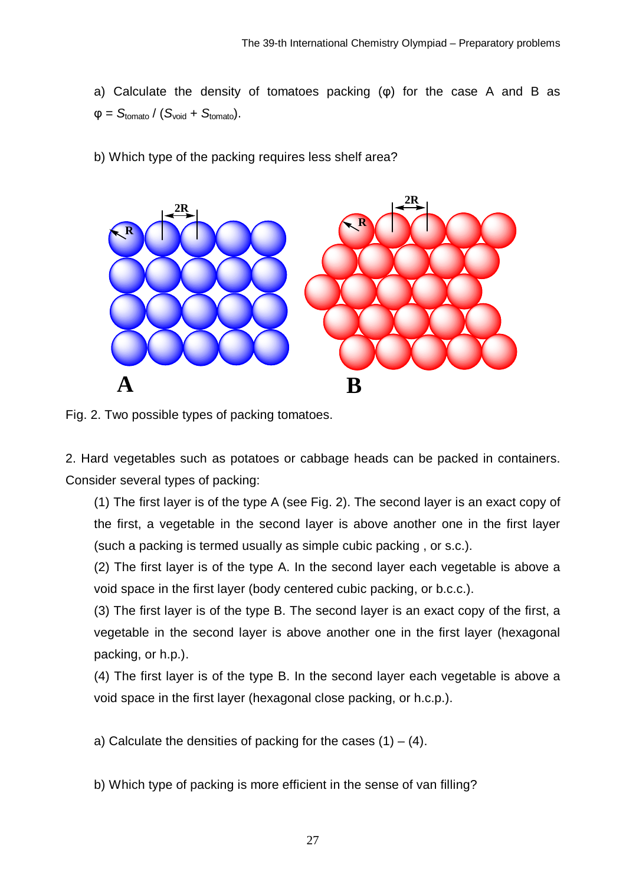a) Calculate the density of tomatoes packing (φ) for the case A and B as $\varphi = S_{tomato} / (S_{void} + S_{tomato})$.

b) Which type of the packing requires less shelf area?

Fig. 2. Two possible types of packing tomatoes.

2. Hard vegetables such as potatoes or cabbage heads can be packed in containers. Consider several types of packing:

(1) The first layer is of the type A (see Fig. 2). The second layer is an exact copy of the first, a vegetable in the second layer is above another one in the first layer (such a packing is termed usually as simple cubic packing , or s.c.).

(2) The first layer is of the type A. In the second layer each vegetable is above a void space in the first layer (body centered cubic packing, or b.c.c.).

(3) The first layer is of the type B. The second layer is an exact copy of the first, a vegetable in the second layer is above another one in the first layer (hexagonal packing, or h.p.).

(4) The first layer is of the type B. In the second layer each vegetable is above a void space in the first layer (hexagonal close packing, or h.c.p.).

a) Calculate the densities of packing for the cases (1) – (4).

b) Which type of packing is more efficient in the sense of van filling?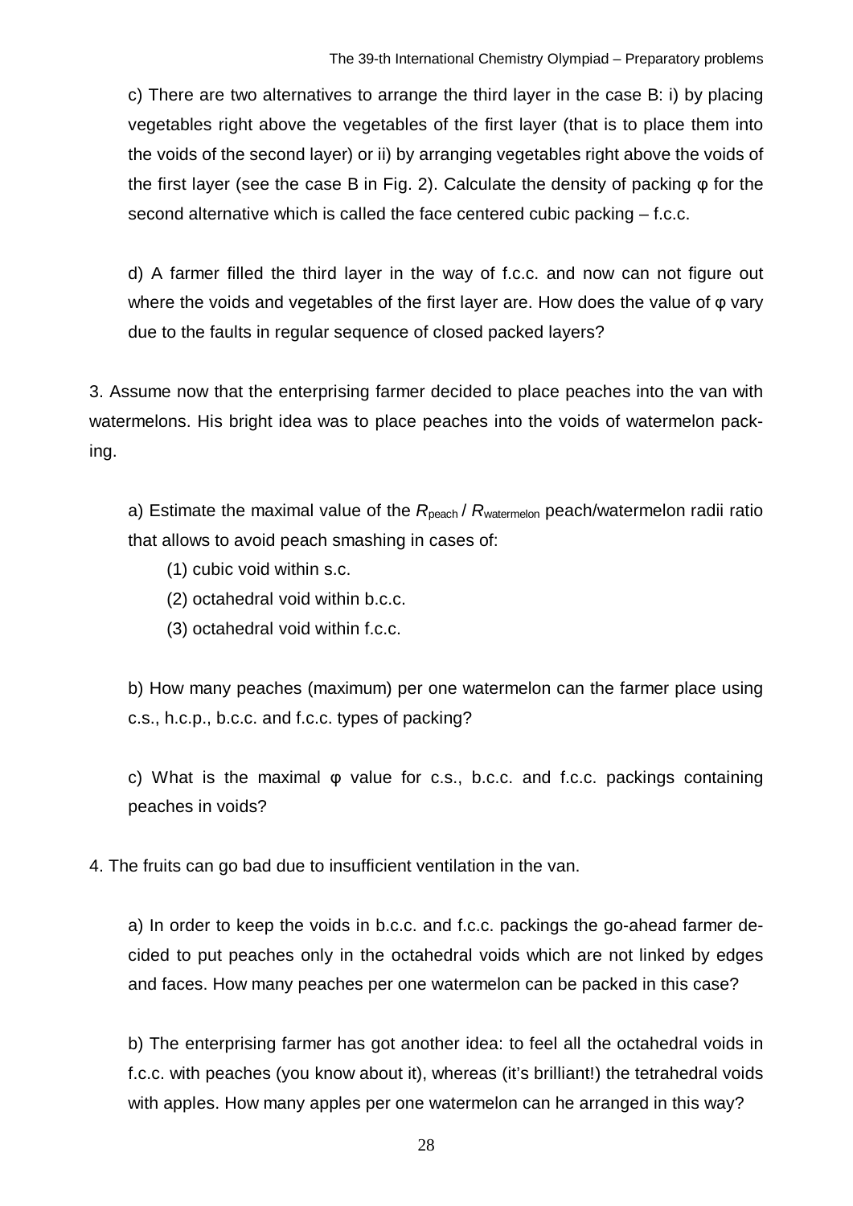c) There are two alternatives to arrange the third layer in the case B: i) by placing vegetables right above the vegetables of the first layer (that is to place them into the voids of the second layer) or ii) by arranging vegetables right above the voids of the first layer (see the case B in Fig. 2). Calculate the density of packing φ for the second alternative which is called the face centered cubic packing – f.c.c.

d) A farmer filled the third layer in the way of f.c.c. and now can not figure out where the voids and vegetables of the first layer are. How does the value of φ vary due to the faults in regular sequence of closed packed layers?

3. Assume now that the enterprising farmer decided to place peaches into the van with watermelons. His bright idea was to place peaches into the voids of watermelon packing.

a) Estimate the maximal value of the $R_{\text{peach}}$ / $R_{\text{watermelon}}$ peach/watermelon radii ratio that allows to avoid peach smashing in cases of:

(1) cubic void within s.c.

(2) octahedral void within b.c.c.

(3) octahedral void within f.c.c.

b) How many peaches (maximum) per one watermelon can the farmer place using c.s., h.c.p., b.c.c. and f.c.c. types of packing?

c) What is the maximal φ value for c.s., b.c.c. and f.c.c. packings containing peaches in voids?

4. The fruits can go bad due to insufficient ventilation in the van.

a) In order to keep the voids in b.c.c. and f.c.c. packings the go-ahead farmer decided to put peaches only in the octahedral voids which are not linked by edges and faces. How many peaches per one watermelon can be packed in this case?

b) The enterprising farmer has got another idea: to feel all the octahedral voids in f.c.c. with peaches (you know about it), whereas (it's brilliant!) the tetrahedral voids with apples. How many apples per one watermelon can he arranged in this way?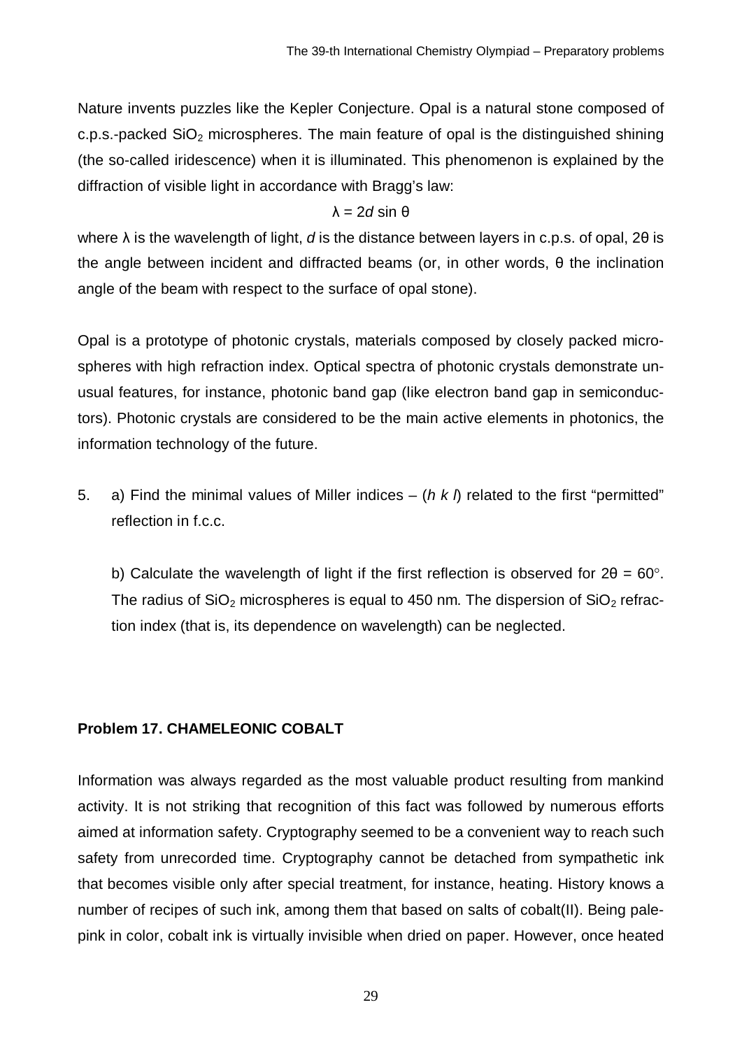Nature invents puzzles like the Kepler Conjecture. Opal is a natural stone composed of c.p.s.-packed $SiO_2$ microspheres. The main feature of opal is the distinguished shining (the so-called iridescence) when it is illuminated. This phenomenon is explained by the diffraction of visible light in accordance with Bragg's law:

$$\lambda = 2d \sin \theta$$

where $\lambda$ is the wavelength of light, $d$ is the distance between layers in c.p.s. of opal, $2\theta$ is the angle between incident and diffracted beams (or, in other words, $\theta$ the inclination angle of the beam with respect to the surface of opal stone).

Opal is a prototype of photonic crystals, materials composed by closely packed microspheres with high refraction index. Optical spectra of photonic crystals demonstrate unusual features, for instance, photonic band gap (like electron band gap in semiconductors). Photonic crystals are considered to be the main active elements in photonics, the information technology of the future.

5. a) Find the minimal values of Miller indices – ($h\ k\ l$) related to the first "permitted" reflection in f.c.c.

   b) Calculate the wavelength of light if the first reflection is observed for $2\theta = 60^\circ$. The radius of $SiO_2$ microspheres is equal to 450 nm. The dispersion of $SiO_2$ refraction index (that is, its dependence on wavelength) can be neglected.

### Problem 17. CHAMELEONIC COBALT

Information was always regarded as the most valuable product resulting from mankind activity. It is not striking that recognition of this fact was followed by numerous efforts aimed at information safety. Cryptography seemed to be a convenient way to reach such safety from unrecorded time. Cryptography cannot be detached from sympathetic ink that becomes visible only after special treatment, for instance, heating. History knows a number of recipes of such ink, among them that based on salts of cobalt(II). Being pale-pink in color, cobalt ink is virtually invisible when dried on paper. However, once heated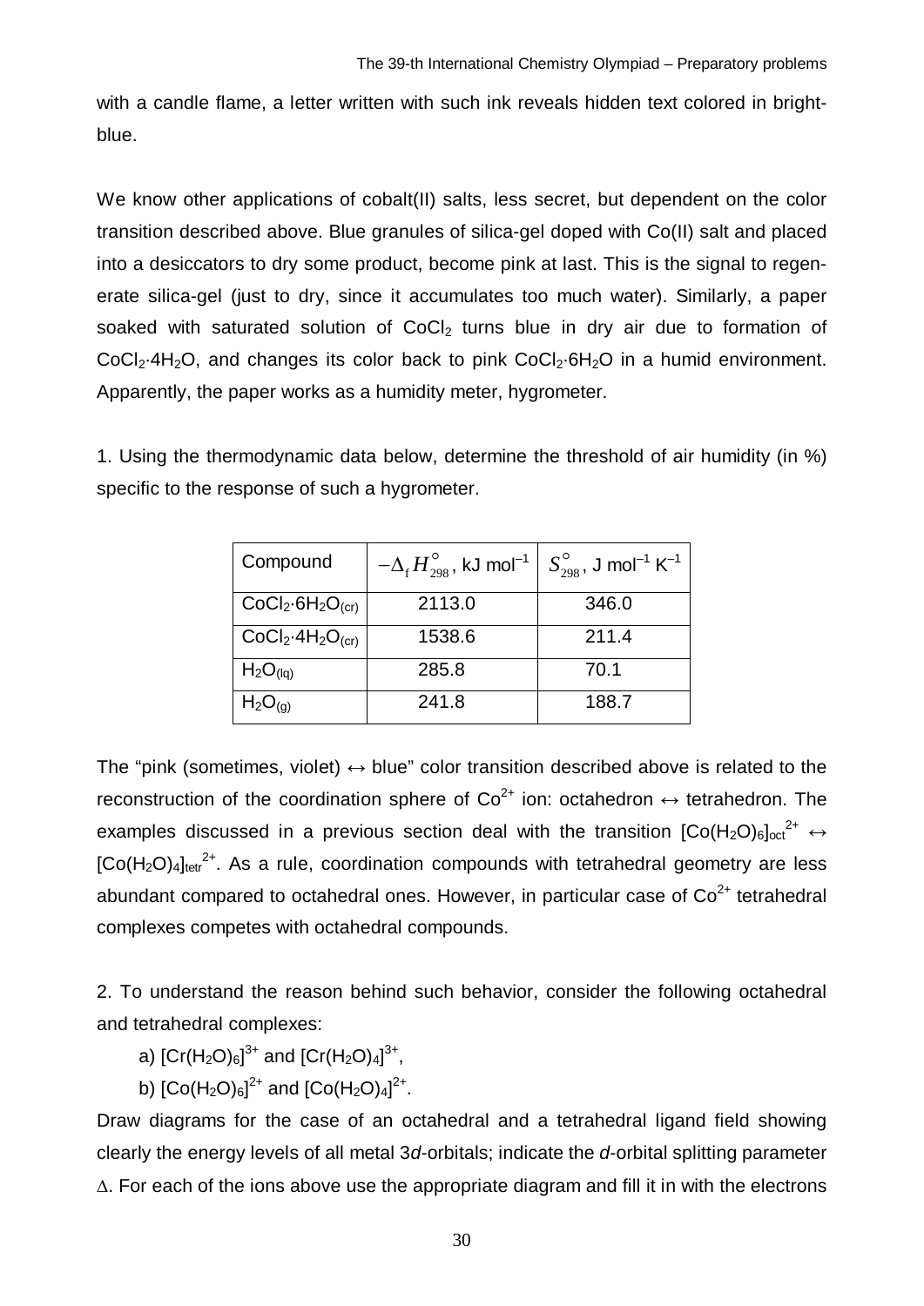with a candle flame, a letter written with such ink reveals hidden text colored in bright-blue.

We know other applications of cobalt(II) salts, less secret, but dependent on the color transition described above. Blue granules of silica-gel doped with Co(II) salt and placed into a desiccators to dry some product, become pink at last. This is the signal to regenerate silica-gel (just to dry, since it accumulates too much water). Similarly, a paper soaked with saturated solution of $CoCl_2$ turns blue in dry air due to formation of $CoCl_2 \cdot 4H_2O$, and changes its color back to pink $CoCl_2 \cdot 6H_2O$ in a humid environment. Apparently, the paper works as a humidity meter, hygrometer.

1. Using the thermodynamic data below, determine the threshold of air humidity (in %) specific to the response of such a hygrometer.

| Compound | $-\Delta_f H^\circ_{298}$, kJ mol$^{-1}$ | $S^\circ_{298}$, J mol$^{-1}$ K$^{-1}$ |
|---|---|---|
| $CoCl_2 \cdot 6H_2O_{(cr)}$ | 2113.0 | 346.0 |
| $CoCl_2 \cdot 4H_2O_{(cr)}$ | 1538.6 | 211.4 |
| $H_2O_{(lq)}$ | 285.8 | 70.1 |
| $H_2O_{(g)}$ | 241.8 | 188.7 |

The "pink (sometimes, violet) $\leftrightarrow$ blue" color transition described above is related to the reconstruction of the coordination sphere of $Co^{2+}$ ion: octahedron $\leftrightarrow$ tetrahedron. The examples discussed in a previous section deal with the transition $[Co(H_2O)_6]_{oct}^{2+} \leftrightarrow [Co(H_2O)_4]_{tetr}^{2+}$. As a rule, coordination compounds with tetrahedral geometry are less abundant compared to octahedral ones. However, in particular case of $Co^{2+}$ tetrahedral complexes competes with octahedral compounds.

2. To understand the reason behind such behavior, consider the following octahedral and tetrahedral complexes:

a) $[Cr(H_2O)_6]^{3+}$ and $[Cr(H_2O)_4]^{3+}$,

b) $[Co(H_2O)_6]^{2+}$ and $[Co(H_2O)_4]^{2+}$.

Draw diagrams for the case of an octahedral and a tetrahedral ligand field showing clearly the energy levels of all metal 3*d*-orbitals; indicate the *d*-orbital splitting parameter $\Delta$. For each of the ions above use the appropriate diagram and fill it in with the electrons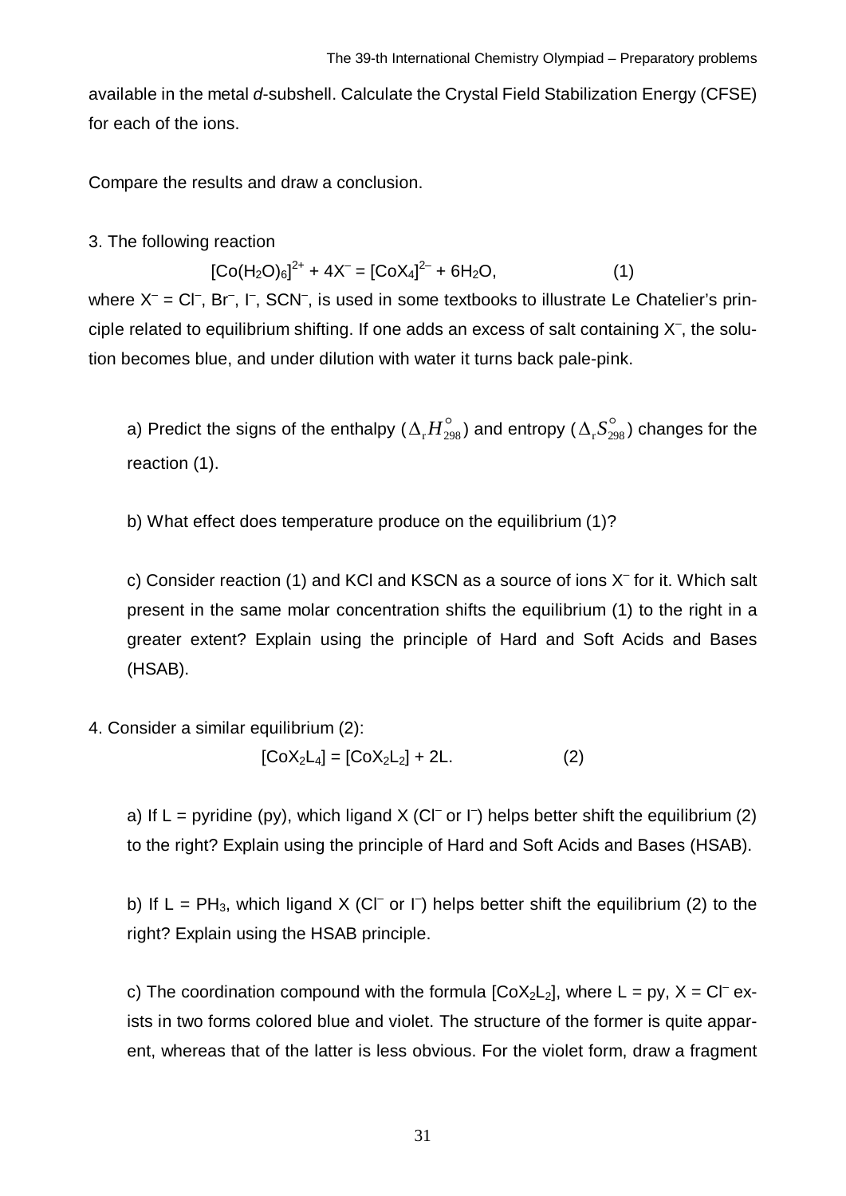available in the metal *d*-subshell. Calculate the Crystal Field Stabilization Energy (CFSE) for each of the ions.

Compare the results and draw a conclusion.

3. The following reaction

$$[Co(H_2O)_6]^{2+} + 4X^- = [CoX_4]^{2-} + 6H_2O, \qquad (1)$$

where $X^-$ = $Cl^-$, $Br^-$, $I^-$, $SCN^-$, is used in some textbooks to illustrate Le Chatelier's principle related to equilibrium shifting. If one adds an excess of salt containing $X^-$, the solution becomes blue, and under dilution with water it turns back pale-pink.

a) Predict the signs of the enthalpy ($\Delta_r H^\circ_{298}$) and entropy ($\Delta_r S^\circ_{298}$) changes for the reaction (1).

b) What effect does temperature produce on the equilibrium (1)?

c) Consider reaction (1) and KCl and KSCN as a source of ions $X^-$ for it. Which salt present in the same molar concentration shifts the equilibrium (1) to the right in a greater extent? Explain using the principle of Hard and Soft Acids and Bases (HSAB).

4. Consider a similar equilibrium (2):

$$[CoX_2L_4] = [CoX_2L_2] + 2L. \qquad (2)$$

a) If L = pyridine (py), which ligand X ($Cl^-$ or $I^-$) helps better shift the equilibrium (2) to the right? Explain using the principle of Hard and Soft Acids and Bases (HSAB).

b) If L = $PH_3$, which ligand X ($Cl^-$ or $I^-$) helps better shift the equilibrium (2) to the right? Explain using the HSAB principle.

c) The coordination compound with the formula $[CoX_2L_2]$, where L = py, X = $Cl^-$ exists in two forms colored blue and violet. The structure of the former is quite apparent, whereas that of the latter is less obvious. For the violet form, draw a fragment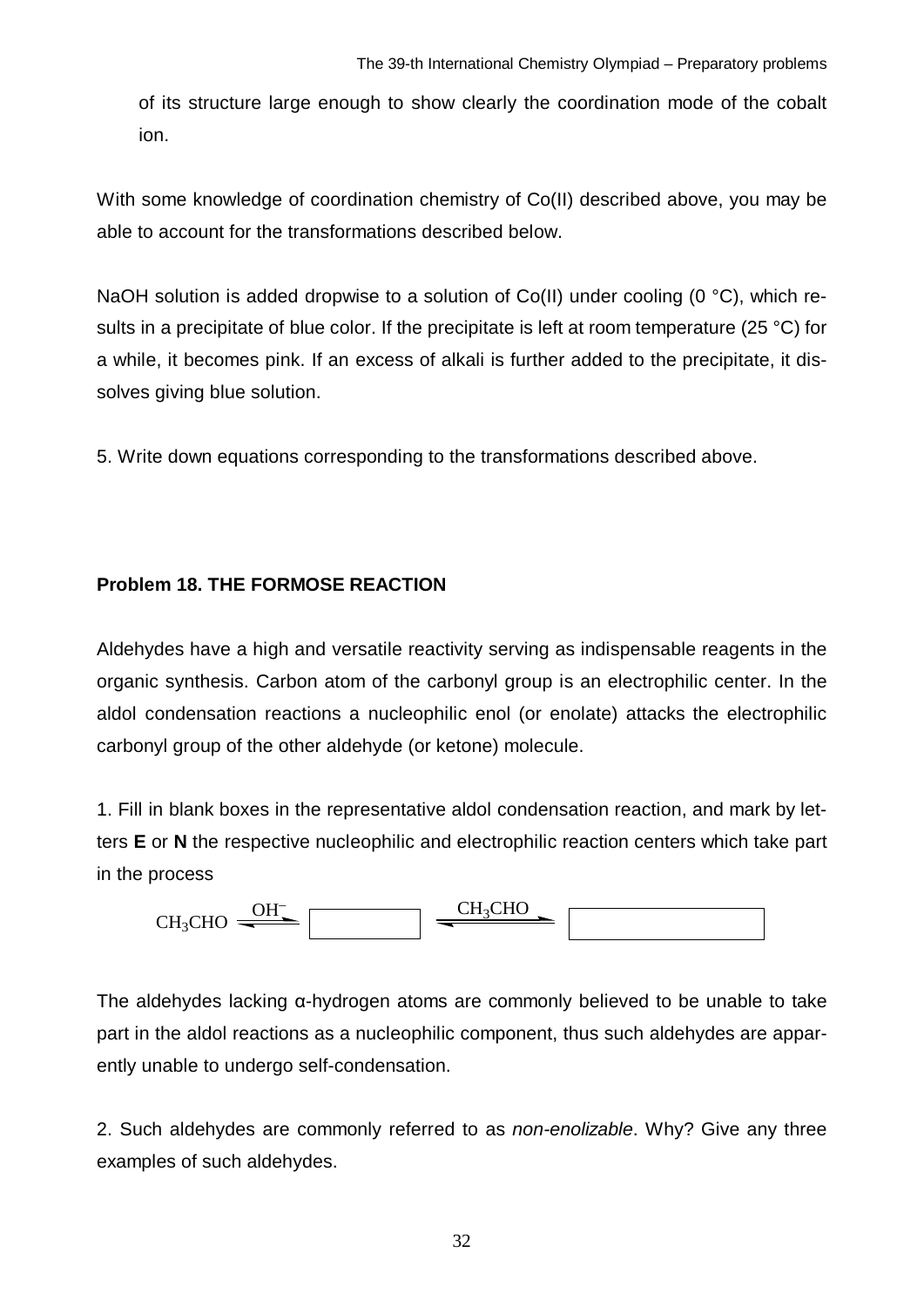of its structure large enough to show clearly the coordination mode of the cobalt ion.

With some knowledge of coordination chemistry of Co(II) described above, you may be able to account for the transformations described below.

NaOH solution is added dropwise to a solution of Co(II) under cooling (0 °C), which results in a precipitate of blue color. If the precipitate is left at room temperature (25 °C) for a while, it becomes pink. If an excess of alkali is further added to the precipitate, it dissolves giving blue solution.

5. Write down equations corresponding to the transformations described above.

## Problem 18. THE FORMOSE REACTION

Aldehydes have a high and versatile reactivity serving as indispensable reagents in the organic synthesis. Carbon atom of the carbonyl group is an electrophilic center. In the aldol condensation reactions a nucleophilic enol (or enolate) attacks the electrophilic carbonyl group of the other aldehyde (or ketone) molecule.

1. Fill in blank boxes in the representative aldol condensation reaction, and mark by letters **E** or **N** the respective nucleophilic and electrophilic reaction centers which take part in the process

$$CH_3CHO \xrightleftharpoons{OH^-} \boxed{\phantom{XXXXXX}} \xrightleftharpoons{CH_3CHO} \boxed{\phantom{XXXXXXXXXX}}$$

The aldehydes lacking α-hydrogen atoms are commonly believed to be unable to take part in the aldol reactions as a nucleophilic component, thus such aldehydes are apparently unable to undergo self-condensation.

2. Such aldehydes are commonly referred to as *non-enolizable*. Why? Give any three examples of such aldehydes.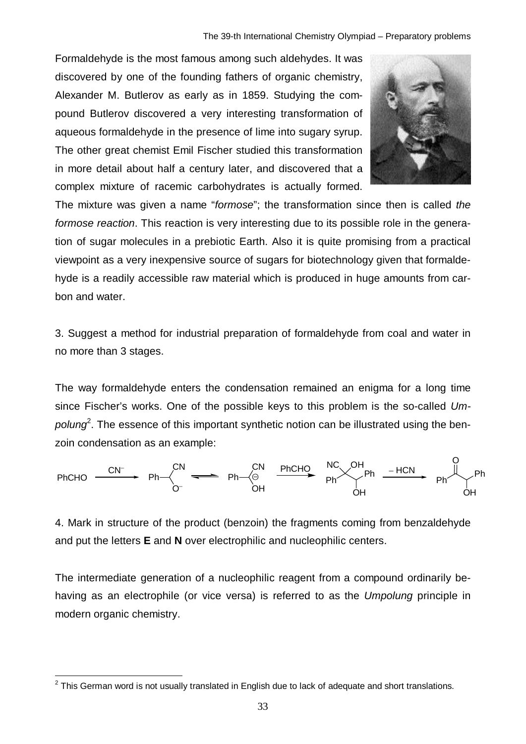Formaldehyde is the most famous among such aldehydes. It was discovered by one of the founding fathers of organic chemistry, Alexander M. Butlerov as early as in 1859. Studying the compound Butlerov discovered a very interesting transformation of aqueous formaldehyde in the presence of lime into sugary syrup. The other great chemist Emil Fischer studied this transformation in more detail about half a century later, and discovered that a complex mixture of racemic carbohydrates is actually formed. The mixture was given a name "*formose*"; the transformation since then is called *the formose reaction*. This reaction is very interesting due to its possible role in the generation of sugar molecules in a prebiotic Earth. Also it is quite promising from a practical viewpoint as a very inexpensive source of sugars for biotechnology given that formaldehyde is a readily accessible raw material which is produced in huge amounts from carbon and water.

3. Suggest a method for industrial preparation of formaldehyde from coal and water in no more than 3 stages.

The way formaldehyde enters the condensation remained an enigma for a long time since Fischer's works. One of the possible keys to this problem is the so-called *Umpolung*[2]. The essence of this important synthetic notion can be illustrated using the benzoin condensation as an example:

$$\text{PhCHO} \xrightarrow{CN^-} \text{Ph–CH(CN)–O}^- \rightleftharpoons \text{Ph–C}^{\ominus}\text{(CN)–OH} \xrightarrow{\text{PhCHO}} \text{Ph–C(CN)(OH)–CH(OH)–Ph} \xrightarrow{-\text{HCN}} \text{Ph–C(=O)–CH(OH)–Ph}$$

4. Mark in structure of the product (benzoin) the fragments coming from benzaldehyde and put the letters **E** and **N** over electrophilic and nucleophilic centers.

The intermediate generation of a nucleophilic reagent from a compound ordinarily behaving as an electrophile (or vice versa) is referred to as the *Umpolung* principle in modern organic chemistry.

[2] This German word is not usually translated in English due to lack of adequate and short translations.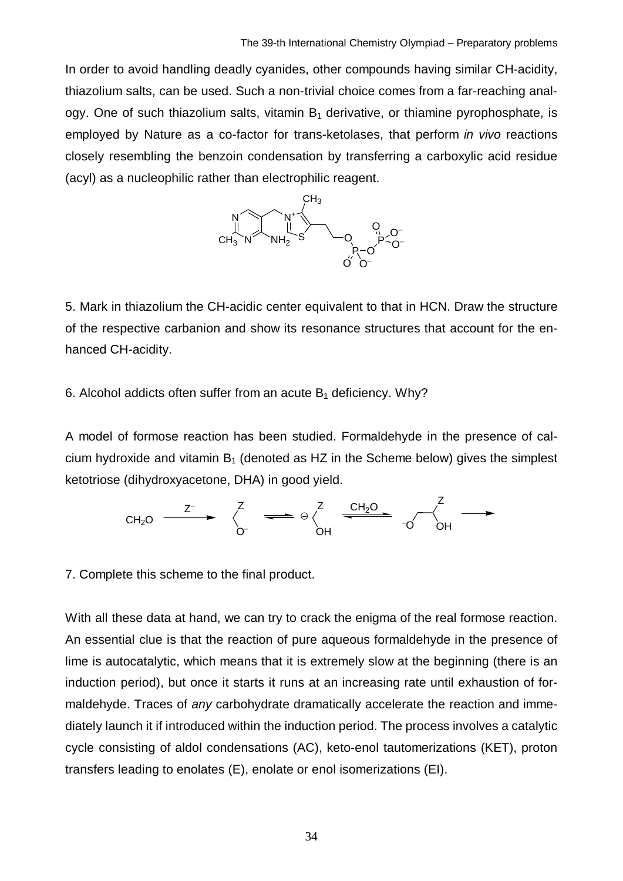In order to avoid handling deadly cyanides, other compounds having similar CH-acidity, thiazolium salts, can be used. Such a non-trivial choice comes from a far-reaching analogy. One of such thiazolium salts, vitamin $B_1$ derivative, or thiamine pyrophosphate, is employed by Nature as a co-factor for trans-ketolases, that perform *in vivo* reactions closely resembling the benzoin condensation by transferring a carboxylic acid residue (acyl) as a nucleophilic rather than electrophilic reagent.

5. Mark in thiazolium the CH-acidic center equivalent to that in HCN. Draw the structure of the respective carbanion and show its resonance structures that account for the enhanced CH-acidity.

6. Alcohol addicts often suffer from an acute $B_1$ deficiency. Why?

A model of formose reaction has been studied. Formaldehyde in the presence of calcium hydroxide and vitamin $B_1$ (denoted as HZ in the Scheme below) gives the simplest ketotriose (dihydroxyacetone, DHA) in good yield.

7. Complete this scheme to the final product.

With all these data at hand, we can try to crack the enigma of the real formose reaction. An essential clue is that the reaction of pure aqueous formaldehyde in the presence of lime is autocatalytic, which means that it is extremely slow at the beginning (there is an induction period), but once it starts it runs at an increasing rate until exhaustion of formaldehyde. Traces of *any* carbohydrate dramatically accelerate the reaction and immediately launch it if introduced within the induction period. The process involves a catalytic cycle consisting of aldol condensations (AC), keto-enol tautomerizations (KET), proton transfers leading to enolates (E), enolate or enol isomerizations (EI).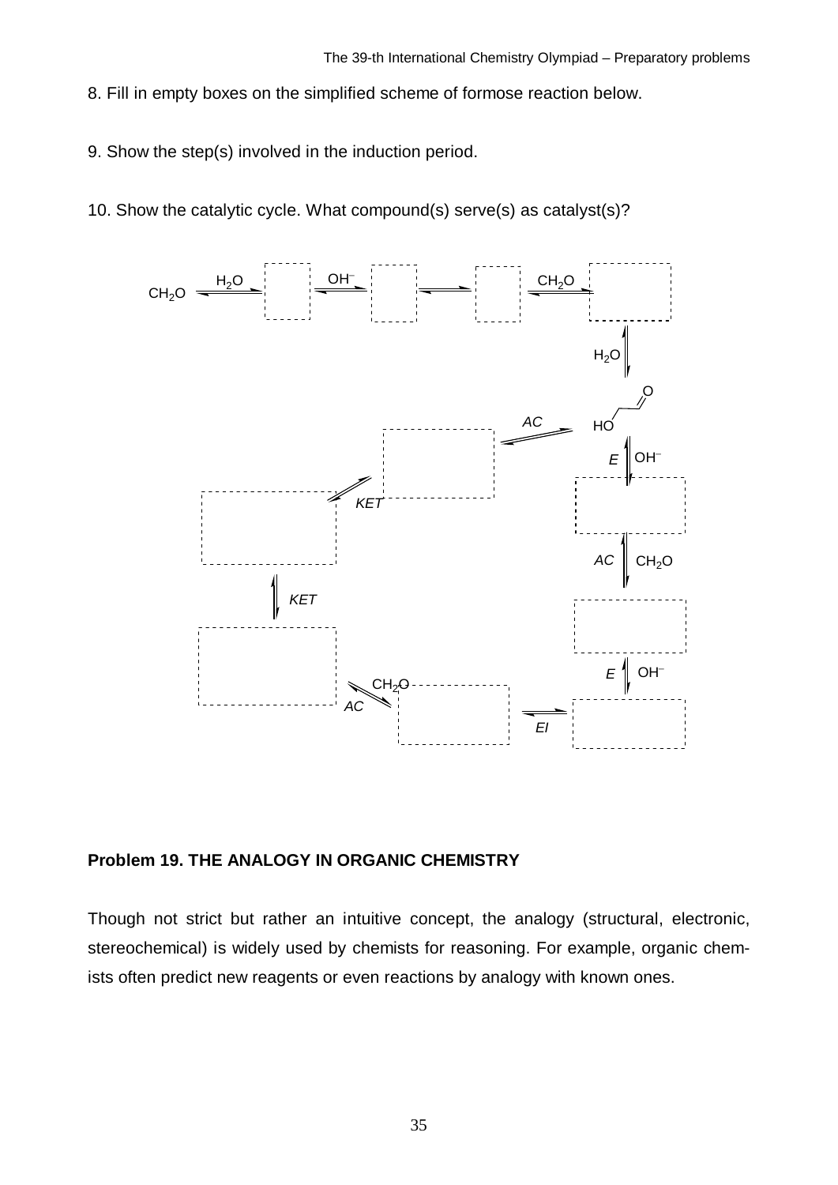8. Fill in empty boxes on the simplified scheme of formose reaction below.

9. Show the step(s) involved in the induction period.

10. Show the catalytic cycle. What compound(s) serve(s) as catalyst(s)?

$CH_2O$ $\xrightleftharpoons{H_2O}$ [ ] $\xrightleftharpoons{OH^-}$ [ ] $\rightleftharpoons$ [ ] $\xrightleftharpoons{CH_2O}$ [ ]

[ ] $\xrightleftharpoons{H_2O}$ HOCH$_2$CHO

HOCH$_2$CHO $\xrightleftharpoons{E,\ OH^-}$ [ ] $\xrightleftharpoons{AC,\ CH_2O}$ [ ] $\xrightleftharpoons{E,\ OH^-}$ [ ] $\xrightleftharpoons{El}$ [ ] $\xrightleftharpoons{AC,\ CH_2O}$ [ ] $\xrightleftharpoons{KET}$ [ ] $\xrightleftharpoons{KET}$ [ ] $\xrightleftharpoons{AC}$ HOCH$_2$CHO

## Problem 19. THE ANALOGY IN ORGANIC CHEMISTRY

Though not strict but rather an intuitive concept, the analogy (structural, electronic, stereochemical) is widely used by chemists for reasoning. For example, organic chemists often predict new reagents or even reactions by analogy with known ones.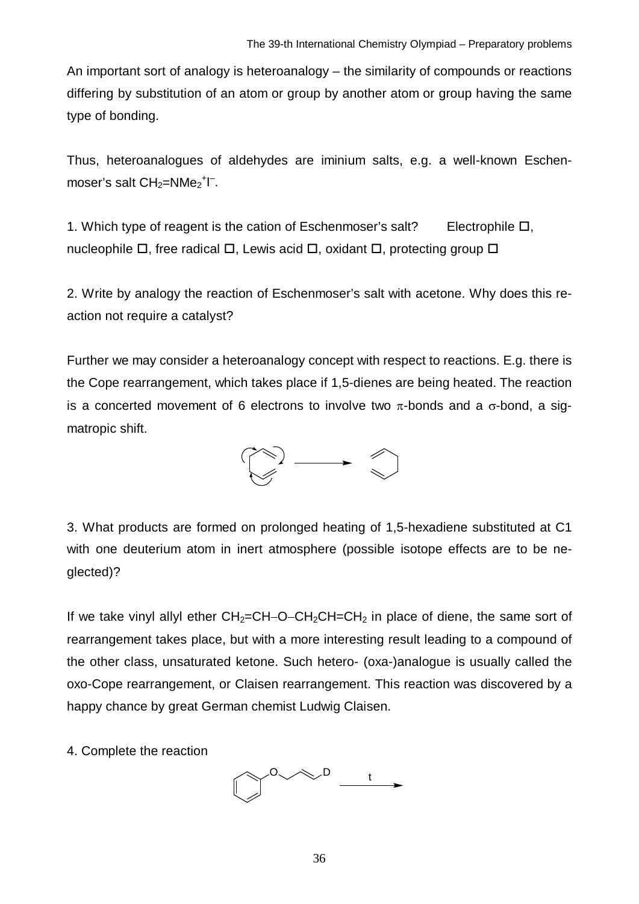An important sort of analogy is heteroanalogy – the similarity of compounds or reactions differing by substitution of an atom or group by another atom or group having the same type of bonding.

Thus, heteroanalogues of aldehydes are iminium salts, e.g. a well-known Eschenmoser's salt $CH_2{=}NMe_2^+I^-$.

1. Which type of reagent is the cation of Eschenmoser's salt? Electrophile □, nucleophile □, free radical □, Lewis acid □, oxidant □, protecting group □

2. Write by analogy the reaction of Eschenmoser's salt with acetone. Why does this reaction not require a catalyst?

Further we may consider a heteroanalogy concept with respect to reactions. E.g. there is the Cope rearrangement, which takes place if 1,5-dienes are being heated. The reaction is a concerted movement of 6 electrons to involve two $\pi$-bonds and a $\sigma$-bond, a sigmatropic shift.

3. What products are formed on prolonged heating of 1,5-hexadiene substituted at C1 with one deuterium atom in inert atmosphere (possible isotope effects are to be neglected)?

If we take vinyl allyl ether $CH_2{=}CH{-}O{-}CH_2CH{=}CH_2$ in place of diene, the same sort of rearrangement takes place, but with a more interesting result leading to a compound of the other class, unsaturated ketone. Such hetero- (oxa-)analogue is usually called the oxo-Cope rearrangement, or Claisen rearrangement. This reaction was discovered by a happy chance by great German chemist Ludwig Claisen.

4. Complete the reaction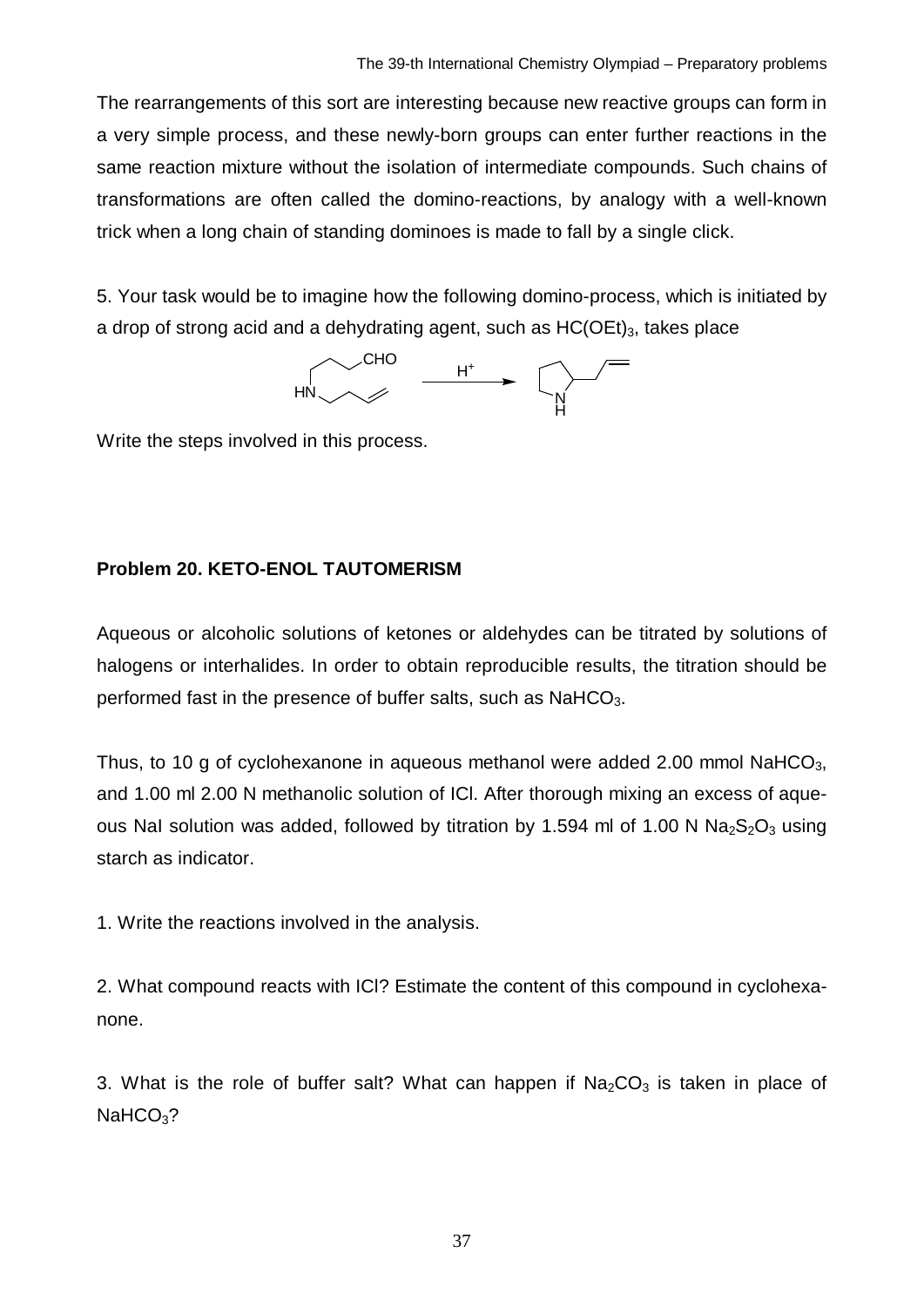The rearrangements of this sort are interesting because new reactive groups can form in a very simple process, and these newly-born groups can enter further reactions in the same reaction mixture without the isolation of intermediate compounds. Such chains of transformations are often called the domino-reactions, by analogy with a well-known trick when a long chain of standing dominoes is made to fall by a single click.

5. Your task would be to imagine how the following domino-process, which is initiated by a drop of strong acid and a dehydrating agent, such as $HC(OEt)_3$, takes place

Write the steps involved in this process.

**Problem 20. KETO-ENOL TAUTOMERISM**

Aqueous or alcoholic solutions of ketones or aldehydes can be titrated by solutions of halogens or interhalides. In order to obtain reproducible results, the titration should be performed fast in the presence of buffer salts, such as $NaHCO_3$.

Thus, to 10 g of cyclohexanone in aqueous methanol were added 2.00 mmol $NaHCO_3$, and 1.00 ml 2.00 N methanolic solution of ICl. After thorough mixing an excess of aqueous NaI solution was added, followed by titration by 1.594 ml of 1.00 N $Na_2S_2O_3$ using starch as indicator.

1. Write the reactions involved in the analysis.

2. What compound reacts with ICl? Estimate the content of this compound in cyclohexanone.

3. What is the role of buffer salt? What can happen if $Na_2CO_3$ is taken in place of $NaHCO_3$?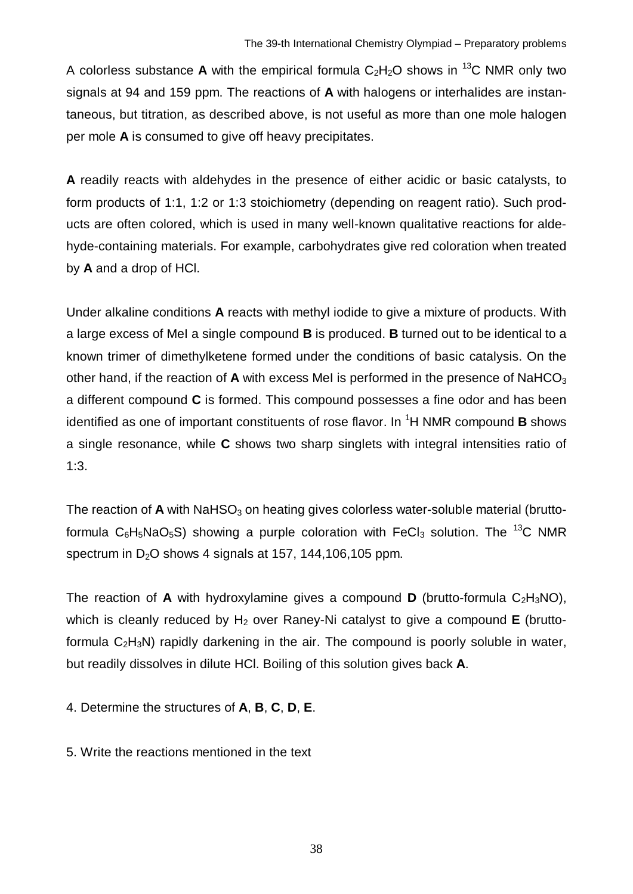A colorless substance **A** with the empirical formula $C_2H_2O$ shows in $^{13}C$ NMR only two signals at 94 and 159 ppm. The reactions of **A** with halogens or interhalides are instantaneous, but titration, as described above, is not useful as more than one mole halogen per mole **A** is consumed to give off heavy precipitates.

**A** readily reacts with aldehydes in the presence of either acidic or basic catalysts, to form products of 1:1, 1:2 or 1:3 stoichiometry (depending on reagent ratio). Such products are often colored, which is used in many well-known qualitative reactions for aldehyde-containing materials. For example, carbohydrates give red coloration when treated by **A** and a drop of HCl.

Under alkaline conditions **A** reacts with methyl iodide to give a mixture of products. With a large excess of MeI a single compound **B** is produced. **B** turned out to be identical to a known trimer of dimethylketene formed under the conditions of basic catalysis. On the other hand, if the reaction of **A** with excess MeI is performed in the presence of $NaHCO_3$ a different compound **C** is formed. This compound possesses a fine odor and has been identified as one of important constituents of rose flavor. In $^{1}H$ NMR compound **B** shows a single resonance, while **C** shows two sharp singlets with integral intensities ratio of 1:3.

The reaction of **A** with $NaHSO_3$ on heating gives colorless water-soluble material (brutto-formula $C_6H_5NaO_5S$) showing a purple coloration with $FeCl_3$ solution. The $^{13}C$ NMR spectrum in $D_2O$ shows 4 signals at 157, 144,106,105 ppm.

The reaction of **A** with hydroxylamine gives a compound **D** (brutto-formula $C_2H_3NO$), which is cleanly reduced by $H_2$ over Raney-Ni catalyst to give a compound **E** (brutto-formula $C_2H_3N$) rapidly darkening in the air. The compound is poorly soluble in water, but readily dissolves in dilute HCl. Boiling of this solution gives back **A**.

4. Determine the structures of **A**, **B**, **C**, **D**, **E**.

5. Write the reactions mentioned in the text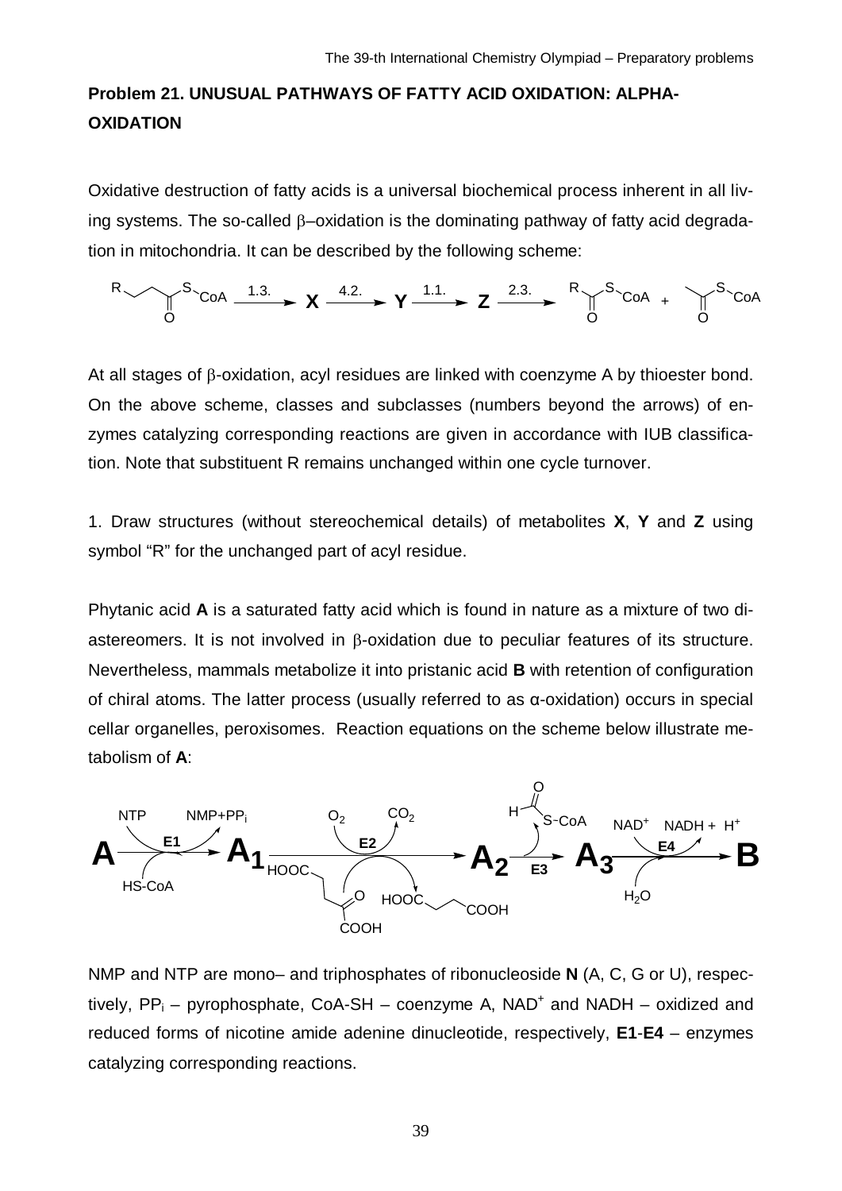## Problem 21. UNUSUAL PATHWAYS OF FATTY ACID OXIDATION: ALPHA-OXIDATION

Oxidative destruction of fatty acids is a universal biochemical process inherent in all living systems. The so-called β–oxidation is the dominating pathway of fatty acid degradation in mitochondria. It can be described by the following scheme:

$$\text{R-CH}_2\text{-CH}_2\text{-C(O)-S-CoA} \xrightarrow{1.3.} \mathbf{X} \xrightarrow{4.2.} \mathbf{Y} \xrightarrow{1.1.} \mathbf{Z} \xrightarrow{2.3.} \text{R-C(O)-S-CoA} + \text{CH}_3\text{-C(O)-S-CoA}$$

At all stages of β-oxidation, acyl residues are linked with coenzyme A by thioester bond. On the above scheme, classes and subclasses (numbers beyond the arrows) of enzymes catalyzing corresponding reactions are given in accordance with IUB classification. Note that substituent R remains unchanged within one cycle turnover.

1. Draw structures (without stereochemical details) of metabolites **X**, **Y** and **Z** using symbol "R" for the unchanged part of acyl residue.

Phytanic acid **A** is a saturated fatty acid which is found in nature as a mixture of two diastereomers. It is not involved in β-oxidation due to peculiar features of its structure. Nevertheless, mammals metabolize it into pristanic acid **B** with retention of configuration of chiral atoms. The latter process (usually referred to as α-oxidation) occurs in special cellar organelles, peroxisomes. Reaction equations on the scheme below illustrate metabolism of **A**:

$$\mathbf{A} \xrightarrow[\text{HS-CoA}]{\text{NTP} \;\; \mathbf{E1} \;\; \text{NMP+PP}_i} \mathbf{A_1} \xrightarrow[\text{HOOC-CH}_2\text{-CH}_2\text{-C(O)-COOH} \;\to\; \text{HOOC-CH}_2\text{-CH}_2\text{-COOH}]{\text{O}_2 \;\; \mathbf{E2} \;\; \text{CO}_2} \mathbf{A_2} \xrightarrow[\mathbf{E3}]{\text{H-C(O)-S-CoA}} \mathbf{A_3} \xrightarrow[\text{H}_2\text{O}]{\text{NAD}^+ \;\; \mathbf{E4} \;\; \text{NADH + H}^+} \mathbf{B}$$

NMP and NTP are mono– and triphosphates of ribonucleoside **N** (A, C, G or U), respectively, $PP_i$ – pyrophosphate, CoA-SH – coenzyme A, $NAD^+$ and NADH – oxidized and reduced forms of nicotine amide adenine dinucleotide, respectively, **E1**-**E4** – enzymes catalyzing corresponding reactions.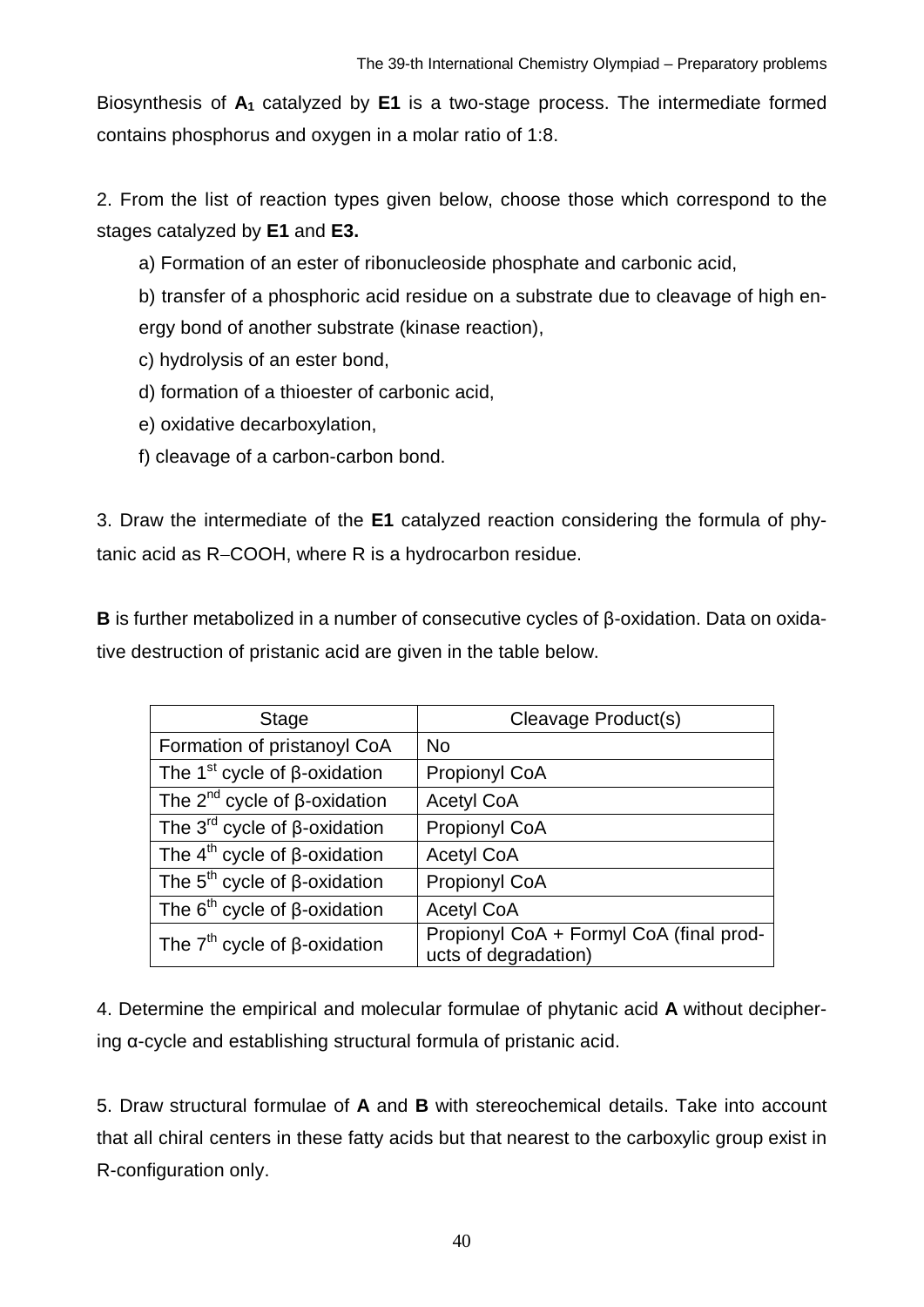Biosynthesis of $A_1$ catalyzed by **E1** is a two-stage process. The intermediate formed contains phosphorus and oxygen in a molar ratio of 1:8.

2. From the list of reaction types given below, choose those which correspond to the stages catalyzed by **E1** and **E3.**

a) Formation of an ester of ribonucleoside phosphate and carbonic acid,

b) transfer of a phosphoric acid residue on a substrate due to cleavage of high energy bond of another substrate (kinase reaction),

c) hydrolysis of an ester bond,

d) formation of a thioester of carbonic acid,

e) oxidative decarboxylation,

f) cleavage of a carbon-carbon bond.

3. Draw the intermediate of the **E1** catalyzed reaction considering the formula of phytanic acid as R−COOH, where R is a hydrocarbon residue.

**B** is further metabolized in a number of consecutive cycles of β-oxidation. Data on oxidative destruction of pristanic acid are given in the table below.

| Stage | Cleavage Product(s) |
|---|---|
| Formation of pristanoyl CoA | No |
| The 1st cycle of β-oxidation | Propionyl CoA |
| The 2nd cycle of β-oxidation | Acetyl CoA |
| The 3rd cycle of β-oxidation | Propionyl CoA |
| The 4th cycle of β-oxidation | Acetyl CoA |
| The 5th cycle of β-oxidation | Propionyl CoA |
| The 6th cycle of β-oxidation | Acetyl CoA |
| The 7th cycle of β-oxidation | Propionyl CoA + Formyl CoA (final products of degradation) |

4. Determine the empirical and molecular formulae of phytanic acid **A** without deciphering α-cycle and establishing structural formula of pristanic acid.

5. Draw structural formulae of **A** and **B** with stereochemical details. Take into account that all chiral centers in these fatty acids but that nearest to the carboxylic group exist in R-configuration only.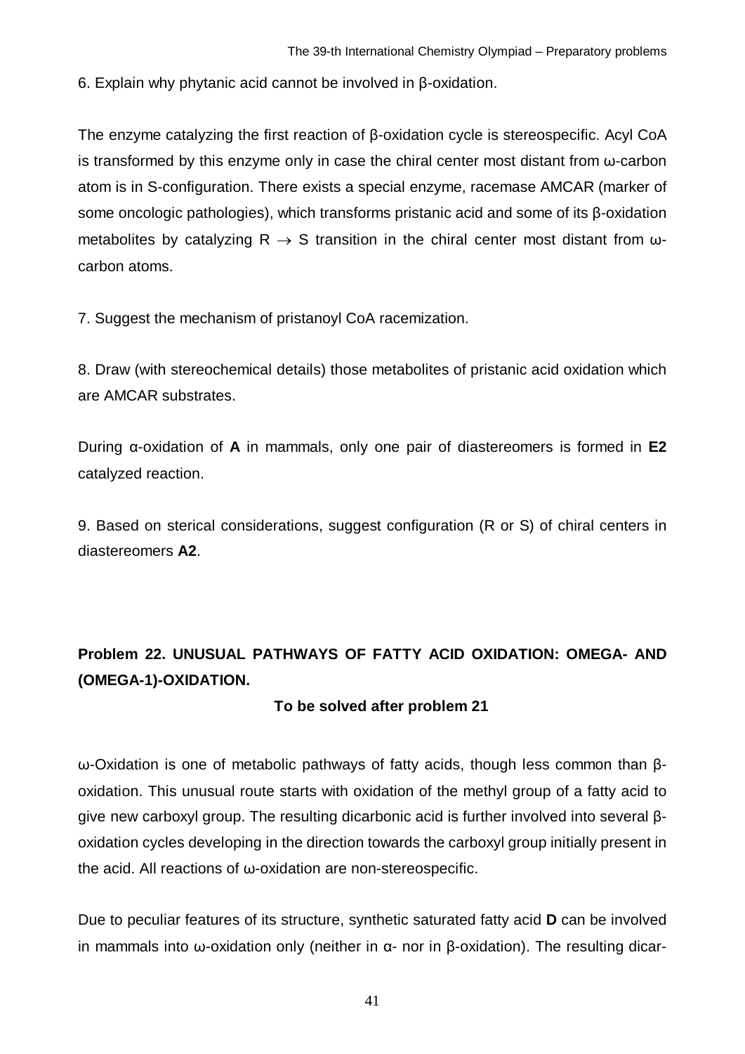6. Explain why phytanic acid cannot be involved in β-oxidation.

The enzyme catalyzing the first reaction of β-oxidation cycle is stereospecific. Acyl CoA is transformed by this enzyme only in case the chiral center most distant from ω-carbon atom is in S-configuration. There exists a special enzyme, racemase AMCAR (marker of some oncologic pathologies), which transforms pristanic acid and some of its β-oxidation metabolites by catalyzing R $\rightarrow$ S transition in the chiral center most distant from ω-carbon atoms.

7. Suggest the mechanism of pristanoyl CoA racemization.

8. Draw (with stereochemical details) those metabolites of pristanic acid oxidation which are AMCAR substrates.

During α-oxidation of **A** in mammals, only one pair of diastereomers is formed in **E2** catalyzed reaction.

9. Based on sterical considerations, suggest configuration (R or S) of chiral centers in diastereomers **A2**.

## Problem 22. UNUSUAL PATHWAYS OF FATTY ACID OXIDATION: OMEGA- AND (OMEGA-1)-OXIDATION.

**To be solved after problem 21**

ω-Oxidation is one of metabolic pathways of fatty acids, though less common than β-oxidation. This unusual route starts with oxidation of the methyl group of a fatty acid to give new carboxyl group. The resulting dicarbonic acid is further involved into several β-oxidation cycles developing in the direction towards the carboxyl group initially present in the acid. All reactions of ω-oxidation are non-stereospecific.

Due to peculiar features of its structure, synthetic saturated fatty acid **D** can be involved in mammals into ω-oxidation only (neither in α- nor in β-oxidation). The resulting dicar-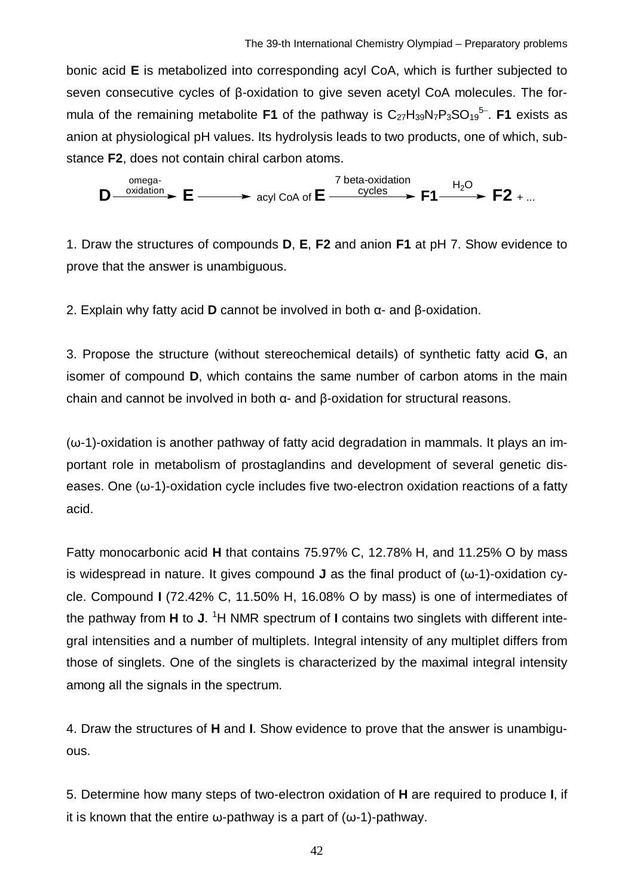bonic acid **E** is metabolized into corresponding acyl CoA, which is further subjected to seven consecutive cycles of β-oxidation to give seven acetyl CoA molecules. The formula of the remaining metabolite **F1** of the pathway is $C_{27}H_{39}N_7P_3SO_{19}^{5-}$. **F1** exists as anion at physiological pH values. Its hydrolysis leads to two products, one of which, substance **F2**, does not contain chiral carbon atoms.

$$\mathbf{D} \xrightarrow{\text{omega-oxidation}} \mathbf{E} \longrightarrow \text{acyl CoA of } \mathbf{E} \xrightarrow[\text{cycles}]{\text{7 beta-oxidation}} \mathbf{F1} \xrightarrow{H_2O} \mathbf{F2} + ...$$

1. Draw the structures of compounds **D**, **E**, **F2** and anion **F1** at pH 7. Show evidence to prove that the answer is unambiguous.

2. Explain why fatty acid **D** cannot be involved in both α- and β-oxidation.

3. Propose the structure (without stereochemical details) of synthetic fatty acid **G**, an isomer of compound **D**, which contains the same number of carbon atoms in the main chain and cannot be involved in both α- and β-oxidation for structural reasons.

(ω-1)-oxidation is another pathway of fatty acid degradation in mammals. It plays an important role in metabolism of prostaglandins and development of several genetic diseases. One (ω-1)-oxidation cycle includes five two-electron oxidation reactions of a fatty acid.

Fatty monocarbonic acid **H** that contains 75.97% C, 12.78% H, and 11.25% O by mass is widespread in nature. It gives compound **J** as the final product of (ω-1)-oxidation cycle. Compound **I** (72.42% C, 11.50% H, 16.08% O by mass) is one of intermediates of the pathway from **H** to **J**. $^1$H NMR spectrum of **I** contains two singlets with different integral intensities and a number of multiplets. Integral intensity of any multiplet differs from those of singlets. One of the singlets is characterized by the maximal integral intensity among all the signals in the spectrum.

4. Draw the structures of **H** and **I**. Show evidence to prove that the answer is unambiguous.

5. Determine how many steps of two-electron oxidation of **H** are required to produce **I**, if it is known that the entire ω-pathway is a part of (ω-1)-pathway.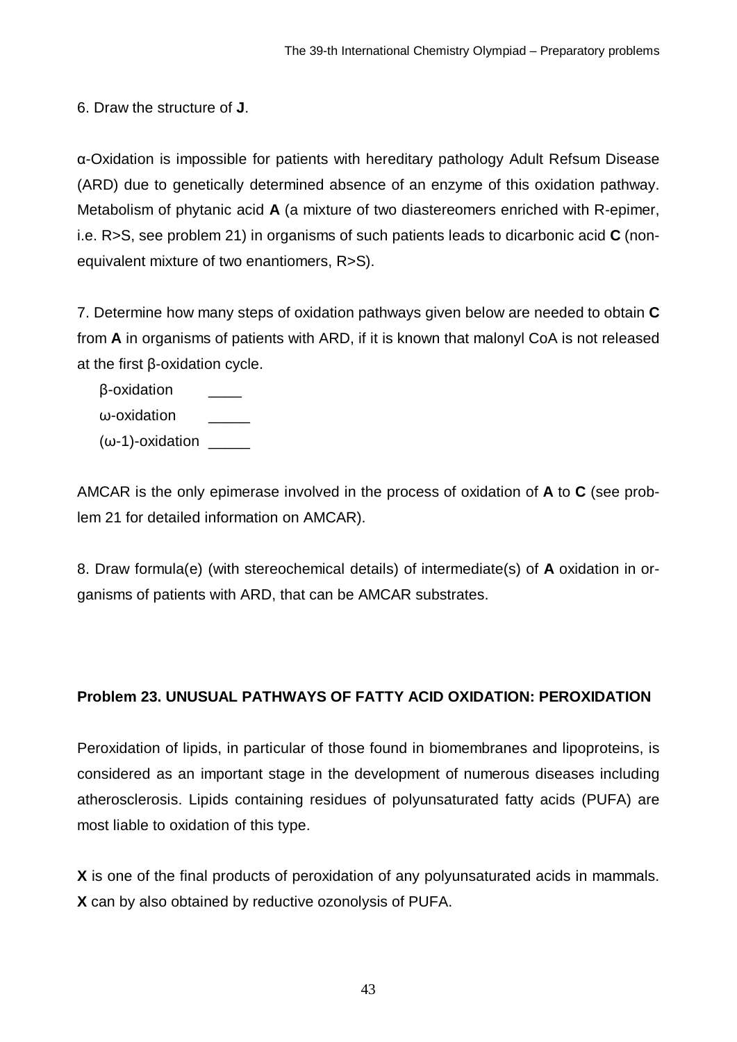6. Draw the structure of **J**.

α-Oxidation is impossible for patients with hereditary pathology Adult Refsum Disease (ARD) due to genetically determined absence of an enzyme of this oxidation pathway. Metabolism of phytanic acid **A** (a mixture of two diastereomers enriched with R-epimer, i.e. R>S, see problem 21) in organisms of such patients leads to dicarbonic acid **C** (non-equivalent mixture of two enantiomers, R>S).

7. Determine how many steps of oxidation pathways given below are needed to obtain **C** from **A** in organisms of patients with ARD, if it is known that malonyl CoA is not released at the first β-oxidation cycle.

β-oxidation ____

ω-oxidation _____

(ω-1)-oxidation _____

AMCAR is the only epimerase involved in the process of oxidation of **A** to **C** (see problem 21 for detailed information on AMCAR).

8. Draw formula(e) (with stereochemical details) of intermediate(s) of **A** oxidation in organisms of patients with ARD, that can be AMCAR substrates.

## Problem 23. UNUSUAL PATHWAYS OF FATTY ACID OXIDATION: PEROXIDATION

Peroxidation of lipids, in particular of those found in biomembranes and lipoproteins, is considered as an important stage in the development of numerous diseases including atherosclerosis. Lipids containing residues of polyunsaturated fatty acids (PUFA) are most liable to oxidation of this type.

**X** is one of the final products of peroxidation of any polyunsaturated acids in mammals. **X** can by also obtained by reductive ozonolysis of PUFA.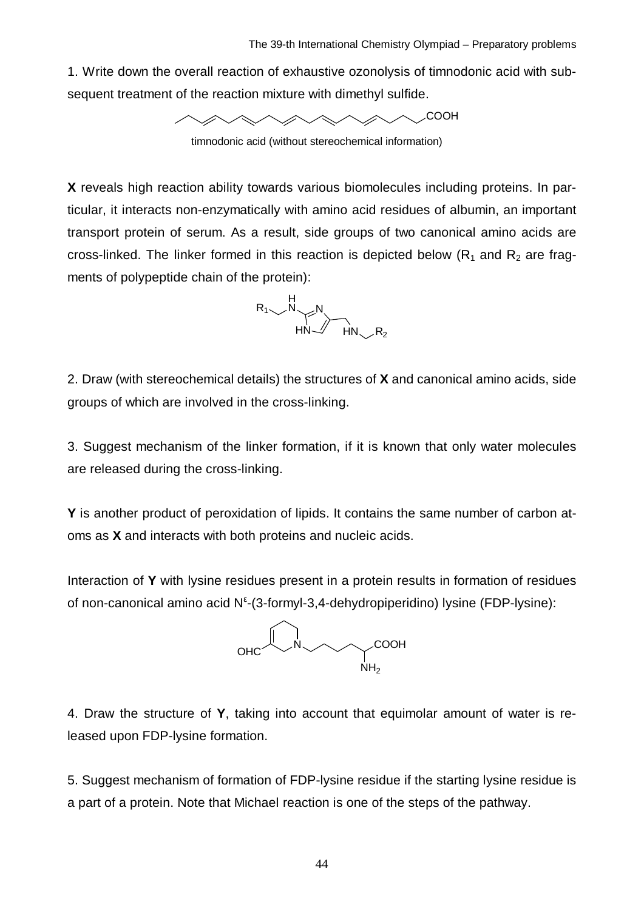1. Write down the overall reaction of exhaustive ozonolysis of timnodonic acid with subsequent treatment of the reaction mixture with dimethyl sulfide.

timnodonic acid (without stereochemical information)

**X** reveals high reaction ability towards various biomolecules including proteins. In particular, it interacts non-enzymatically with amino acid residues of albumin, an important transport protein of serum. As a result, side groups of two canonical amino acids are cross-linked. The linker formed in this reaction is depicted below ($R_1$ and $R_2$ are fragments of polypeptide chain of the protein):

2. Draw (with stereochemical details) the structures of **X** and canonical amino acids, side groups of which are involved in the cross-linking.

3. Suggest mechanism of the linker formation, if it is known that only water molecules are released during the cross-linking.

**Y** is another product of peroxidation of lipids. It contains the same number of carbon atoms as **X** and interacts with both proteins and nucleic acids.

Interaction of **Y** with lysine residues present in a protein results in formation of residues of non-canonical amino acid $N^{\varepsilon}$-(3-formyl-3,4-dehydropiperidino) lysine (FDP-lysine):

4. Draw the structure of **Y**, taking into account that equimolar amount of water is released upon FDP-lysine formation.

5. Suggest mechanism of formation of FDP-lysine residue if the starting lysine residue is a part of a protein. Note that Michael reaction is one of the steps of the pathway.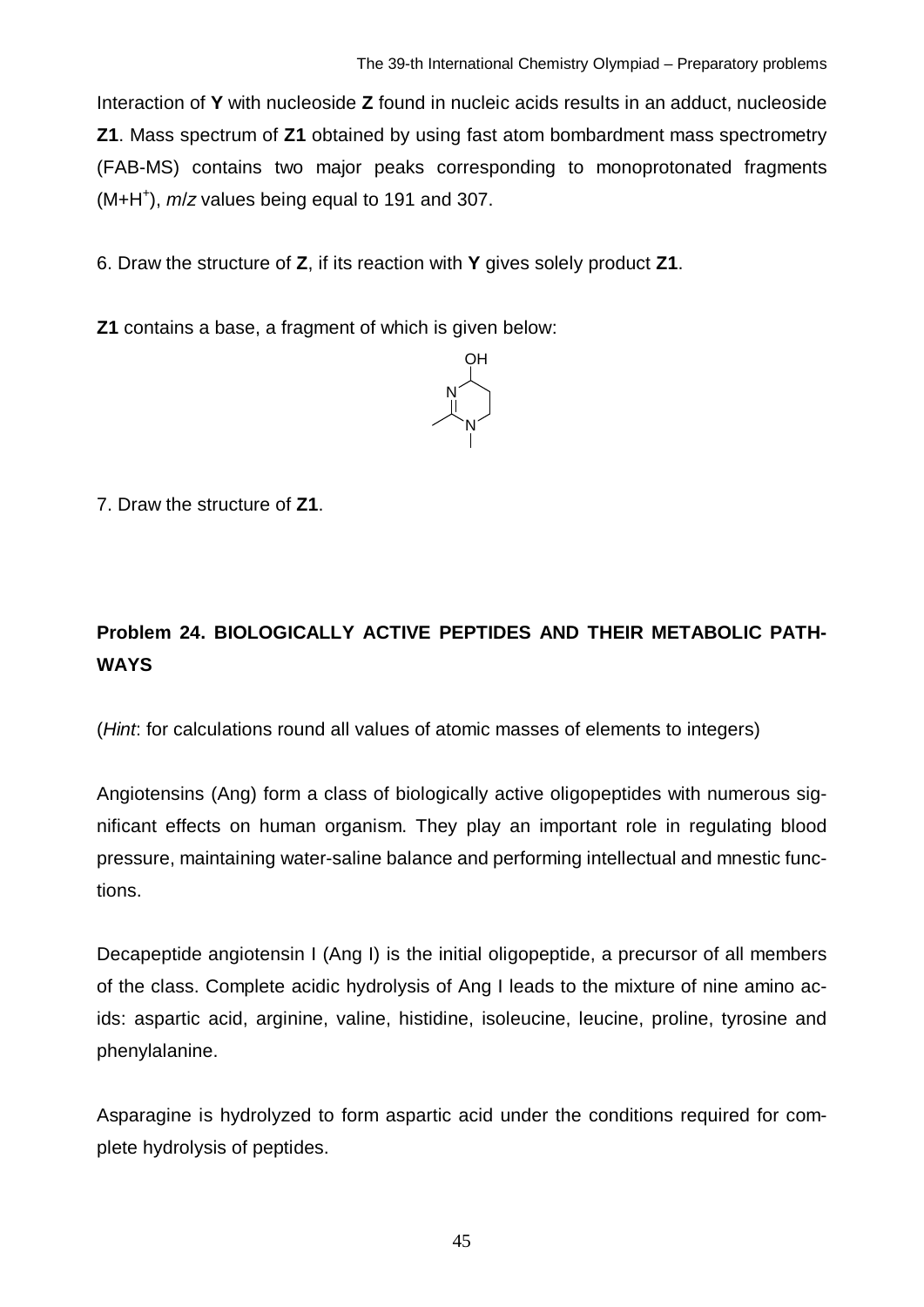Interaction of **Y** with nucleoside **Z** found in nucleic acids results in an adduct, nucleoside **Z1**. Mass spectrum of **Z1** obtained by using fast atom bombardment mass spectrometry (FAB-MS) contains two major peaks corresponding to monoprotonated fragments ($M+H^+$), *m*/*z* values being equal to 191 and 307.

6. Draw the structure of **Z**, if its reaction with **Y** gives solely product **Z1**.

**Z1** contains a base, a fragment of which is given below:

7. Draw the structure of **Z1**.

## Problem 24. BIOLOGICALLY ACTIVE PEPTIDES AND THEIR METABOLIC PATHWAYS

(*Hint*: for calculations round all values of atomic masses of elements to integers)

Angiotensins (Ang) form a class of biologically active oligopeptides with numerous significant effects on human organism. They play an important role in regulating blood pressure, maintaining water-saline balance and performing intellectual and mnestic functions.

Decapeptide angiotensin I (Ang I) is the initial oligopeptide, a precursor of all members of the class. Complete acidic hydrolysis of Ang I leads to the mixture of nine amino acids: aspartic acid, arginine, valine, histidine, isoleucine, leucine, proline, tyrosine and phenylalanine.

Asparagine is hydrolyzed to form aspartic acid under the conditions required for complete hydrolysis of peptides.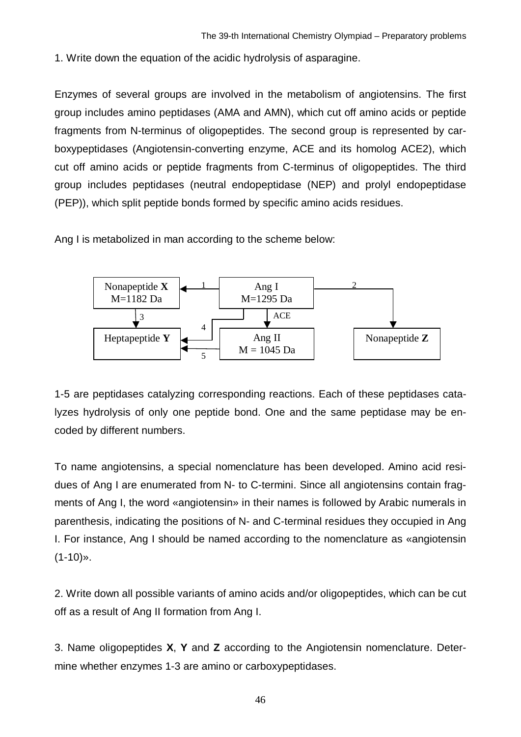1. Write down the equation of the acidic hydrolysis of asparagine.

Enzymes of several groups are involved in the metabolism of angiotensins. The first group includes amino peptidases (AMA and AMN), which cut off amino acids or peptide fragments from N-terminus of oligopeptides. The second group is represented by carboxypeptidases (Angiotensin-converting enzyme, ACE and its homolog ACE2), which cut off amino acids or peptide fragments from C-terminus of oligopeptides. The third group includes peptidases (neutral endopeptidase (NEP) and prolyl endopeptidase (PEP)), which split peptide bonds formed by specific amino acids residues.

Ang I is metabolized in man according to the scheme below:

```
Nonapeptide X  <--1--  Ang I  --2-->  Nonapeptide Z
M=1182 Da              M=1295 Da
     |3                  |  |ACE
     v                   |  v
Heptapeptide Y <--4------+  Ang II
               <--5-------  M = 1045 Da
```

1-5 are peptidases catalyzing corresponding reactions. Each of these peptidases catalyzes hydrolysis of only one peptide bond. One and the same peptidase may be encoded by different numbers.

To name angiotensins, a special nomenclature has been developed. Amino acid residues of Ang I are enumerated from N- to C-termini. Since all angiotensins contain fragments of Ang I, the word «angiotensin» in their names is followed by Arabic numerals in parenthesis, indicating the positions of N- and C-terminal residues they occupied in Ang I. For instance, Ang I should be named according to the nomenclature as «angiotensin (1-10)».

2. Write down all possible variants of amino acids and/or oligopeptides, which can be cut off as a result of Ang II formation from Ang I.

3. Name oligopeptides **X**, **Y** and **Z** according to the Angiotensin nomenclature. Determine whether enzymes 1-3 are amino or carboxypeptidases.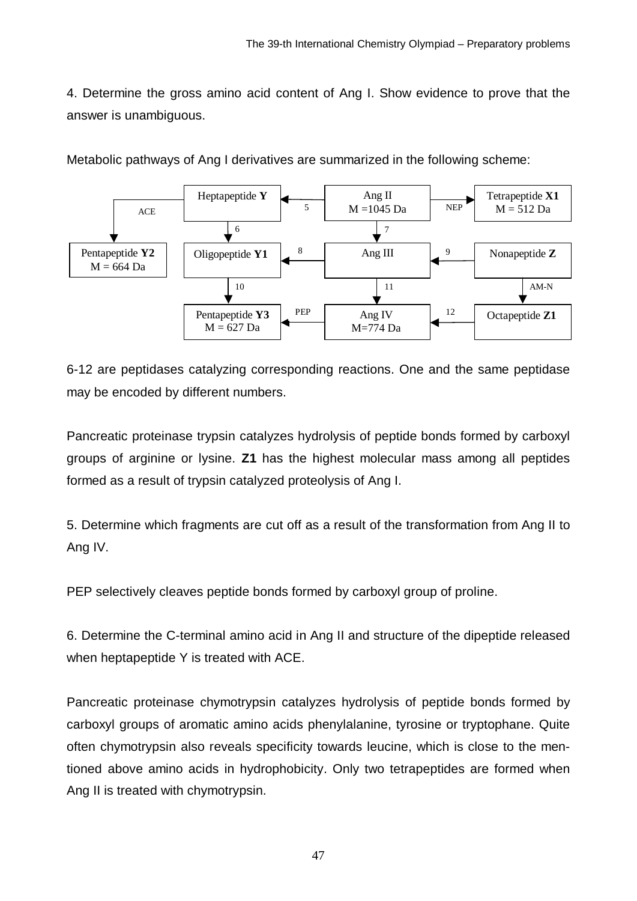4. Determine the gross amino acid content of Ang I. Show evidence to prove that the answer is unambiguous.

Metabolic pathways of Ang I derivatives are summarized in the following scheme:

- Ang II (M = 1045 Da) → Heptapeptide **Y** (5)
- Ang II (M = 1045 Da) → Tetrapeptide **X1** (M = 512 Da) (NEP)
- Ang II → Ang III (7)
- Heptapeptide **Y** → Pentapeptide **Y2** (M = 664 Da) (ACE)
- Heptapeptide **Y** → Oligopeptide **Y1** (6)
- Ang III → Oligopeptide **Y1** (8)
- Nonapeptide **Z** → Ang III (9)
- Nonapeptide **Z** → Octapeptide **Z1** (AM-N)
- Oligopeptide **Y1** → Pentapeptide **Y3** (M = 627 Da) (10)
- Ang III → Ang IV (M = 774 Da) (11)
- Octapeptide **Z1** → Ang IV (12)
- Ang IV → Pentapeptide **Y3** (PEP)

6-12 are peptidases catalyzing corresponding reactions. One and the same peptidase may be encoded by different numbers.

Pancreatic proteinase trypsin catalyzes hydrolysis of peptide bonds formed by carboxyl groups of arginine or lysine. **Z1** has the highest molecular mass among all peptides formed as a result of trypsin catalyzed proteolysis of Ang I.

5. Determine which fragments are cut off as a result of the transformation from Ang II to Ang IV.

PEP selectively cleaves peptide bonds formed by carboxyl group of proline.

6. Determine the C-terminal amino acid in Ang II and structure of the dipeptide released when heptapeptide Y is treated with ACE.

Pancreatic proteinase chymotrypsin catalyzes hydrolysis of peptide bonds formed by carboxyl groups of aromatic amino acids phenylalanine, tyrosine or tryptophane. Quite often chymotrypsin also reveals specificity towards leucine, which is close to the mentioned above amino acids in hydrophobicity. Only two tetrapeptides are formed when Ang II is treated with chymotrypsin.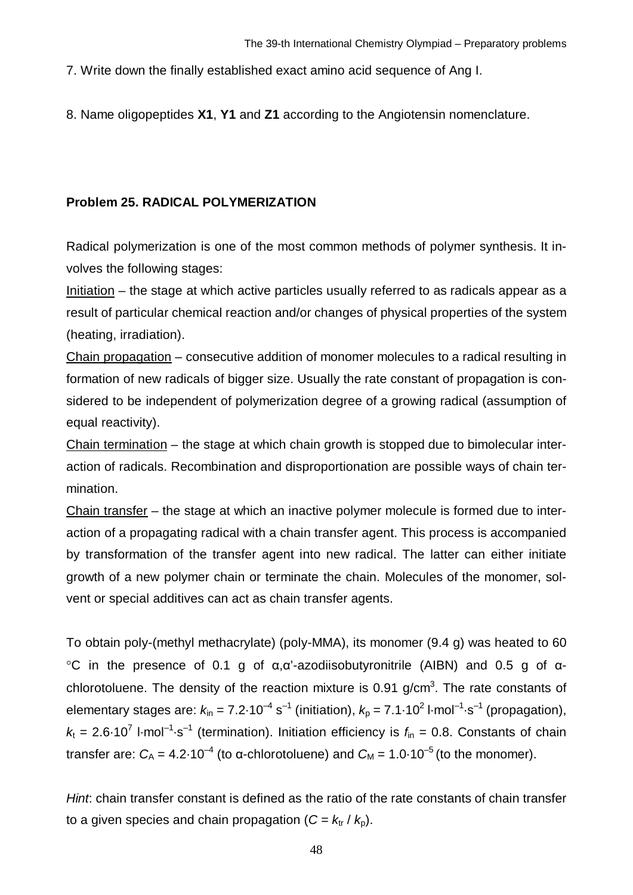7. Write down the finally established exact amino acid sequence of Ang I.

8. Name oligopeptides **X1**, **Y1** and **Z1** according to the Angiotensin nomenclature.

## Problem 25. RADICAL POLYMERIZATION

Radical polymerization is one of the most common methods of polymer synthesis. It involves the following stages:

Initiation – the stage at which active particles usually referred to as radicals appear as a result of particular chemical reaction and/or changes of physical properties of the system (heating, irradiation).

Chain propagation – consecutive addition of monomer molecules to a radical resulting in formation of new radicals of bigger size. Usually the rate constant of propagation is considered to be independent of polymerization degree of a growing radical (assumption of equal reactivity).

Chain termination – the stage at which chain growth is stopped due to bimolecular interaction of radicals. Recombination and disproportionation are possible ways of chain termination.

Chain transfer – the stage at which an inactive polymer molecule is formed due to interaction of a propagating radical with a chain transfer agent. This process is accompanied by transformation of the transfer agent into new radical. The latter can either initiate growth of a new polymer chain or terminate the chain. Molecules of the monomer, solvent or special additives can act as chain transfer agents.

To obtain poly-(methyl methacrylate) (poly-MMA), its monomer (9.4 g) was heated to 60 °C in the presence of 0.1 g of α,α'-azodiisobutyronitrile (AIBN) and 0.5 g of α-chlorotoluene. The density of the reaction mixture is 0.91 g/cm$^3$. The rate constants of elementary stages are: $k_{in} = 7.2 \cdot 10^{-4}$ s$^{-1}$ (initiation), $k_p = 7.1 \cdot 10^{2}$ l·mol$^{-1}$·s$^{-1}$ (propagation), $k_t = 2.6 \cdot 10^{7}$ l·mol$^{-1}$·s$^{-1}$ (termination). Initiation efficiency is $f_{in} = 0.8$. Constants of chain transfer are: $C_A = 4.2 \cdot 10^{-4}$ (to α-chlorotoluene) and $C_M = 1.0 \cdot 10^{-5}$ (to the monomer).

*Hint*: chain transfer constant is defined as the ratio of the rate constants of chain transfer to a given species and chain propagation ($C = k_{tr} / k_p$).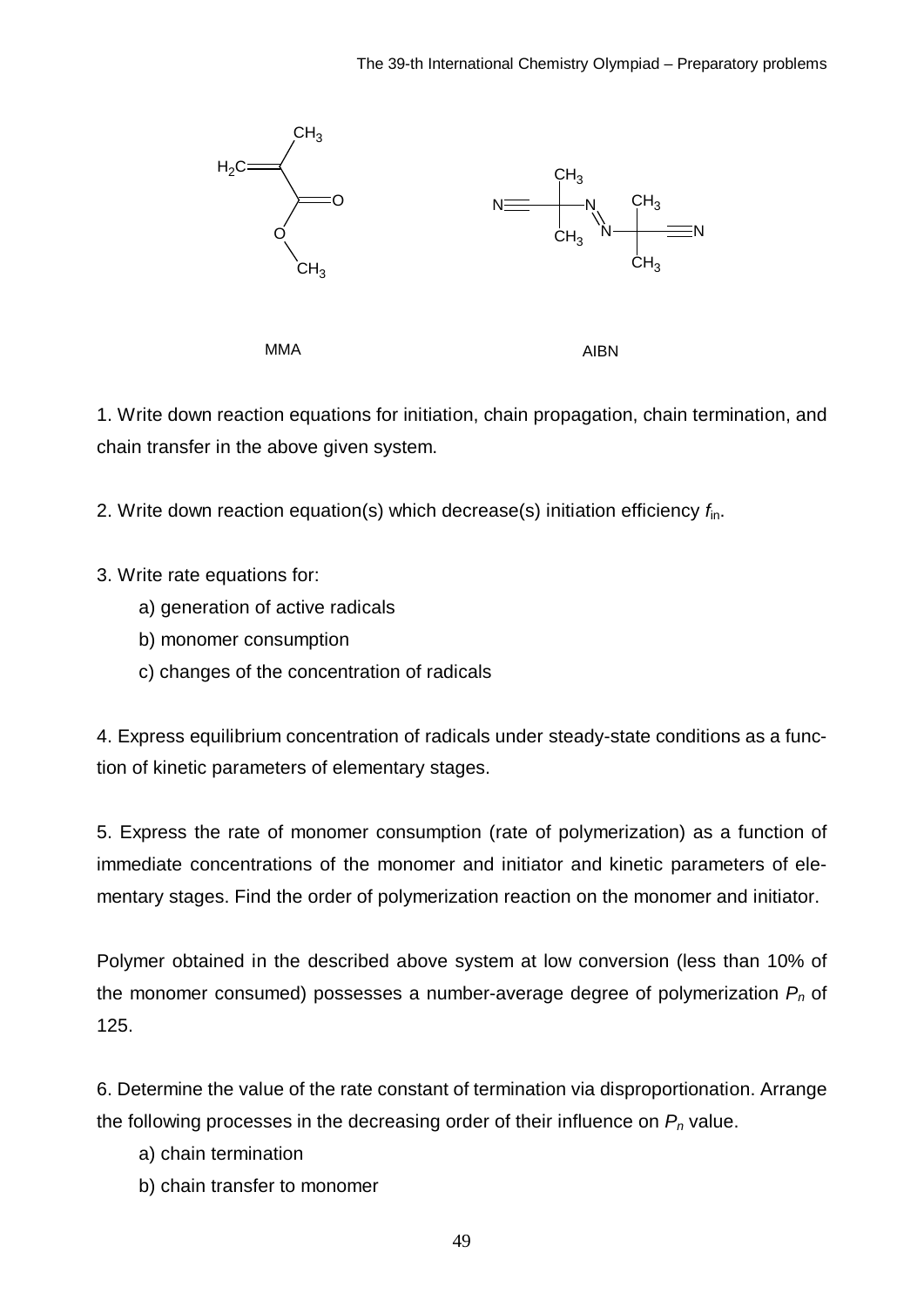MMA

AIBN

1. Write down reaction equations for initiation, chain propagation, chain termination, and chain transfer in the above given system.

2. Write down reaction equation(s) which decrease(s) initiation efficiency $f_{in}$.

3. Write rate equations for:

   a) generation of active radicals

   b) monomer consumption

   c) changes of the concentration of radicals

4. Express equilibrium concentration of radicals under steady-state conditions as a function of kinetic parameters of elementary stages.

5. Express the rate of monomer consumption (rate of polymerization) as a function of immediate concentrations of the monomer and initiator and kinetic parameters of elementary stages. Find the order of polymerization reaction on the monomer and initiator.

Polymer obtained in the described above system at low conversion (less than 10% of the monomer consumed) possesses a number-average degree of polymerization $P_n$ of 125.

6. Determine the value of the rate constant of termination via disproportionation. Arrange the following processes in the decreasing order of their influence on $P_n$ value.

   a) chain termination

   b) chain transfer to monomer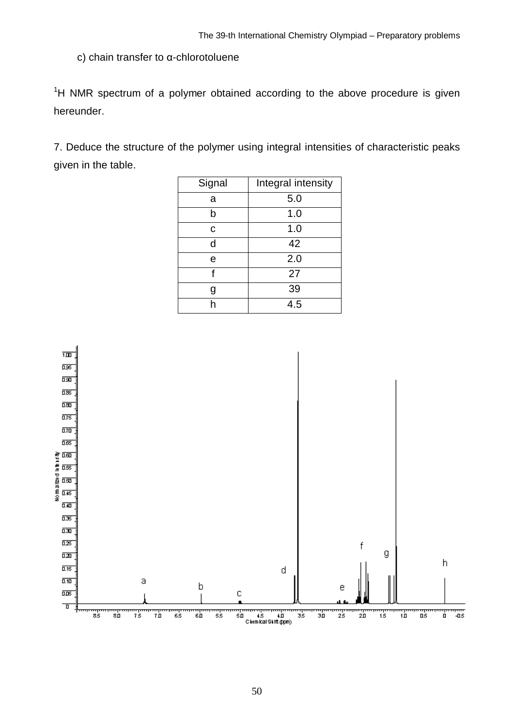c) chain transfer to α-chlorotoluene

$^{1}H$ NMR spectrum of a polymer obtained according to the above procedure is given hereunder.

7. Deduce the structure of the polymer using integral intensities of characteristic peaks given in the table.

| Signal | Integral intensity |
|---|---|
| a | 5.0 |
| b | 1.0 |
| c | 1.0 |
| d | 42 |
| e | 2.0 |
| f | 27 |
| g | 39 |
| h | 4.5 |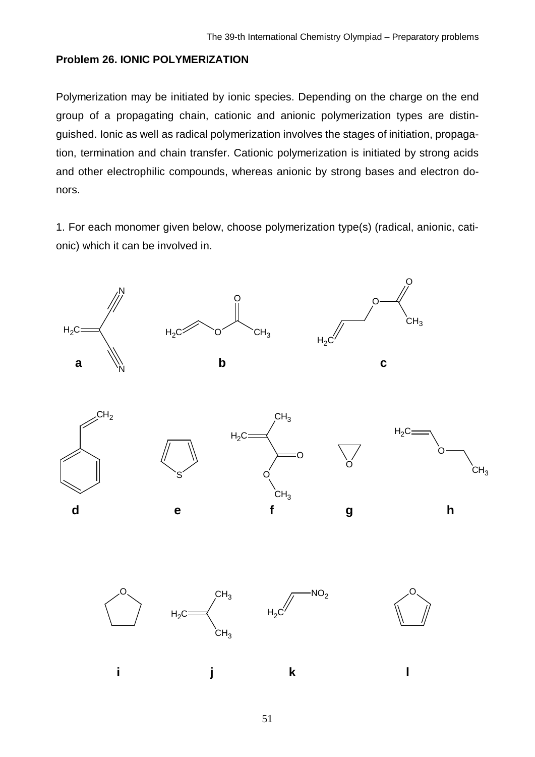**Problem 26. IONIC POLYMERIZATION**

Polymerization may be initiated by ionic species. Depending on the charge on the end group of a propagating chain, cationic and anionic polymerization types are distinguished. Ionic as well as radical polymerization involves the stages of initiation, propagation, termination and chain transfer. Cationic polymerization is initiated by strong acids and other electrophilic compounds, whereas anionic by strong bases and electron donors.

1. For each monomer given below, choose polymerization type(s) (radical, anionic, cationic) which it can be involved in.

**a** $H_2C{=}C(CN)_2$ **b** $H_2C{=}CH{-}O{-}C(O){-}CH_3$ **c** $H_2C{=}CH{-}CH_2{-}O{-}C(O){-}CH_3$

**d** (styrene, $C_6H_5{-}CH{=}CH_2$) **e** (thiophene) **f** $H_2C{=}C(CH_3){-}C(O){-}O{-}CH_3$ **g** (ethylene oxide) **h** $H_2C{=}CH{-}O{-}CH_2{-}CH_3$

**i** (tetrahydrofuran) **j** $H_2C{=}C(CH_3)_2$ **k** $H_2C{=}CH{-}NO_2$ **l** (furan)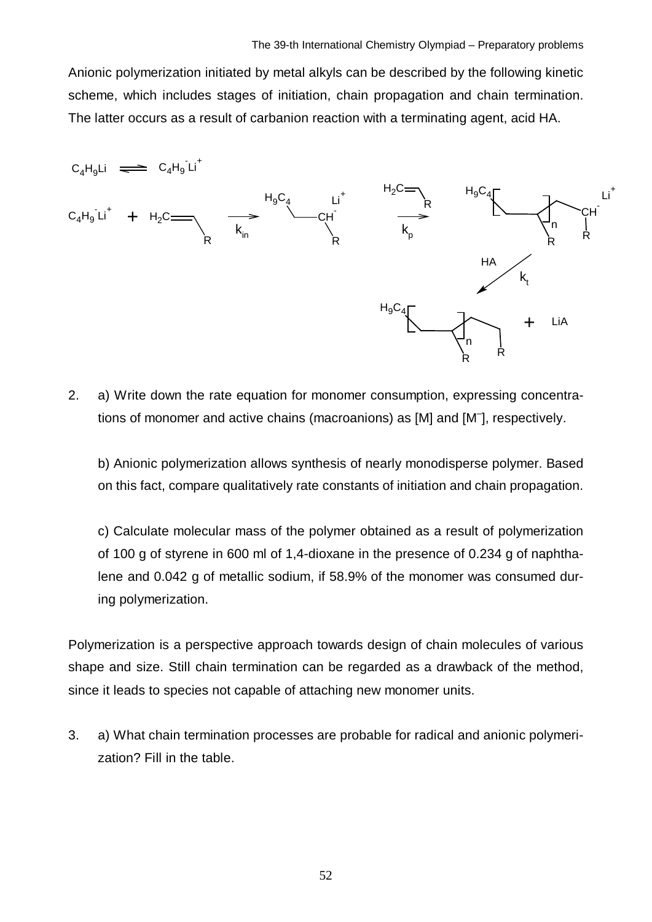Anionic polymerization initiated by metal alkyls can be described by the following kinetic scheme, which includes stages of initiation, chain propagation and chain termination. The latter occurs as a result of carbanion reaction with a terminating agent, acid HA.

$$C_4H_9Li \rightleftharpoons C_4H_9^-Li^+$$

$$C_4H_9^-Li^+ + H_2C{=}CH{-}R \xrightarrow{k_{in}} H_9C_4{-}CH_2{-}CH^-(R)\,Li^+ \xrightarrow[k_p]{H_2C{=}CH{-}R} H_9C_4{-}[CH_2{-}CH(R)]_n{-}CH_2{-}CH^-(R)\,Li^+$$

$$H_9C_4{-}[CH_2{-}CH(R)]_n{-}CH_2{-}CH^-(R)\,Li^+ \xrightarrow[k_t]{HA} H_9C_4{-}[CH_2{-}CH(R)]_n{-}CH_2{-}CH_2(R) + LiA$$

2. a) Write down the rate equation for monomer consumption, expressing concentrations of monomer and active chains (macroanions) as [M] and [M$^-$], respectively.

   b) Anionic polymerization allows synthesis of nearly monodisperse polymer. Based on this fact, compare qualitatively rate constants of initiation and chain propagation.

   c) Calculate molecular mass of the polymer obtained as a result of polymerization of 100 g of styrene in 600 ml of 1,4-dioxane in the presence of 0.234 g of naphthalene and 0.042 g of metallic sodium, if 58.9% of the monomer was consumed during polymerization.

Polymerization is a perspective approach towards design of chain molecules of various shape and size. Still chain termination can be regarded as a drawback of the method, since it leads to species not capable of attaching new monomer units.

3. a) What chain termination processes are probable for radical and anionic polymerization? Fill in the table.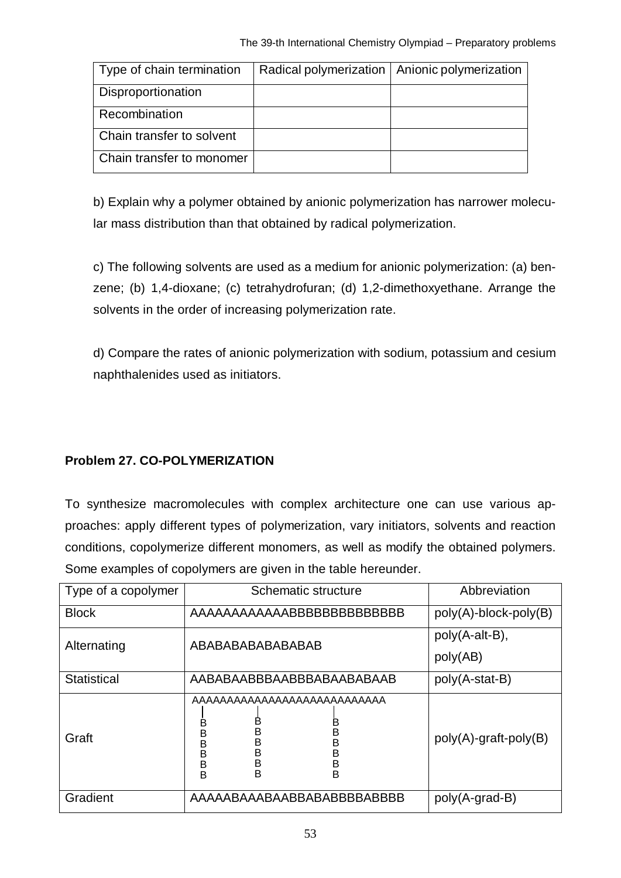| Type of chain termination | Radical polymerization | Anionic polymerization |
| --- | --- | --- |
| Disproportionation | | |
| Recombination | | |
| Chain transfer to solvent | | |
| Chain transfer to monomer | | |

b) Explain why a polymer obtained by anionic polymerization has narrower molecular mass distribution than that obtained by radical polymerization.

c) The following solvents are used as a medium for anionic polymerization: (a) benzene; (b) 1,4-dioxane; (c) tetrahydrofuran; (d) 1,2-dimethoxyethane. Arrange the solvents in the order of increasing polymerization rate.

d) Compare the rates of anionic polymerization with sodium, potassium and cesium naphthalenides used as initiators.

## Problem 27. CO-POLYMERIZATION

To synthesize macromolecules with complex architecture one can use various approaches: apply different types of polymerization, vary initiators, solvents and reaction conditions, copolymerize different monomers, as well as modify the obtained polymers. Some examples of copolymers are given in the table hereunder.

| Type of a copolymer | Schematic structure | Abbreviation |
| --- | --- | --- |
| Block | AAAAAAAAAAAABBBBBBBBBBBBB | poly(A)-block-poly(B) |
| Alternating | ABABABABABABABAB | poly(A-alt-B), poly(AB) |
| Statistical | AABABAABBBAABBBABAABABAAB | poly(A-stat-B) |
| Graft | AAAAAAAAAAAAAAAAAAAAAAAAAA with pendant BBBBBB chains | poly(A)-graft-poly(B) |
| Gradient | AAAAABAAABAABBABABBBBABBBB | poly(A-grad-B) |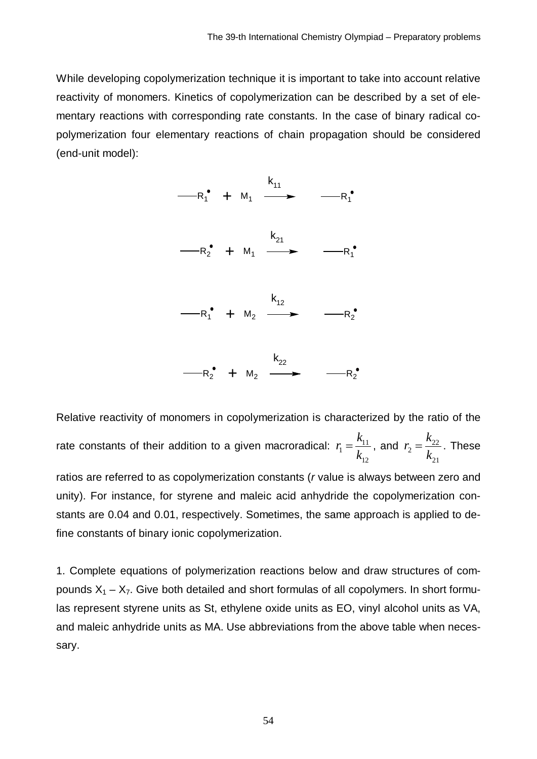While developing copolymerization technique it is important to take into account relative reactivity of monomers. Kinetics of copolymerization can be described by a set of elementary reactions with corresponding rate constants. In the case of binary radical copolymerization four elementary reactions of chain propagation should be considered (end-unit model):

$$—R_1^{\bullet} + M_1 \xrightarrow{k_{11}} —R_1^{\bullet}$$

$$—R_2^{\bullet} + M_1 \xrightarrow{k_{21}} —R_1^{\bullet}$$

$$—R_1^{\bullet} + M_2 \xrightarrow{k_{12}} —R_2^{\bullet}$$

$$—R_2^{\bullet} + M_2 \xrightarrow{k_{22}} —R_2^{\bullet}$$

Relative reactivity of monomers in copolymerization is characterized by the ratio of the rate constants of their addition to a given macroradical: $r_1 = \frac{k_{11}}{k_{12}}$, and $r_2 = \frac{k_{22}}{k_{21}}$. These ratios are referred to as copolymerization constants (*r* value is always between zero and unity). For instance, for styrene and maleic acid anhydride the copolymerization constants are 0.04 and 0.01, respectively. Sometimes, the same approach is applied to define constants of binary ionic copolymerization.

1. Complete equations of polymerization reactions below and draw structures of compounds $X_1 – X_7$. Give both detailed and short formulas of all copolymers. In short formulas represent styrene units as St, ethylene oxide units as EO, vinyl alcohol units as VA, and maleic anhydride units as MA. Use abbreviations from the above table when necessary.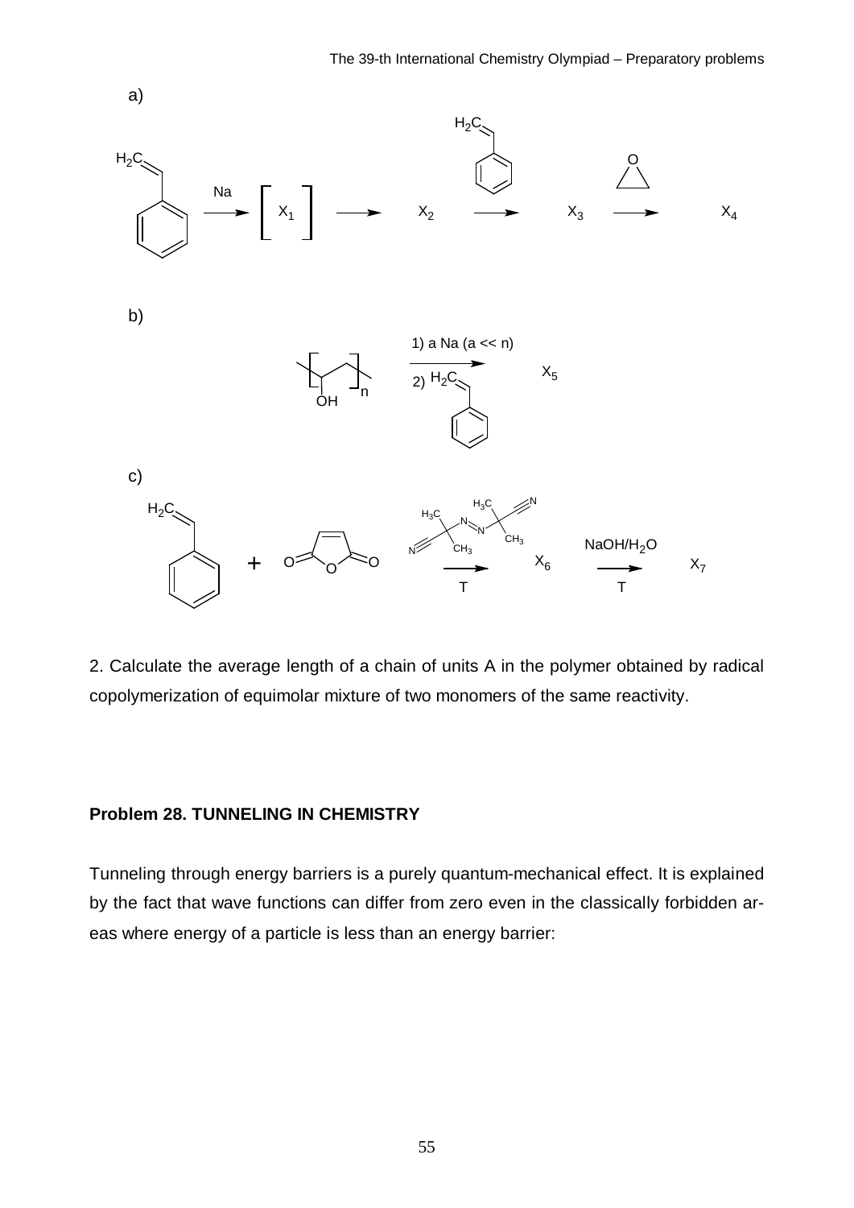a)

$H_2C$= styrene $\xrightarrow{Na}$ [ $X_1$ ] ⟶ $X_2$ $\xrightarrow{\text{styrene}}$ $X_3$ $\xrightarrow{\text{ethylene oxide}}$ $X_4$

b)

poly(vinyl alcohol) $[-CH(OH)-CH_2-]_n$ $\xrightarrow[2)\ \text{styrene}]{1)\ a\ Na\ (a \ll n)}$ $X_5$

c)

styrene + maleic anhydride $\xrightarrow[T]{\text{AIBN}}$ $X_6$ $\xrightarrow[T]{NaOH/H_2O}$ $X_7$

2. Calculate the average length of a chain of units A in the polymer obtained by radical copolymerization of equimolar mixture of two monomers of the same reactivity.

## Problem 28. TUNNELING IN CHEMISTRY

Tunneling through energy barriers is a purely quantum-mechanical effect. It is explained by the fact that wave functions can differ from zero even in the classically forbidden areas where energy of a particle is less than an energy barrier: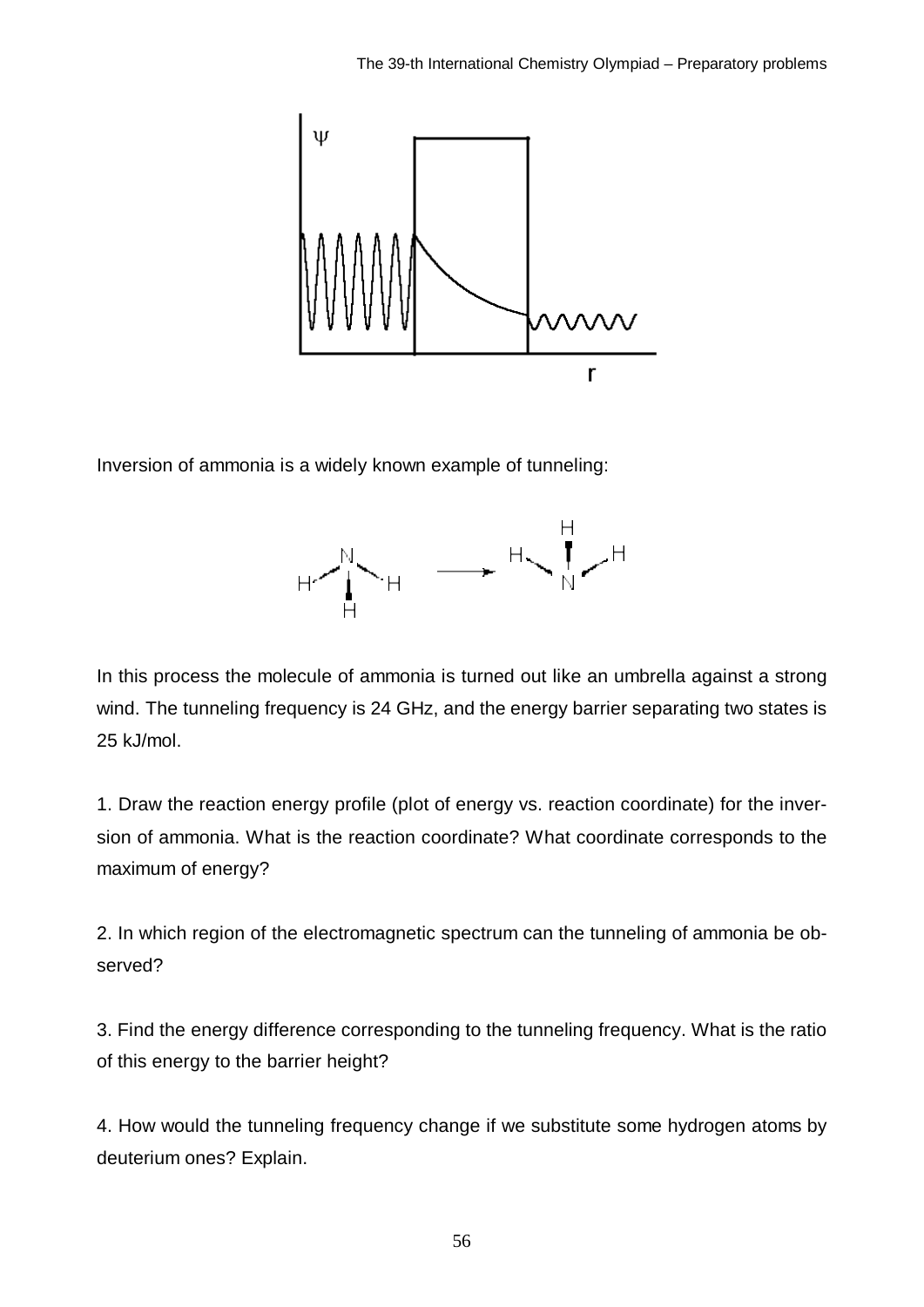ψ

r

Inversion of ammonia is a widely known example of tunneling:

In this process the molecule of ammonia is turned out like an umbrella against a strong wind. The tunneling frequency is 24 GHz, and the energy barrier separating two states is 25 kJ/mol.

1. Draw the reaction energy profile (plot of energy vs. reaction coordinate) for the inversion of ammonia. What is the reaction coordinate? What coordinate corresponds to the maximum of energy?

2. In which region of the electromagnetic spectrum can the tunneling of ammonia be observed?

3. Find the energy difference corresponding to the tunneling frequency. What is the ratio of this energy to the barrier height?

4. How would the tunneling frequency change if we substitute some hydrogen atoms by deuterium ones? Explain.